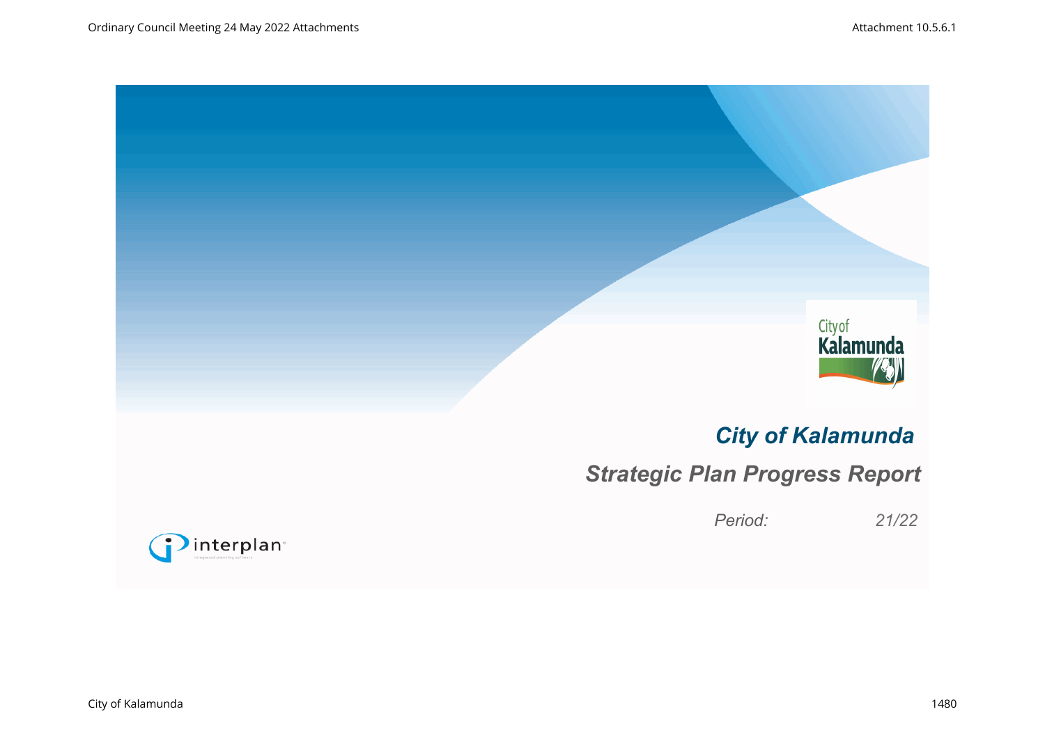# City of Kalamunda

## Strategic Plan Progress Report

*Period:* *21/22*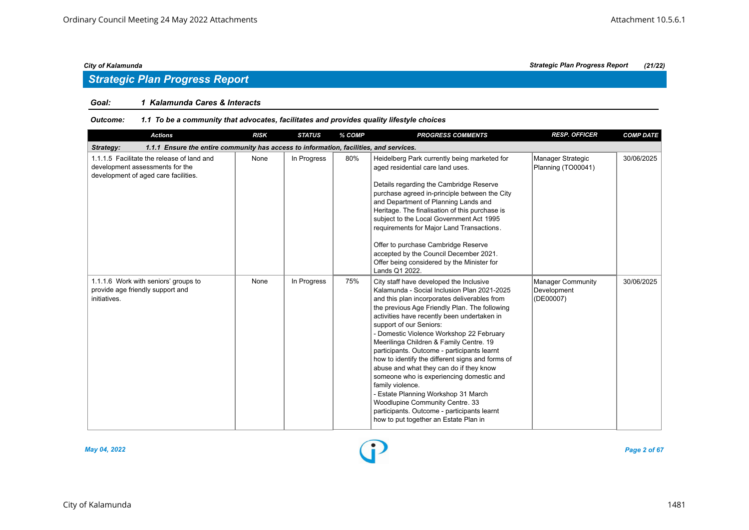## Strategic Plan Progress Report

**Goal:** **1 Kalamunda Cares & Interacts**

***Outcome:*** ***1.1 To be a community that advocates, facilitates and provides quality lifestyle choices***

| Actions | RISK | STATUS | % COMP | PROGRESS COMMENTS | RESP. OFFICER | COMP DATE |
|---|---|---|---|---|---|---|
| ***Strategy: 1.1.1 Ensure the entire community has access to information, facilities, and services.*** | | | | | | |
| 1.1.1.5 Facilitate the release of land and development assessments for the development of aged care facilities. | None | In Progress | 80% | Heidelberg Park currently being marketed for aged residential care land uses.<br><br>Details regarding the Cambridge Reserve purchase agreed in-principle between the City and Department of Planning Lands and Heritage. The finalisation of this purchase is subject to the Local Government Act 1995 requirements for Major Land Transactions.<br><br>Offer to purchase Cambridge Reserve accepted by the Council December 2021. Offer being considered by the Minister for Lands Q1 2022. | Manager Strategic Planning (TO00041) | 30/06/2025 |
| 1.1.1.6 Work with seniors' groups to provide age friendly support and initiatives. | None | In Progress | 75% | City staff have developed the Inclusive Kalamunda - Social Inclusion Plan 2021-2025 and this plan incorporates deliverables from the previous Age Friendly Plan. The following activities have recently been undertaken in support of our Seniors:<br>- Domestic Violence Workshop 22 February Meerilinga Children & Family Centre. 19 participants. Outcome - participants learnt how to identify the different signs and forms of abuse and what they can do if they know someone who is experiencing domestic and family violence.<br>- Estate Planning Workshop 31 March Woodlupine Community Centre. 33 participants. Outcome - participants learnt how to put together an Estate Plan in | Manager Community Development (DE00007) | 30/06/2025 |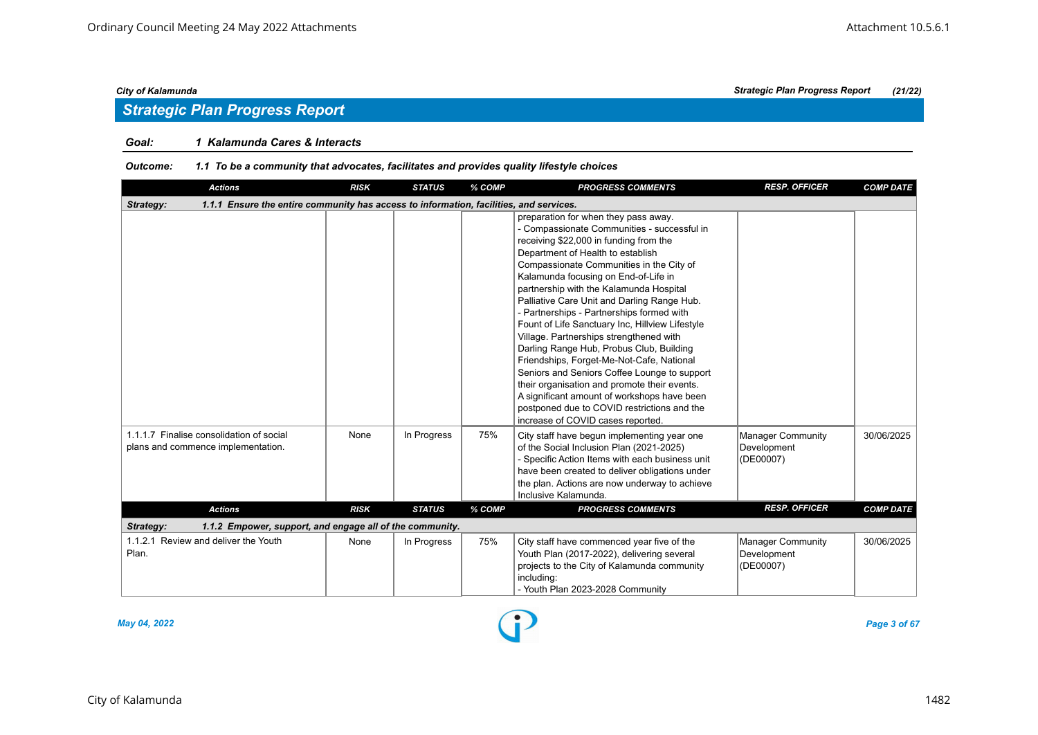## Strategic Plan Progress Report

**Goal:** 1 Kalamunda Cares & Interacts

**Outcome:** 1.1 To be a community that advocates, facilitates and provides quality lifestyle choices

| Actions | RISK | STATUS | % COMP | PROGRESS COMMENTS | RESP. OFFICER | COMP DATE |
|---|---|---|---|---|---|---|
| **Strategy: 1.1.1 Ensure the entire community has access to information, facilities, and services.** | | | | | | |
| | | | | preparation for when they pass away.<br>- Compassionate Communities - successful in receiving $22,000 in funding from the Department of Health to establish Compassionate Communities in the City of Kalamunda focusing on End-of-Life in partnership with the Kalamunda Hospital Palliative Care Unit and Darling Range Hub.<br>- Partnerships - Partnerships formed with Fount of Life Sanctuary Inc, Hillview Lifestyle Village. Partnerships strengthened with Darling Range Hub, Probus Club, Building Friendships, Forget-Me-Not-Cafe, National Seniors and Seniors Coffee Lounge to support their organisation and promote their events.<br>A significant amount of workshops have been postponed due to COVID restrictions and the increase of COVID cases reported. | | |
| 1.1.1.7 Finalise consolidation of social plans and commence implementation. | None | In Progress | 75% | City staff have begun implementing year one of the Social Inclusion Plan (2021-2025)<br>- Specific Action Items with each business unit have been created to deliver obligations under the plan. Actions are now underway to achieve Inclusive Kalamunda. | Manager Community Development (DE00007) | 30/06/2025 |
| **Strategy: 1.1.2 Empower, support, and engage all of the community.** | | | | | | |
| 1.1.2.1 Review and deliver the Youth Plan. | None | In Progress | 75% | City staff have commenced year five of the Youth Plan (2017-2022), delivering several projects to the City of Kalamunda community including:<br>- Youth Plan 2023-2028 Community | Manager Community Development (DE00007) | 30/06/2025 |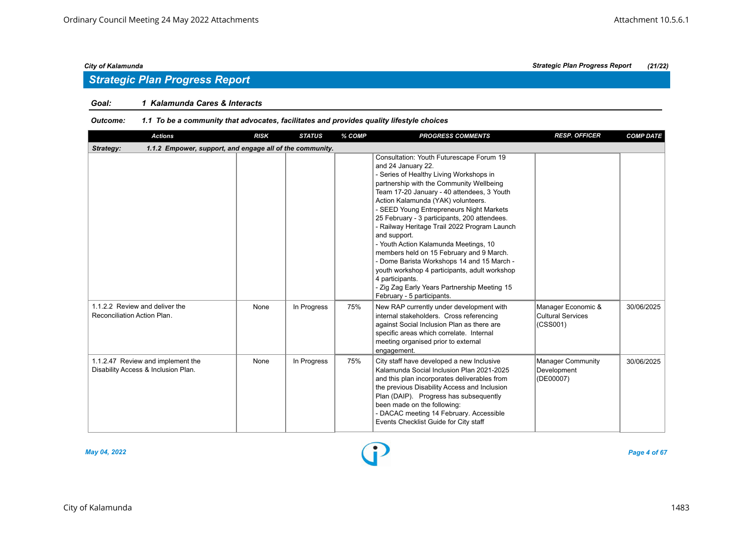## Strategic Plan Progress Report

**Goal:** 1 Kalamunda Cares & Interacts

**Outcome:** 1.1 To be a community that advocates, facilitates and provides quality lifestyle choices

| Actions | RISK | STATUS | % COMP | PROGRESS COMMENTS | RESP. OFFICER | COMP DATE |
|---|---|---|---|---|---|---|
| **Strategy: 1.1.2 Empower, support, and engage all of the community.** | | | | | | |
| | | | | Consultation: Youth Futurescape Forum 19 and 24 January 22.<br>- Series of Healthy Living Workshops in partnership with the Community Wellbeing Team 17-20 January - 40 attendees, 3 Youth Action Kalamunda (YAK) volunteers.<br>- SEED Young Entrepreneurs Night Markets 25 February - 3 participants, 200 attendees.<br>- Railway Heritage Trail 2022 Program Launch and support.<br>- Youth Action Kalamunda Meetings, 10 members held on 15 February and 9 March.<br>- Dome Barista Workshops 14 and 15 March - youth workshop 4 participants, adult workshop 4 participants.<br>- Zig Zag Early Years Partnership Meeting 15 February - 5 participants. | | |
| 1.1.2.2 Review and deliver the Reconciliation Action Plan. | None | In Progress | 75% | New RAP currently under development with internal stakeholders. Cross referencing against Social Inclusion Plan as there are specific areas which correlate. Internal meeting organised prior to external engagement. | Manager Economic & Cultural Services (CSS001) | 30/06/2025 |
| 1.1.2.47 Review and implement the Disability Access & Inclusion Plan. | None | In Progress | 75% | City staff have developed a new Inclusive Kalamunda Social Inclusion Plan 2021-2025 and this plan incorporates deliverables from the previous Disability Access and Inclusion Plan (DAIP). Progress has subsequently been made on the following:<br>- DACAC meeting 14 February. Accessible Events Checklist Guide for City staff | Manager Community Development (DE00007) | 30/06/2025 |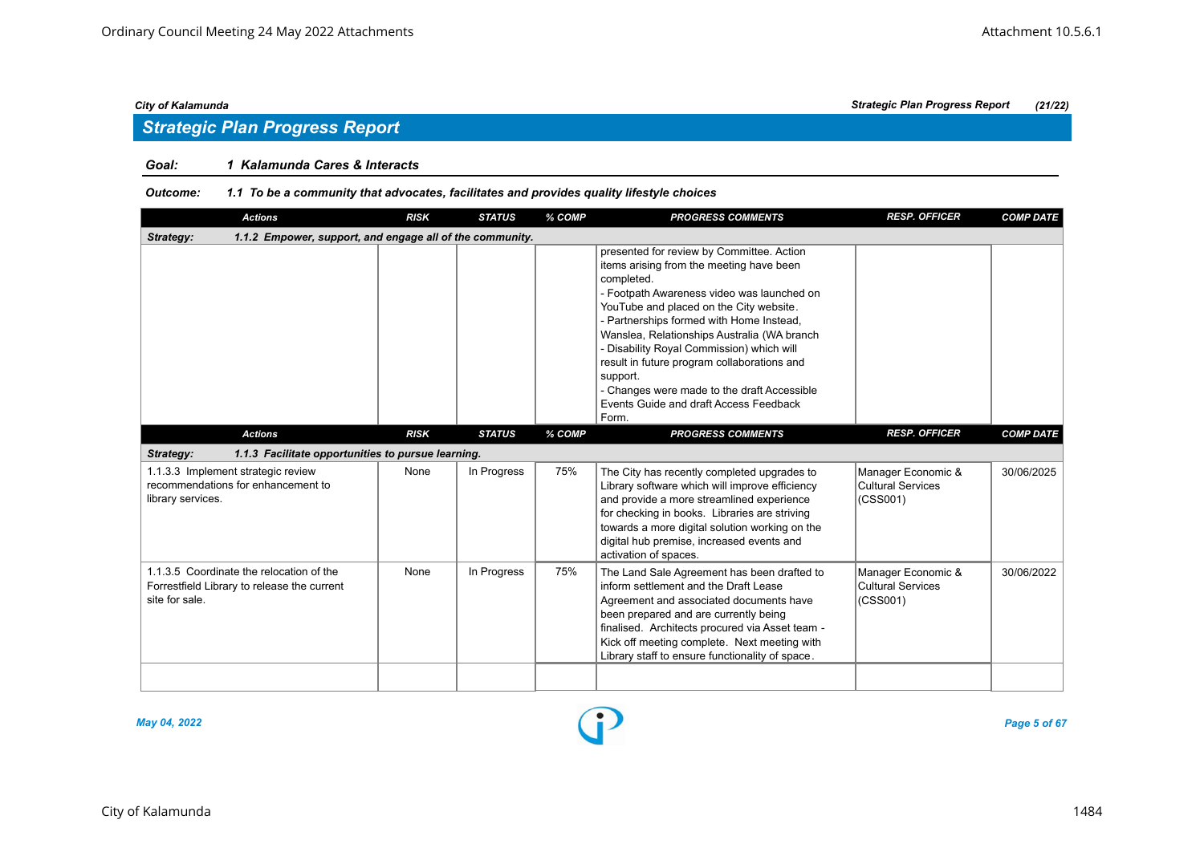## Strategic Plan Progress Report

**Goal:** *1 Kalamunda Cares & Interacts*

**Outcome:** *1.1 To be a community that advocates, facilitates and provides quality lifestyle choices*

| Actions | RISK | STATUS | % COMP | PROGRESS COMMENTS | RESP. OFFICER | COMP DATE |
|---|---|---|---|---|---|---|
| **Strategy: 1.1.2 Empower, support, and engage all of the community.** | | | | | | |
| | | | | presented for review by Committee. Action items arising from the meeting have been completed.<br>- Footpath Awareness video was launched on YouTube and placed on the City website.<br>- Partnerships formed with Home Instead, Wanslea, Relationships Australia (WA branch - Disability Royal Commission) which will result in future program collaborations and support.<br>- Changes were made to the draft Accessible Events Guide and draft Access Feedback Form. | | |

| Actions | RISK | STATUS | % COMP | PROGRESS COMMENTS | RESP. OFFICER | COMP DATE |
|---|---|---|---|---|---|---|
| **Strategy: 1.1.3 Facilitate opportunities to pursue learning.** | | | | | | |
| 1.1.3.3 Implement strategic review recommendations for enhancement to library services. | None | In Progress | 75% | The City has recently completed upgrades to Library software which will improve efficiency and provide a more streamlined experience for checking in books. Libraries are striving towards a more digital solution working on the digital hub premise, increased events and activation of spaces. | Manager Economic & Cultural Services (CSS001) | 30/06/2025 |
| 1.1.3.5 Coordinate the relocation of the Forrestfield Library to release the current site for sale. | None | In Progress | 75% | The Land Sale Agreement has been drafted to inform settlement and the Draft Lease Agreement and associated documents have been prepared and are currently being finalised. Architects procured via Asset team - Kick off meeting complete. Next meeting with Library staff to ensure functionality of space. | Manager Economic & Cultural Services (CSS001) | 30/06/2022 |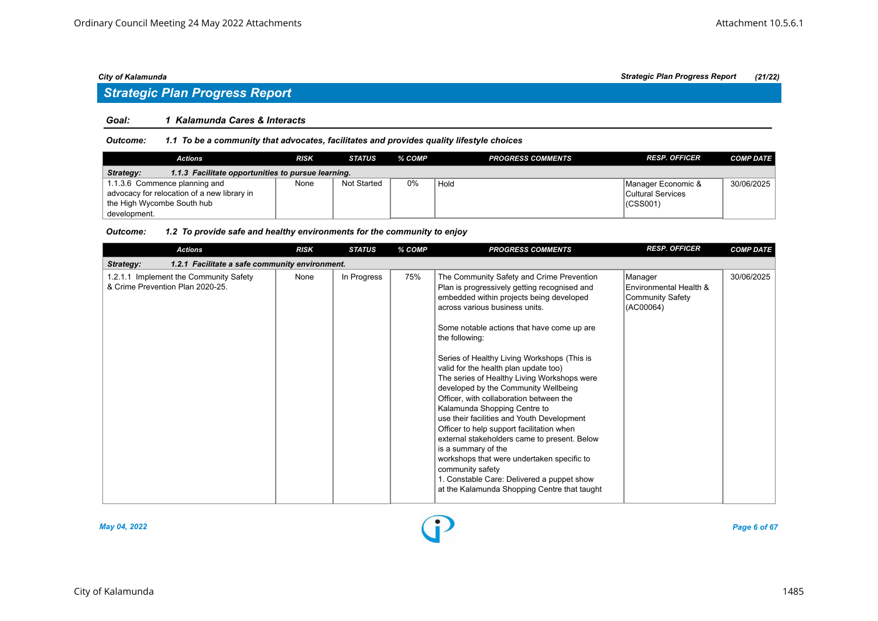## Strategic Plan Progress Report

**Goal:** **1 Kalamunda Cares & Interacts**

***Outcome:*** ***1.1 To be a community that advocates, facilitates and provides quality lifestyle choices***

| Actions | RISK | STATUS | % COMP | PROGRESS COMMENTS | RESP. OFFICER | COMP DATE |
|---|---|---|---|---|---|---|
| ***Strategy:*** ***1.1.3 Facilitate opportunities to pursue learning.*** | | | | | | |
| 1.1.3.6 Commence planning and advocacy for relocation of a new library in the High Wycombe South hub development. | None | Not Started | 0% | Hold | Manager Economic & Cultural Services (CSS001) | 30/06/2025 |

***Outcome:*** ***1.2 To provide safe and healthy environments for the community to enjoy***

| Actions | RISK | STATUS | % COMP | PROGRESS COMMENTS | RESP. OFFICER | COMP DATE |
|---|---|---|---|---|---|---|
| ***Strategy:*** ***1.2.1 Facilitate a safe community environment.*** | | | | | | |
| 1.2.1.1 Implement the Community Safety & Crime Prevention Plan 2020-25. | None | In Progress | 75% | The Community Safety and Crime Prevention Plan is progressively getting recognised and embedded within projects being developed across various business units.<br><br>Some notable actions that have come up are the following:<br><br>Series of Healthy Living Workshops (This is valid for the health plan update too)<br>The series of Healthy Living Workshops were developed by the Community Wellbeing Officer, with collaboration between the Kalamunda Shopping Centre to use their facilities and Youth Development Officer to help support facilitation when external stakeholders came to present. Below is a summary of the workshops that were undertaken specific to community safety<br>1. Constable Care: Delivered a puppet show at the Kalamunda Shopping Centre that taught | Manager Environmental Health & Community Safety (AC00064) | 30/06/2025 |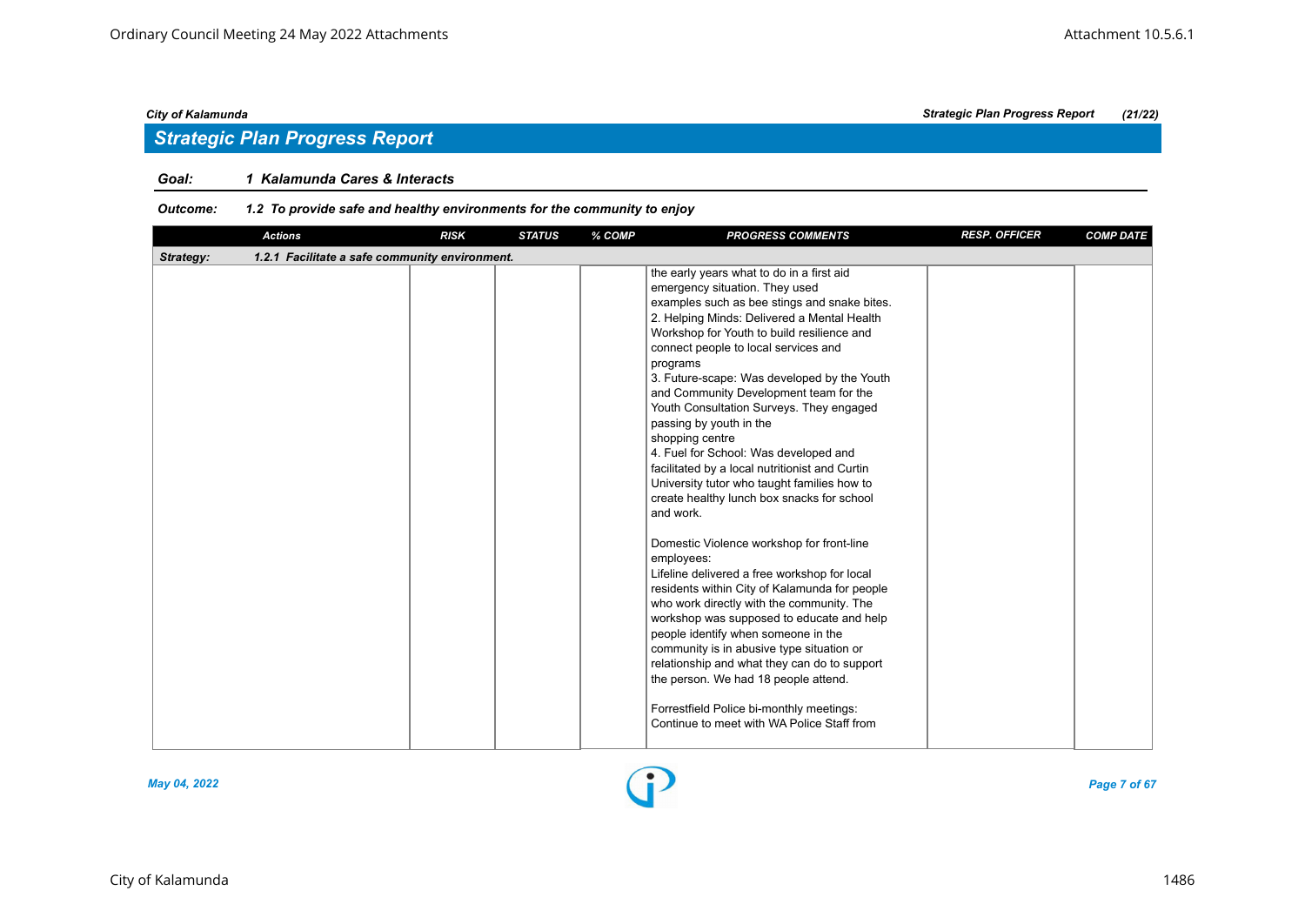## Strategic Plan Progress Report

**Goal:** *1 Kalamunda Cares & Interacts*

**Outcome:** *1.2 To provide safe and healthy environments for the community to enjoy*

| Actions | RISK | STATUS | % COMP | PROGRESS COMMENTS | RESP. OFFICER | COMP DATE |
|---|---|---|---|---|---|---|
| **Strategy:** *1.2.1 Facilitate a safe community environment.* | | | | | | |
| | | | | the early years what to do in a first aid emergency situation. They used examples such as bee stings and snake bites.<br>2. Helping Minds: Delivered a Mental Health Workshop for Youth to build resilience and connect people to local services and programs<br>3. Future-scape: Was developed by the Youth and Community Development team for the Youth Consultation Surveys. They engaged passing by youth in the shopping centre<br>4. Fuel for School: Was developed and facilitated by a local nutritionist and Curtin University tutor who taught families how to create healthy lunch box snacks for school and work.<br><br>Domestic Violence workshop for front-line employees:<br>Lifeline delivered a free workshop for local residents within City of Kalamunda for people who work directly with the community. The workshop was supposed to educate and help people identify when someone in the community is in abusive type situation or relationship and what they can do to support the person. We had 18 people attend.<br><br>Forrestfield Police bi-monthly meetings:<br>Continue to meet with WA Police Staff from | | |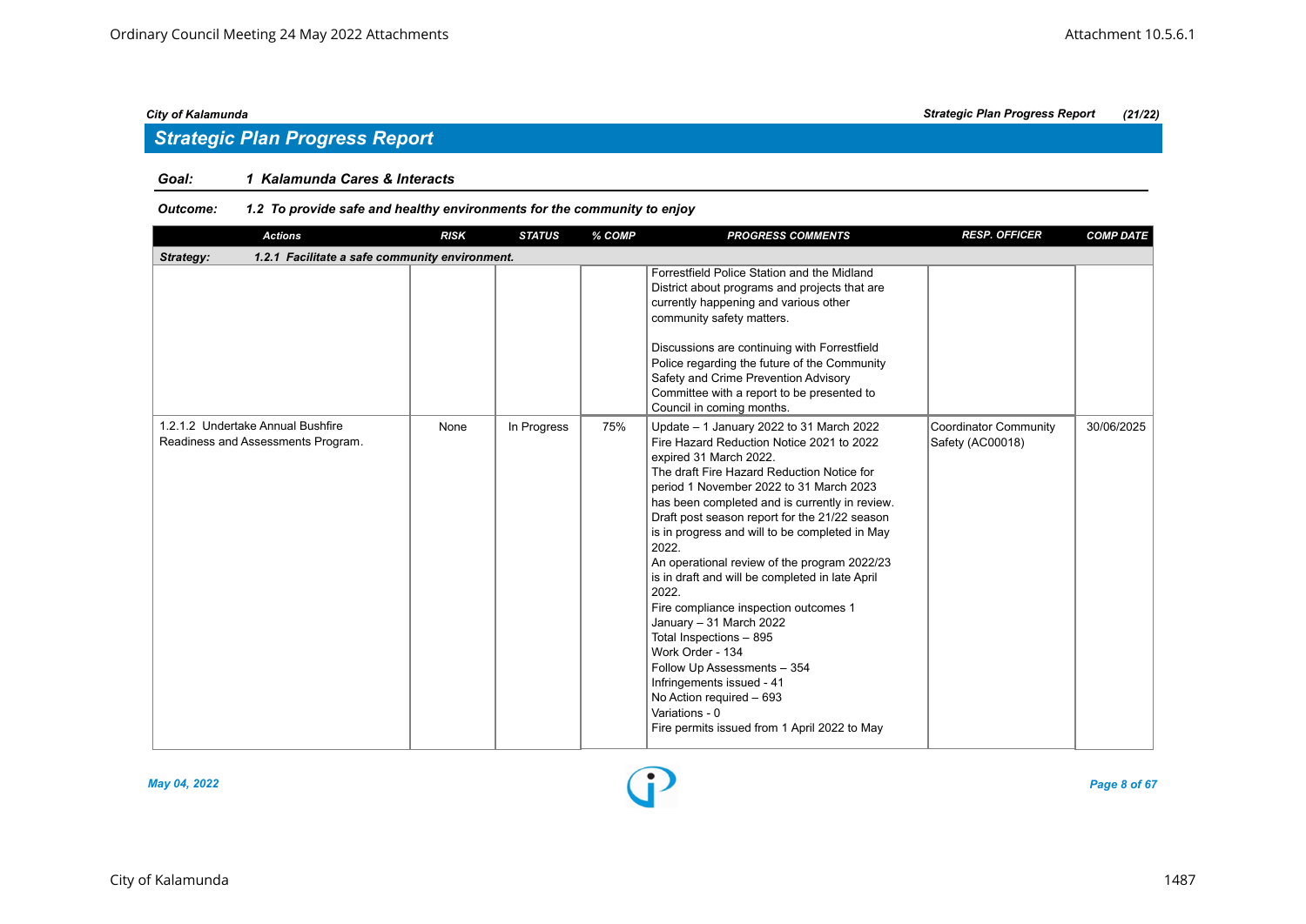## Strategic Plan Progress Report

**Goal:** **1 Kalamunda Cares & Interacts**

**Outcome:** **1.2 To provide safe and healthy environments for the community to enjoy**

| Actions | RISK | STATUS | % COMP | PROGRESS COMMENTS | RESP. OFFICER | COMP DATE |
|---|---|---|---|---|---|---|
| **Strategy: 1.2.1 Facilitate a safe community environment.** | | | | | | |
| | | | | Forrestfield Police Station and the Midland District about programs and projects that are currently happening and various other community safety matters.<br><br>Discussions are continuing with Forrestfield Police regarding the future of the Community Safety and Crime Prevention Advisory Committee with a report to be presented to Council in coming months. | | |
| 1.2.1.2 Undertake Annual Bushfire Readiness and Assessments Program. | None | In Progress | 75% | Update – 1 January 2022 to 31 March 2022<br>Fire Hazard Reduction Notice 2021 to 2022 expired 31 March 2022.<br>The draft Fire Hazard Reduction Notice for period 1 November 2022 to 31 March 2023 has been completed and is currently in review.<br>Draft post season report for the 21/22 season is in progress and will to be completed in May 2022.<br>An operational review of the program 2022/23 is in draft and will be completed in late April 2022.<br>Fire compliance inspection outcomes 1 January – 31 March 2022<br>Total Inspections – 895<br>Work Order - 134<br>Follow Up Assessments – 354<br>Infringements issued - 41<br>No Action required – 693<br>Variations - 0<br>Fire permits issued from 1 April 2022 to May | Coordinator Community Safety (AC00018) | 30/06/2025 |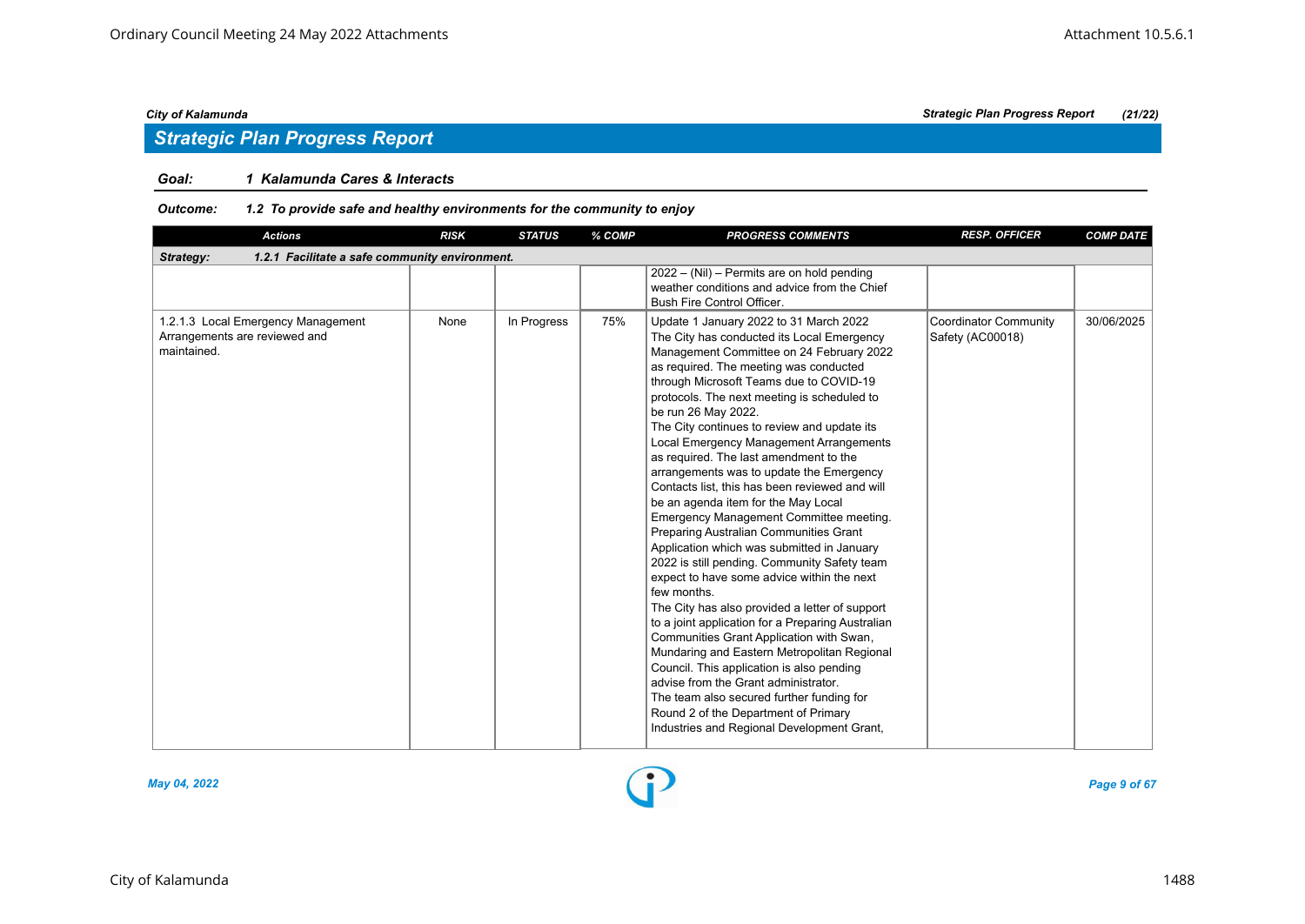## Strategic Plan Progress Report

**Goal:** *1 Kalamunda Cares & Interacts*

**Outcome:** *1.2 To provide safe and healthy environments for the community to enjoy*

| Actions | RISK | STATUS | % COMP | PROGRESS COMMENTS | RESP. OFFICER | COMP DATE |
|---|---|---|---|---|---|---|
| **Strategy: 1.2.1 Facilitate a safe community environment.** | | | | | | |
| | | | | 2022 – (Nil) – Permits are on hold pending weather conditions and advice from the Chief Bush Fire Control Officer. | | |
| 1.2.1.3 Local Emergency Management Arrangements are reviewed and maintained. | None | In Progress | 75% | Update 1 January 2022 to 31 March 2022<br>The City has conducted its Local Emergency Management Committee on 24 February 2022 as required. The meeting was conducted through Microsoft Teams due to COVID-19 protocols. The next meeting is scheduled to be run 26 May 2022.<br>The City continues to review and update its Local Emergency Management Arrangements as required. The last amendment to the arrangements was to update the Emergency Contacts list, this has been reviewed and will be an agenda item for the May Local Emergency Management Committee meeting.<br>Preparing Australian Communities Grant Application which was submitted in January 2022 is still pending. Community Safety team expect to have some advice within the next few months.<br>The City has also provided a letter of support to a joint application for a Preparing Australian Communities Grant Application with Swan, Mundaring and Eastern Metropolitan Regional Council. This application is also pending advise from the Grant administrator.<br>The team also secured further funding for Round 2 of the Department of Primary Industries and Regional Development Grant, | Coordinator Community Safety (AC00018) | 30/06/2025 |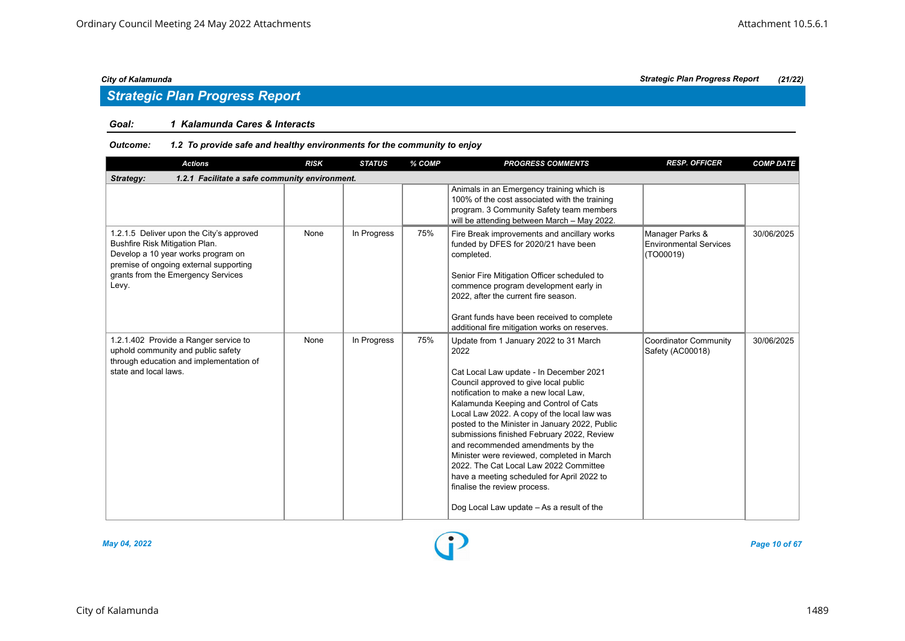## Strategic Plan Progress Report

**Goal: 1 Kalamunda Cares & Interacts**

***Outcome: 1.2 To provide safe and healthy environments for the community to enjoy***

| Actions | RISK | STATUS | % COMP | PROGRESS COMMENTS | RESP. OFFICER | COMP DATE |
|---|---|---|---|---|---|---|
| ***Strategy: 1.2.1 Facilitate a safe community environment.*** | | | | | | |
| | | | | Animals in an Emergency training which is 100% of the cost associated with the training program. 3 Community Safety team members will be attending between March – May 2022. | | |
| 1.2.1.5 Deliver upon the City's approved Bushfire Risk Mitigation Plan. Develop a 10 year works program on premise of ongoing external supporting grants from the Emergency Services Levy. | None | In Progress | 75% | Fire Break improvements and ancillary works funded by DFES for 2020/21 have been completed.<br><br>Senior Fire Mitigation Officer scheduled to commence program development early in 2022, after the current fire season.<br><br>Grant funds have been received to complete additional fire mitigation works on reserves. | Manager Parks & Environmental Services (TO00019) | 30/06/2025 |
| 1.2.1.402 Provide a Ranger service to uphold community and public safety through education and implementation of state and local laws. | None | In Progress | 75% | Update from 1 January 2022 to 31 March 2022<br><br>Cat Local Law update - In December 2021 Council approved to give local public notification to make a new local Law, Kalamunda Keeping and Control of Cats Local Law 2022. A copy of the local law was posted to the Minister in January 2022, Public submissions finished February 2022, Review and recommended amendments by the Minister were reviewed, completed in March 2022. The Cat Local Law 2022 Committee have a meeting scheduled for April 2022 to finalise the review process.<br><br>Dog Local Law update – As a result of the | Coordinator Community Safety (AC00018) | 30/06/2025 |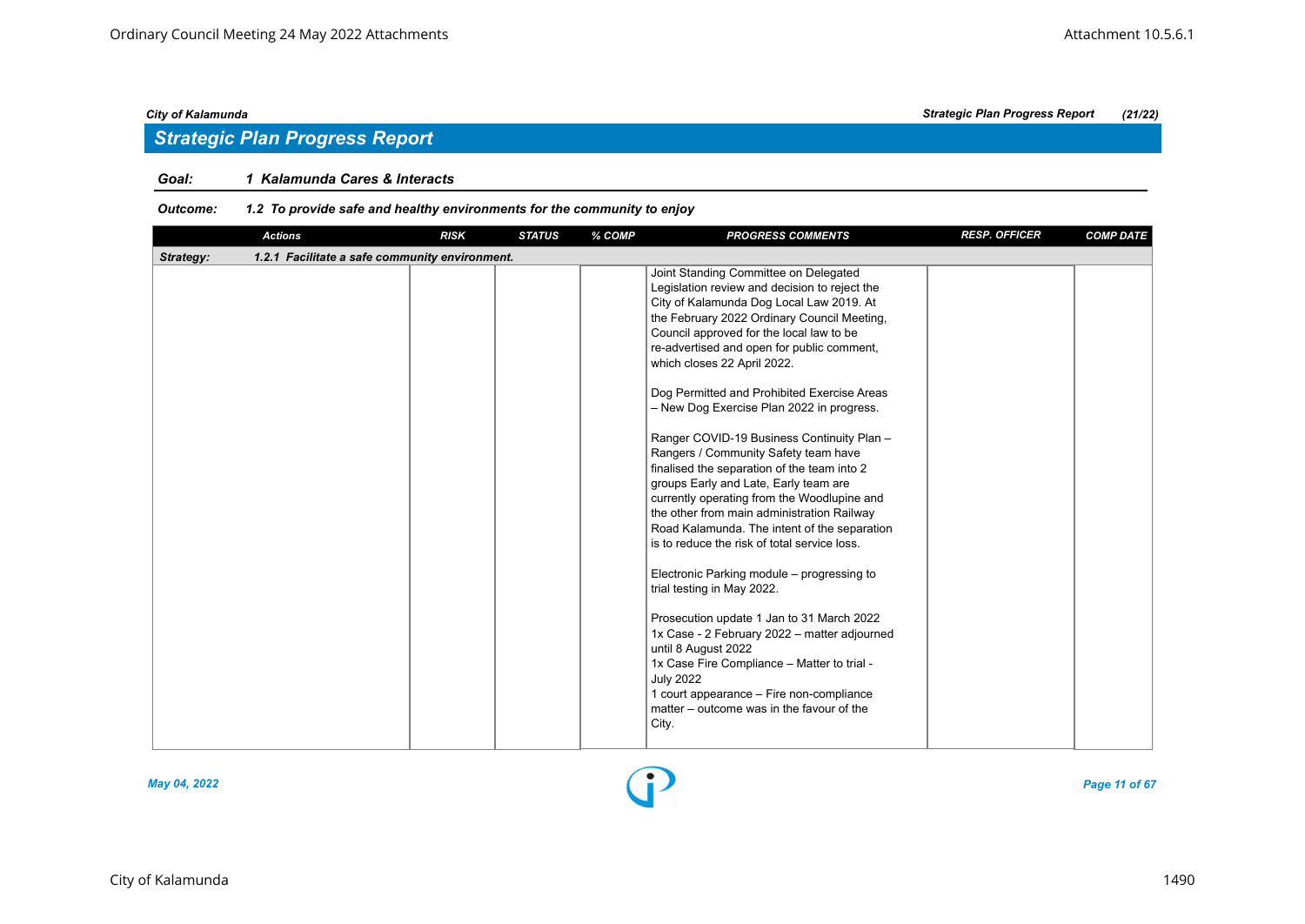## Strategic Plan Progress Report

**Goal:** *1 Kalamunda Cares & Interacts*

**Outcome:** *1.2 To provide safe and healthy environments for the community to enjoy*

| Actions | RISK | STATUS | % COMP | PROGRESS COMMENTS | RESP. OFFICER | COMP DATE |
|---|---|---|---|---|---|---|
| **Strategy: 1.2.1 Facilitate a safe community environment.** | | | | | | |
| | | | | Joint Standing Committee on Delegated Legislation review and decision to reject the City of Kalamunda Dog Local Law 2019. At the February 2022 Ordinary Council Meeting, Council approved for the local law to be re-advertised and open for public comment, which closes 22 April 2022.<br><br>Dog Permitted and Prohibited Exercise Areas – New Dog Exercise Plan 2022 in progress.<br><br>Ranger COVID-19 Business Continuity Plan – Rangers / Community Safety team have finalised the separation of the team into 2 groups Early and Late, Early team are currently operating from the Woodlupine and the other from main administration Railway Road Kalamunda. The intent of the separation is to reduce the risk of total service loss.<br><br>Electronic Parking module – progressing to trial testing in May 2022.<br><br>Prosecution update 1 Jan to 31 March 2022<br>1x Case - 2 February 2022 – matter adjourned until 8 August 2022<br>1x Case Fire Compliance – Matter to trial - July 2022<br>1 court appearance – Fire non-compliance matter – outcome was in the favour of the City. | | |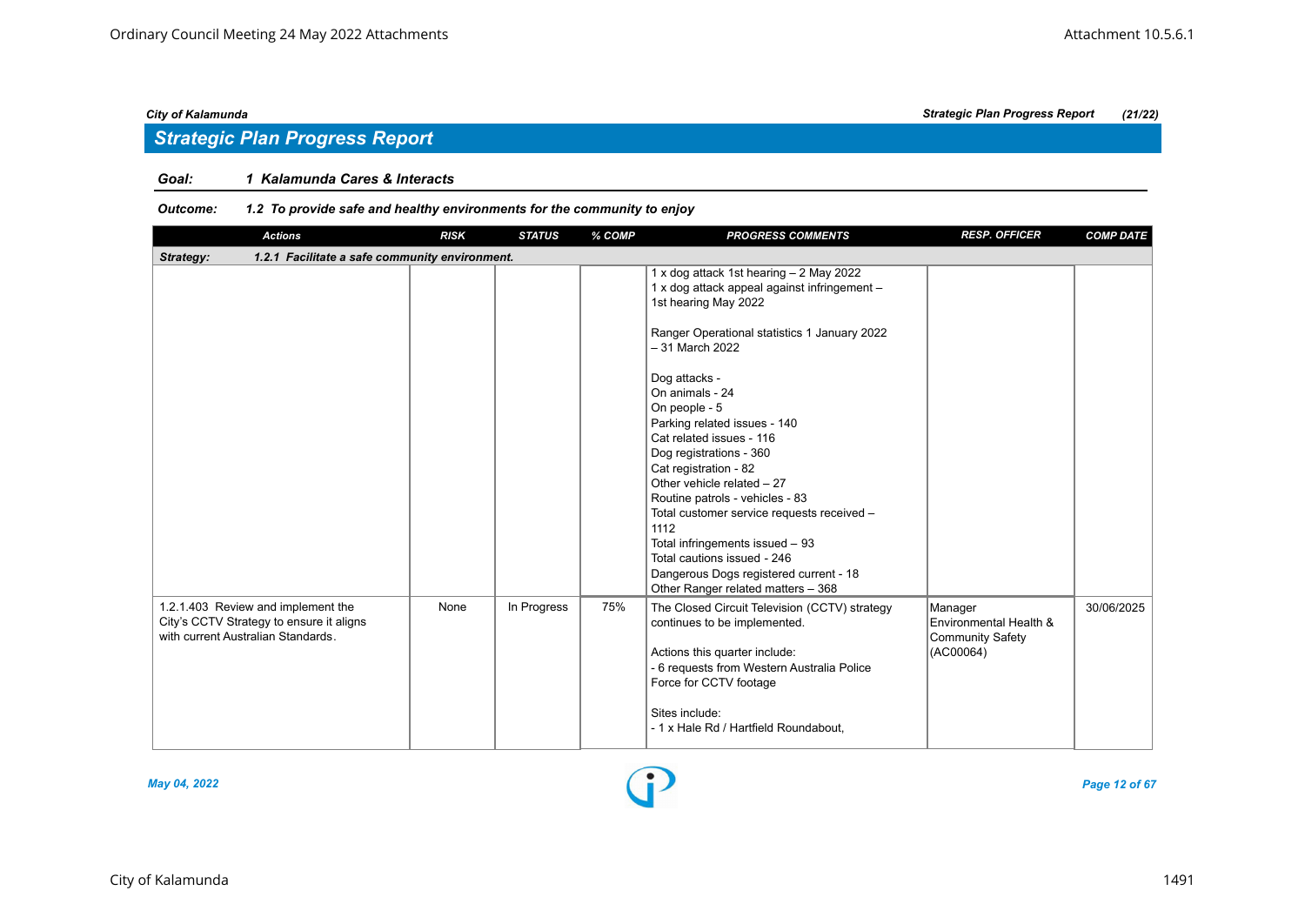## Strategic Plan Progress Report

**Goal:** 1 Kalamunda Cares & Interacts

**Outcome:** 1.2 To provide safe and healthy environments for the community to enjoy

| Actions | RISK | STATUS | % COMP | PROGRESS COMMENTS | RESP. OFFICER | COMP DATE |
|---|---|---|---|---|---|---|
| **Strategy: 1.2.1 Facilitate a safe community environment.** | | | | | | |
| | | | | 1 x dog attack 1st hearing – 2 May 2022<br>1 x dog attack appeal against infringement – 1st hearing May 2022<br><br>Ranger Operational statistics 1 January 2022 – 31 March 2022<br><br>Dog attacks -<br>On animals - 24<br>On people - 5<br>Parking related issues - 140<br>Cat related issues - 116<br>Dog registrations - 360<br>Cat registration - 82<br>Other vehicle related – 27<br>Routine patrols - vehicles - 83<br>Total customer service requests received – 1112<br>Total infringements issued – 93<br>Total cautions issued - 246<br>Dangerous Dogs registered current - 18<br>Other Ranger related matters – 368 | | |
| 1.2.1.403 Review and implement the City's CCTV Strategy to ensure it aligns with current Australian Standards. | None | In Progress | 75% | The Closed Circuit Television (CCTV) strategy continues to be implemented.<br><br>Actions this quarter include:<br>- 6 requests from Western Australia Police Force for CCTV footage<br><br>Sites include:<br>- 1 x Hale Rd / Hartfield Roundabout, | Manager Environmental Health & Community Safety (AC00064) | 30/06/2025 |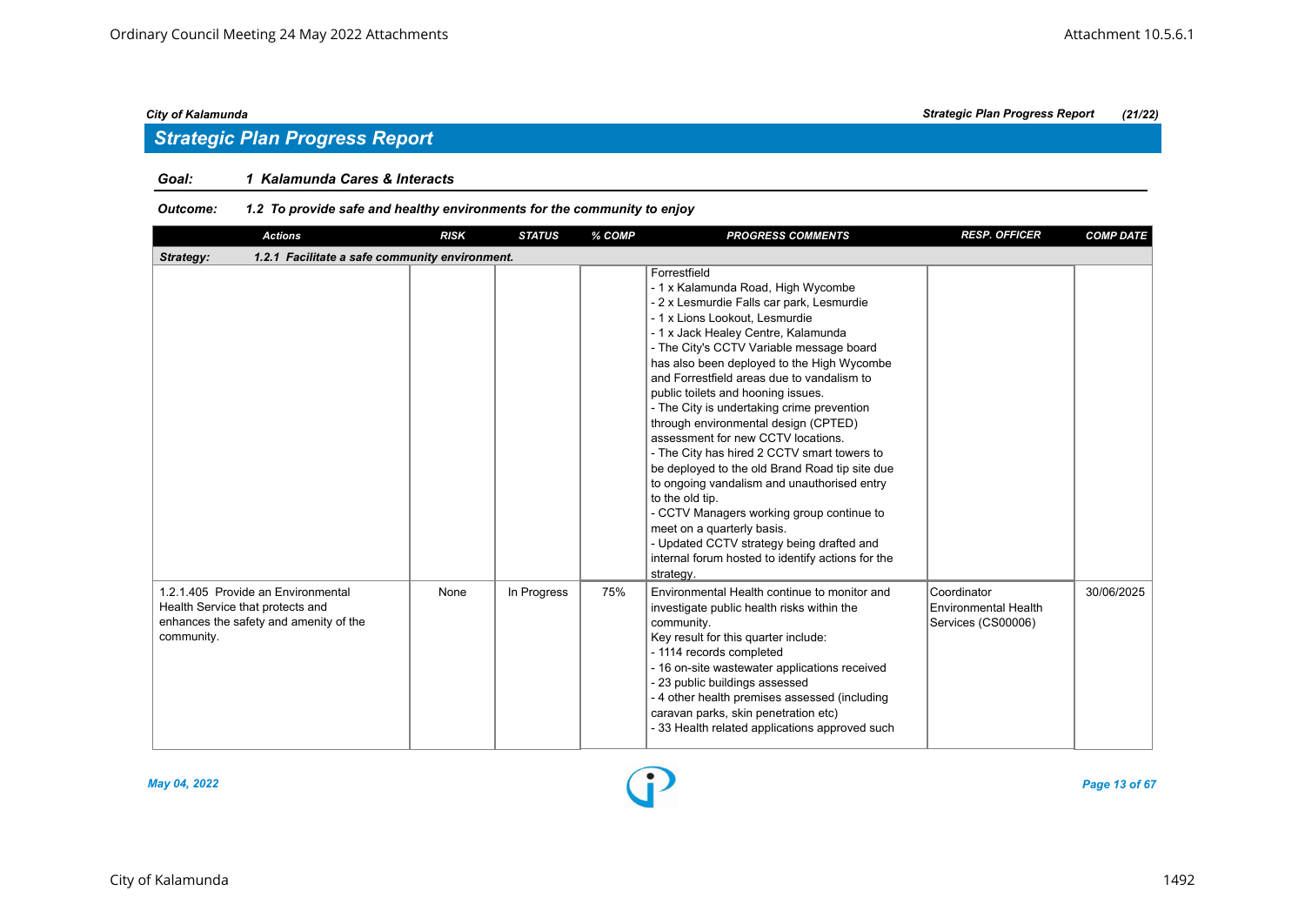## Strategic Plan Progress Report

**Goal:** 1 Kalamunda Cares & Interacts

**Outcome:** 1.2 To provide safe and healthy environments for the community to enjoy

| Actions | RISK | STATUS | % COMP | PROGRESS COMMENTS | RESP. OFFICER | COMP DATE |
|---|---|---|---|---|---|---|
| **Strategy: 1.2.1 Facilitate a safe community environment.** | | | | | | |
| | | | | Forrestfield<br>- 1 x Kalamunda Road, High Wycombe<br>- 2 x Lesmurdie Falls car park, Lesmurdie<br>- 1 x Lions Lookout, Lesmurdie<br>- 1 x Jack Healey Centre, Kalamunda<br>- The City's CCTV Variable message board has also been deployed to the High Wycombe and Forrestfield areas due to vandalism to public toilets and hooning issues.<br>- The City is undertaking crime prevention through environmental design (CPTED) assessment for new CCTV locations.<br>- The City has hired 2 CCTV smart towers to be deployed to the old Brand Road tip site due to ongoing vandalism and unauthorised entry to the old tip.<br>- CCTV Managers working group continue to meet on a quarterly basis.<br>- Updated CCTV strategy being drafted and internal forum hosted to identify actions for the strategy. | | |
| 1.2.1.405 Provide an Environmental Health Service that protects and enhances the safety and amenity of the community. | None | In Progress | 75% | Environmental Health continue to monitor and investigate public health risks within the community.<br>Key result for this quarter include:<br>- 1114 records completed<br>- 16 on-site wastewater applications received<br>- 23 public buildings assessed<br>- 4 other health premises assessed (including caravan parks, skin penetration etc)<br>- 33 Health related applications approved such | Coordinator Environmental Health Services (CS00006) | 30/06/2025 |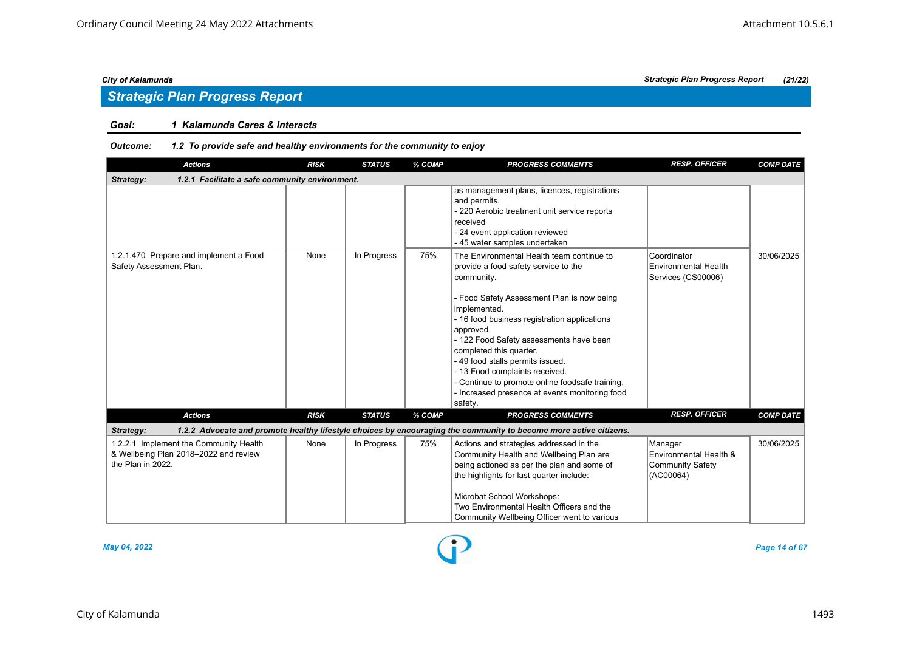## Strategic Plan Progress Report

**Goal:** **1 Kalamunda Cares & Interacts**

**Outcome:** **1.2 To provide safe and healthy environments for the community to enjoy**

| Actions | RISK | STATUS | % COMP | PROGRESS COMMENTS | RESP. OFFICER | COMP DATE |
|---|---|---|---|---|---|---|
| **Strategy: 1.2.1 Facilitate a safe community environment.** | | | | | | |
| | | | | as management plans, licences, registrations and permits.<br>- 220 Aerobic treatment unit service reports received<br>- 24 event application reviewed<br>- 45 water samples undertaken | | |
| 1.2.1.470 Prepare and implement a Food Safety Assessment Plan. | None | In Progress | 75% | The Environmental Health team continue to provide a food safety service to the community.<br><br>- Food Safety Assessment Plan is now being implemented.<br>- 16 food business registration applications approved.<br>- 122 Food Safety assessments have been completed this quarter.<br>- 49 food stalls permits issued.<br>- 13 Food complaints received.<br>- Continue to promote online foodsafe training.<br>- Increased presence at events monitoring food safety. | Coordinator Environmental Health Services (CS00006) | 30/06/2025 |

| Actions | RISK | STATUS | % COMP | PROGRESS COMMENTS | RESP. OFFICER | COMP DATE |
|---|---|---|---|---|---|---|
| **Strategy: 1.2.2 Advocate and promote healthy lifestyle choices by encouraging the community to become more active citizens.** | | | | | | |
| 1.2.2.1 Implement the Community Health & Wellbeing Plan 2018–2022 and review the Plan in 2022. | None | In Progress | 75% | Actions and strategies addressed in the Community Health and Wellbeing Plan are being actioned as per the plan and some of the highlights for last quarter include:<br><br>Microbat School Workshops:<br>Two Environmental Health Officers and the Community Wellbeing Officer went to various | Manager Environmental Health & Community Safety (AC00064) | 30/06/2025 |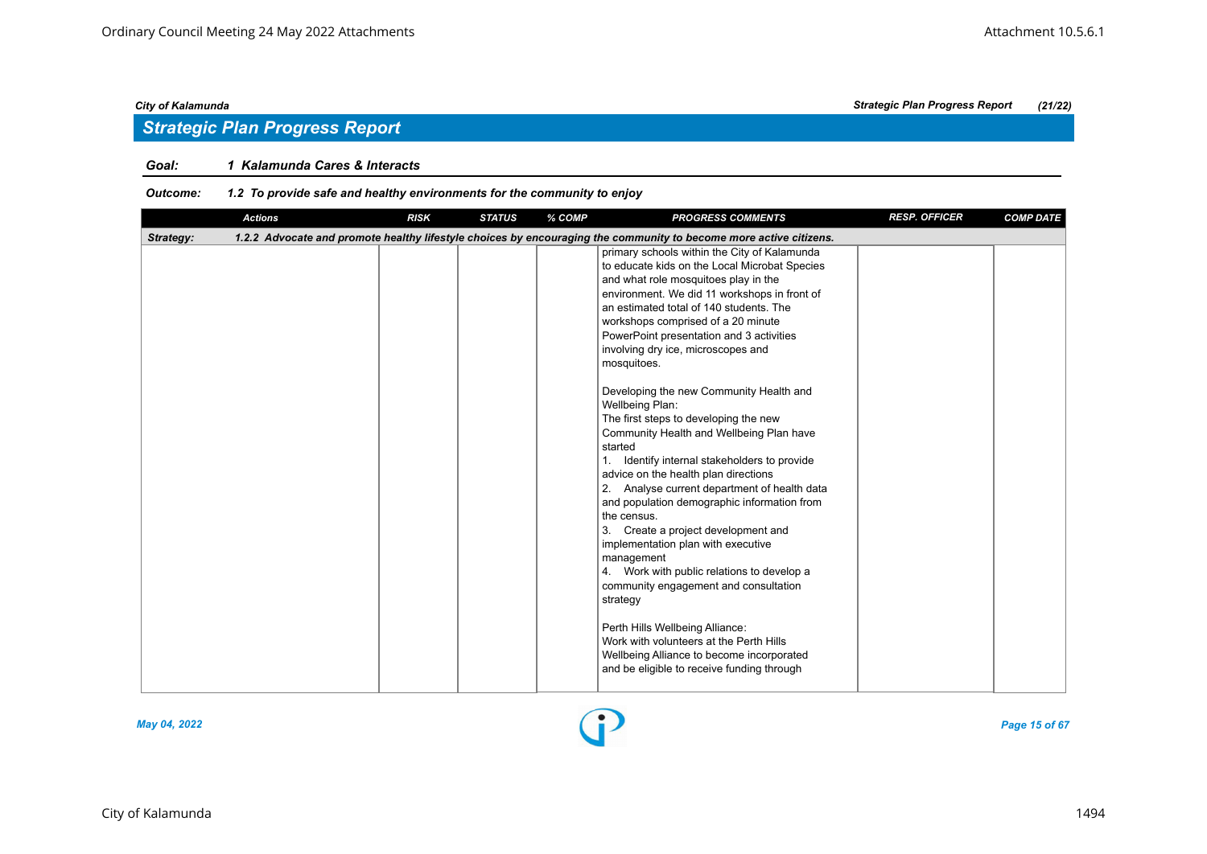## Strategic Plan Progress Report

**Goal:** 1 Kalamunda Cares & Interacts

**Outcome:** 1.2 To provide safe and healthy environments for the community to enjoy

| Actions | RISK | STATUS | % COMP | PROGRESS COMMENTS | RESP. OFFICER | COMP DATE |
|---|---|---|---|---|---|---|
| **Strategy:** 1.2.2 Advocate and promote healthy lifestyle choices by encouraging the community to become more active citizens. | | | | | | |
| | | | | primary schools within the City of Kalamunda to educate kids on the Local Microbat Species and what role mosquitoes play in the environment. We did 11 workshops in front of an estimated total of 140 students. The workshops comprised of a 20 minute PowerPoint presentation and 3 activities involving dry ice, microscopes and mosquitoes.<br><br>Developing the new Community Health and Wellbeing Plan:<br>The first steps to developing the new Community Health and Wellbeing Plan have started<br>1. Identify internal stakeholders to provide advice on the health plan directions<br>2. Analyse current department of health data and population demographic information from the census.<br>3. Create a project development and implementation plan with executive management<br>4. Work with public relations to develop a community engagement and consultation strategy<br><br>Perth Hills Wellbeing Alliance:<br>Work with volunteers at the Perth Hills Wellbeing Alliance to become incorporated and be eligible to receive funding through | | |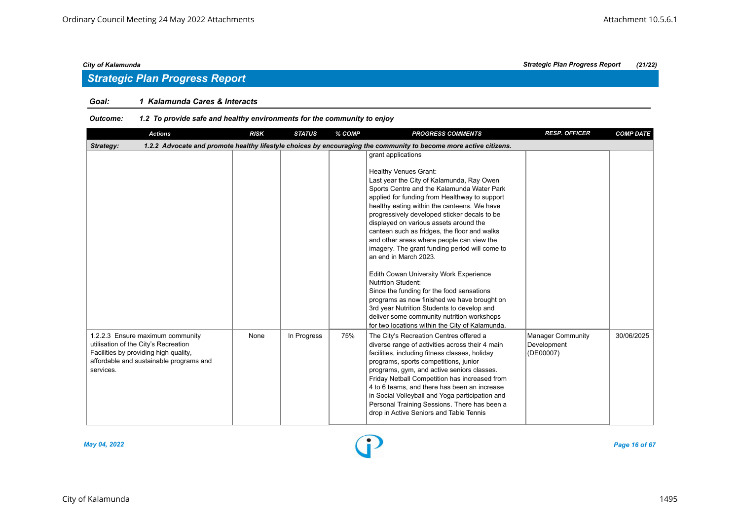## Strategic Plan Progress Report

**Goal:** 1 Kalamunda Cares & Interacts

**Outcome:** 1.2 To provide safe and healthy environments for the community to enjoy

| Actions | RISK | STATUS | % COMP | PROGRESS COMMENTS | RESP. OFFICER | COMP DATE |
|---|---|---|---|---|---|---|
| **Strategy:** 1.2.2 Advocate and promote healthy lifestyle choices by encouraging the community to become more active citizens. | | | | | | |
| | | | | grant applications<br><br>Healthy Venues Grant:<br>Last year the City of Kalamunda, Ray Owen Sports Centre and the Kalamunda Water Park applied for funding from Healthway to support healthy eating within the canteens. We have progressively developed sticker decals to be displayed on various assets around the canteen such as fridges, the floor and walks and other areas where people can view the imagery. The grant funding period will come to an end in March 2023.<br><br>Edith Cowan University Work Experience Nutrition Student:<br>Since the funding for the food sensations programs as now finished we have brought on 3rd year Nutrition Students to develop and deliver some community nutrition workshops for two locations within the City of Kalamunda. | | |
| 1.2.2.3 Ensure maximum community utilisation of the City's Recreation Facilities by providing high quality, affordable and sustainable programs and services. | None | In Progress | 75% | The City's Recreation Centres offered a diverse range of activities across their 4 main facilities, including fitness classes, holiday programs, sports competitions, junior programs, gym, and active seniors classes. Friday Netball Competition has increased from 4 to 6 teams, and there has been an increase in Social Volleyball and Yoga participation and Personal Training Sessions. There has been a drop in Active Seniors and Table Tennis | Manager Community Development (DE00007) | 30/06/2025 |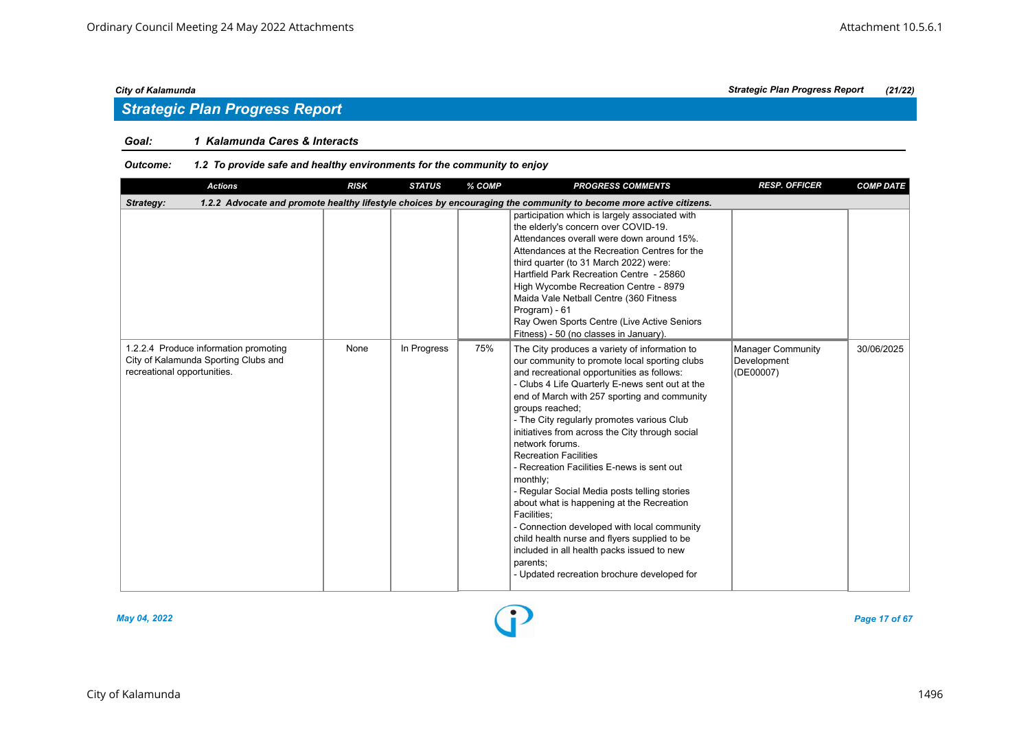## Strategic Plan Progress Report

**Goal:** *1 Kalamunda Cares & Interacts*

**Outcome:** *1.2 To provide safe and healthy environments for the community to enjoy*

| Actions | RISK | STATUS | % COMP | PROGRESS COMMENTS | RESP. OFFICER | COMP DATE |
|---|---|---|---|---|---|---|
| **Strategy: 1.2.2 Advocate and promote healthy lifestyle choices by encouraging the community to become more active citizens.** | | | | | | |
| | | | | participation which is largely associated with the elderly's concern over COVID-19.<br>Attendances overall were down around 15%.<br>Attendances at the Recreation Centres for the third quarter (to 31 March 2022) were:<br>Hartfield Park Recreation Centre - 25860<br>High Wycombe Recreation Centre - 8979<br>Maida Vale Netball Centre (360 Fitness Program) - 61<br>Ray Owen Sports Centre (Live Active Seniors Fitness) - 50 (no classes in January). | | |
| 1.2.2.4 Produce information promoting City of Kalamunda Sporting Clubs and recreational opportunities. | None | In Progress | 75% | The City produces a variety of information to our community to promote local sporting clubs and recreational opportunities as follows:<br>- Clubs 4 Life Quarterly E-news sent out at the end of March with 257 sporting and community groups reached;<br>- The City regularly promotes various Club initiatives from across the City through social network forums.<br>Recreation Facilities<br>- Recreation Facilities E-news is sent out monthly;<br>- Regular Social Media posts telling stories about what is happening at the Recreation Facilities;<br>- Connection developed with local community child health nurse and flyers supplied to be included in all health packs issued to new parents;<br>- Updated recreation brochure developed for | Manager Community Development (DE00007) | 30/06/2025 |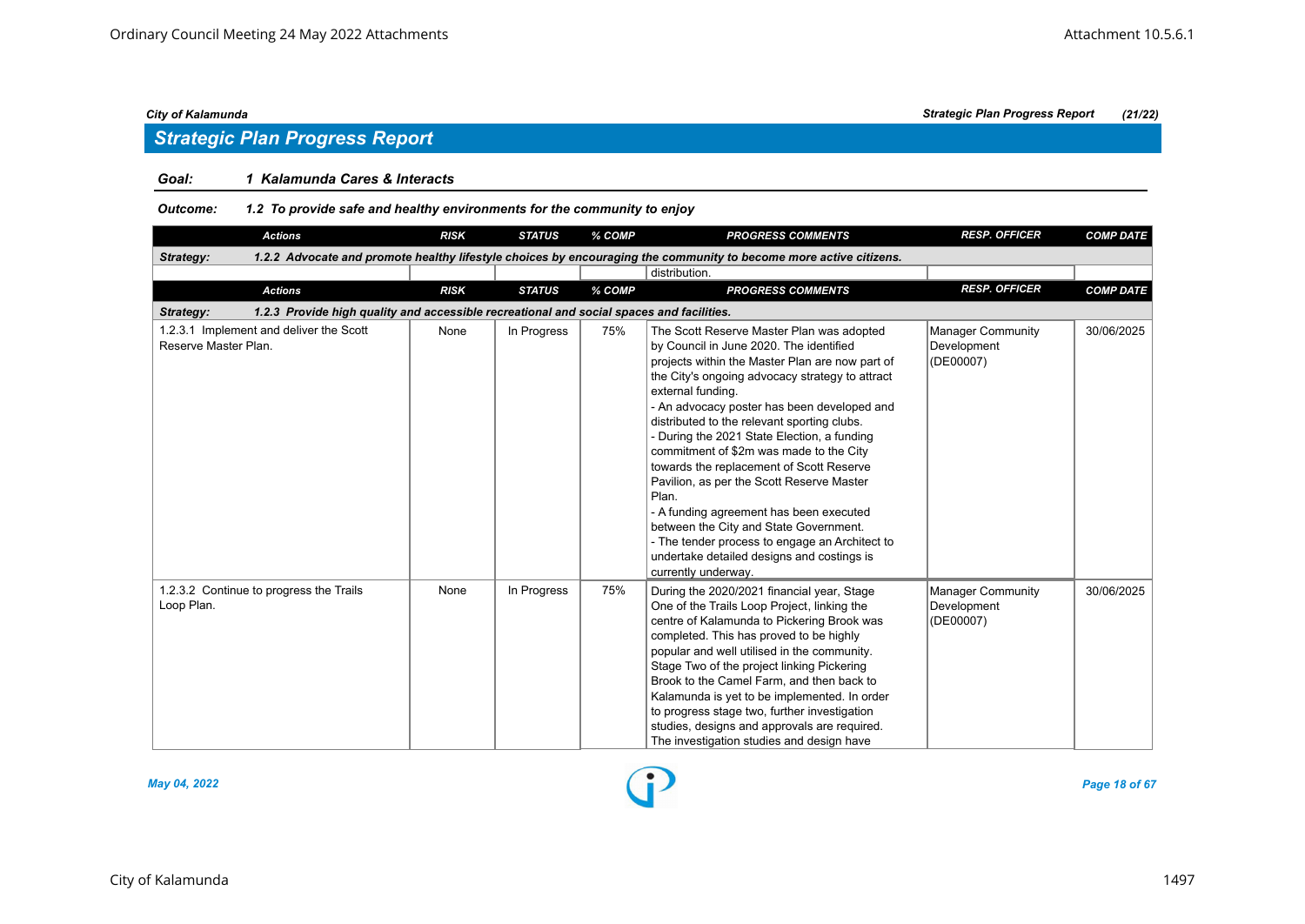## Strategic Plan Progress Report

**Goal:** *1 Kalamunda Cares & Interacts*

**Outcome:** *1.2 To provide safe and healthy environments for the community to enjoy*

| Actions | RISK | STATUS | % COMP | PROGRESS COMMENTS | RESP. OFFICER | COMP DATE |
|---|---|---|---|---|---|---|
| **Strategy:** *1.2.2 Advocate and promote healthy lifestyle choices by encouraging the community to become more active citizens.* | | | | | | |
| | | | | distribution. | | |

| Actions | RISK | STATUS | % COMP | PROGRESS COMMENTS | RESP. OFFICER | COMP DATE |
|---|---|---|---|---|---|---|
| **Strategy:** *1.2.3 Provide high quality and accessible recreational and social spaces and facilities.* | | | | | | |
| 1.2.3.1 Implement and deliver the Scott Reserve Master Plan. | None | In Progress | 75% | The Scott Reserve Master Plan was adopted by Council in June 2020. The identified projects within the Master Plan are now part of the City's ongoing advocacy strategy to attract external funding.<br>- An advocacy poster has been developed and distributed to the relevant sporting clubs.<br>- During the 2021 State Election, a funding commitment of $2m was made to the City towards the replacement of Scott Reserve Pavilion, as per the Scott Reserve Master Plan.<br>- A funding agreement has been executed between the City and State Government.<br>- The tender process to engage an Architect to undertake detailed designs and costings is currently underway. | Manager Community Development (DE00007) | 30/06/2025 |
| 1.2.3.2 Continue to progress the Trails Loop Plan. | None | In Progress | 75% | During the 2020/2021 financial year, Stage One of the Trails Loop Project, linking the centre of Kalamunda to Pickering Brook was completed. This has proved to be highly popular and well utilised in the community. Stage Two of the project linking Pickering Brook to the Camel Farm, and then back to Kalamunda is yet to be implemented. In order to progress stage two, further investigation studies, designs and approvals are required. The investigation studies and design have | Manager Community Development (DE00007) | 30/06/2025 |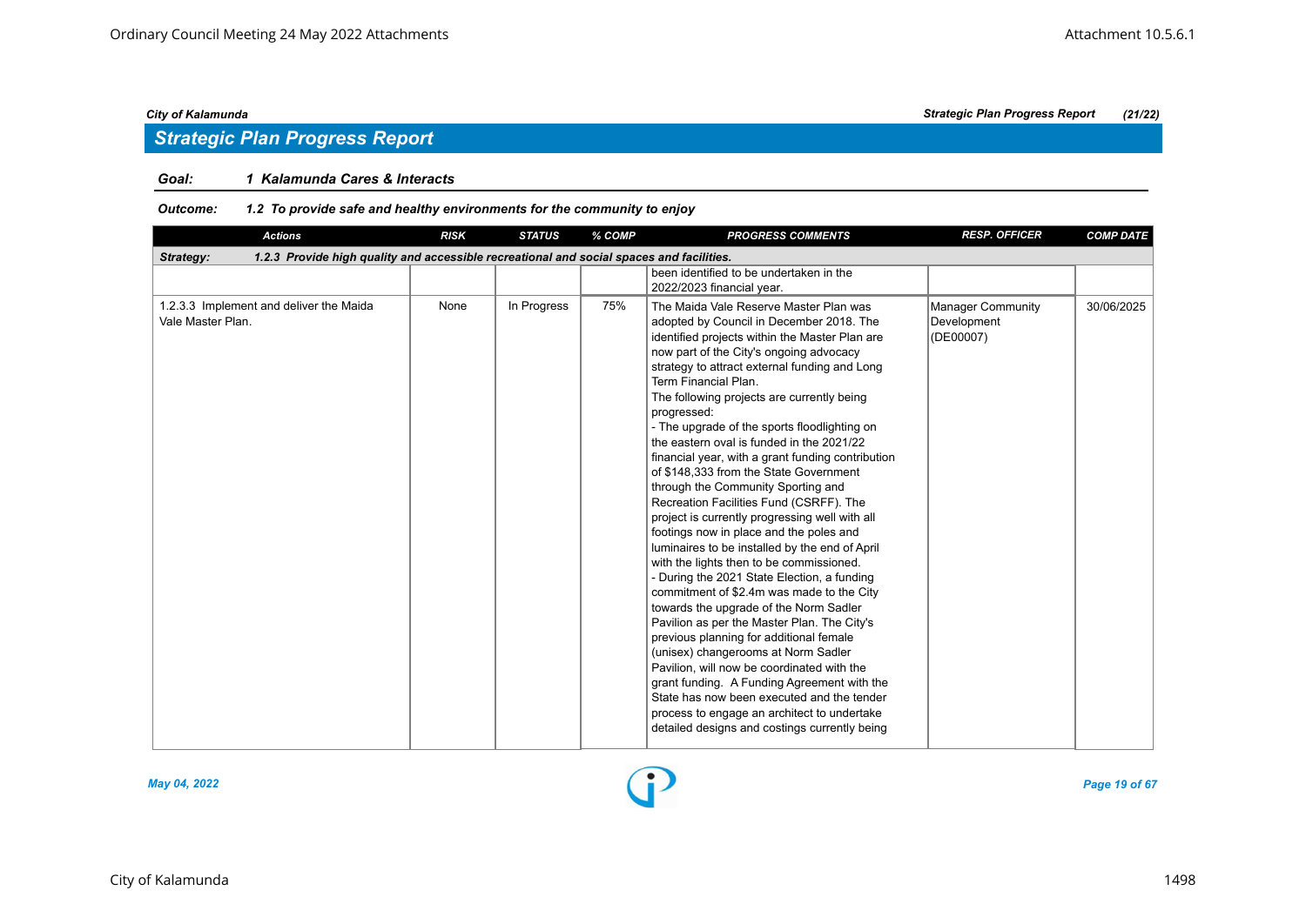## Strategic Plan Progress Report

**Goal:** *1 Kalamunda Cares & Interacts*

**Outcome:** *1.2 To provide safe and healthy environments for the community to enjoy*

| Actions | RISK | STATUS | % COMP | PROGRESS COMMENTS | RESP. OFFICER | COMP DATE |
|---|---|---|---|---|---|---|
| **Strategy:** *1.2.3 Provide high quality and accessible recreational and social spaces and facilities.* | | | | | | |
| | | | | been identified to be undertaken in the 2022/2023 financial year. | | |
| 1.2.3.3 Implement and deliver the Maida Vale Master Plan. | None | In Progress | 75% | The Maida Vale Reserve Master Plan was adopted by Council in December 2018. The identified projects within the Master Plan are now part of the City's ongoing advocacy strategy to attract external funding and Long Term Financial Plan.<br>The following projects are currently being progressed:<br>- The upgrade of the sports floodlighting on the eastern oval is funded in the 2021/22 financial year, with a grant funding contribution of $148,333 from the State Government through the Community Sporting and Recreation Facilities Fund (CSRFF). The project is currently progressing well with all footings now in place and the poles and luminaires to be installed by the end of April with the lights then to be commissioned.<br>- During the 2021 State Election, a funding commitment of $2.4m was made to the City towards the upgrade of the Norm Sadler Pavilion as per the Master Plan. The City's previous planning for additional female (unisex) changerooms at Norm Sadler Pavilion, will now be coordinated with the grant funding. A Funding Agreement with the State has now been executed and the tender process to engage an architect to undertake detailed designs and costings currently being | Manager Community Development (DE00007) | 30/06/2025 |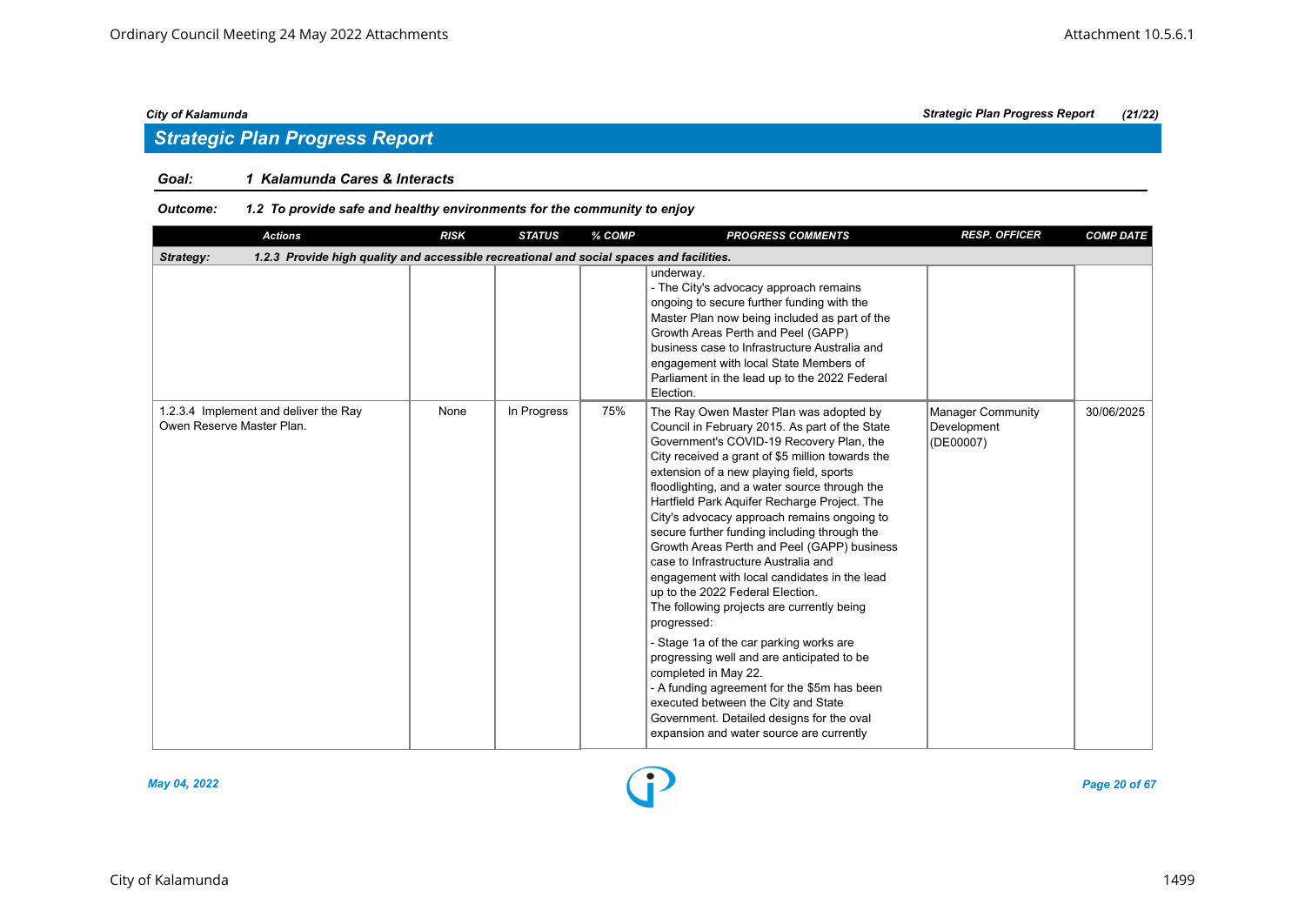## Strategic Plan Progress Report

**Goal:** *1 Kalamunda Cares & Interacts*

**Outcome:** *1.2 To provide safe and healthy environments for the community to enjoy*

| Actions | RISK | STATUS | % COMP | PROGRESS COMMENTS | RESP. OFFICER | COMP DATE |
|---|---|---|---|---|---|---|
| **Strategy: 1.2.3 Provide high quality and accessible recreational and social spaces and facilities.** | | | | | | |
| | | | | underway.<br>- The City's advocacy approach remains ongoing to secure further funding with the Master Plan now being included as part of the Growth Areas Perth and Peel (GAPP) business case to Infrastructure Australia and engagement with local State Members of Parliament in the lead up to the 2022 Federal Election. | | |
| 1.2.3.4 Implement and deliver the Ray Owen Reserve Master Plan. | None | In Progress | 75% | The Ray Owen Master Plan was adopted by Council in February 2015. As part of the State Government's COVID-19 Recovery Plan, the City received a grant of $5 million towards the extension of a new playing field, sports floodlighting, and a water source through the Hartfield Park Aquifer Recharge Project. The City's advocacy approach remains ongoing to secure further funding including through the Growth Areas Perth and Peel (GAPP) business case to Infrastructure Australia and engagement with local candidates in the lead up to the 2022 Federal Election.<br>The following projects are currently being progressed:<br>- Stage 1a of the car parking works are progressing well and are anticipated to be completed in May 22.<br>- A funding agreement for the $5m has been executed between the City and State Government. Detailed designs for the oval expansion and water source are currently | Manager Community Development (DE00007) | 30/06/2025 |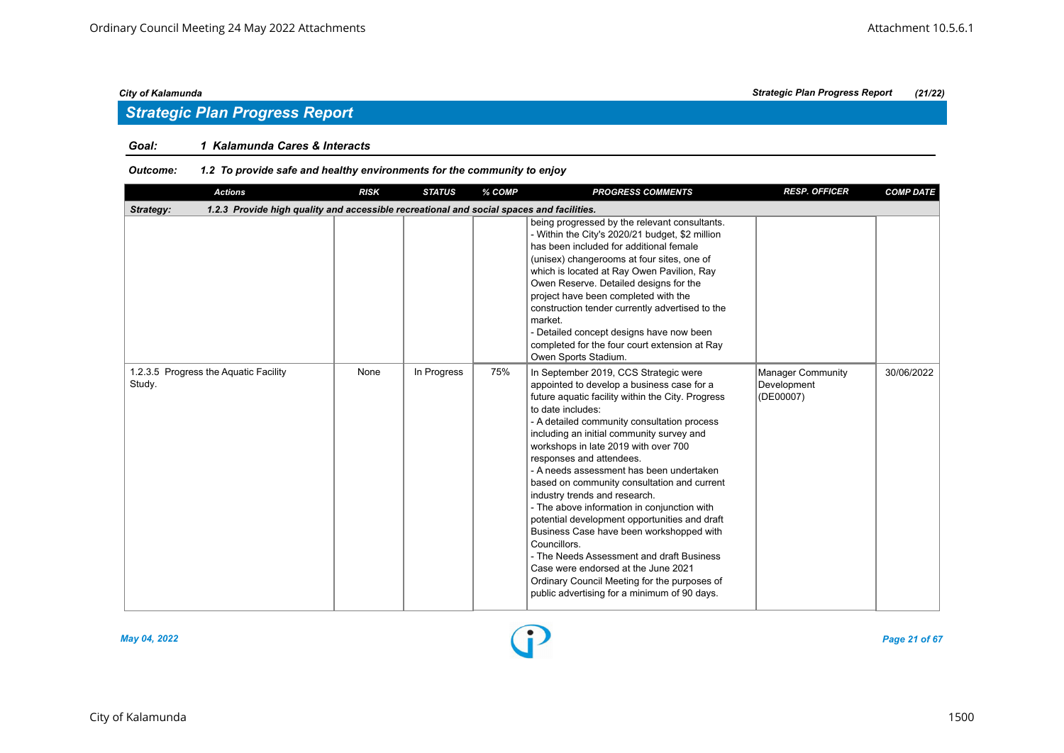## Strategic Plan Progress Report

**Goal: 1 Kalamunda Cares & Interacts**

**Outcome: 1.2 To provide safe and healthy environments for the community to enjoy**

| Actions | RISK | STATUS | % COMP | PROGRESS COMMENTS | RESP. OFFICER | COMP DATE |
|---|---|---|---|---|---|---|
| **Strategy: 1.2.3 Provide high quality and accessible recreational and social spaces and facilities.** | | | | | | |
| | | | | being progressed by the relevant consultants.<br>- Within the City's 2020/21 budget, $2 million has been included for additional female (unisex) changerooms at four sites, one of which is located at Ray Owen Pavilion, Ray Owen Reserve. Detailed designs for the project have been completed with the construction tender currently advertised to the market.<br>- Detailed concept designs have now been completed for the four court extension at Ray Owen Sports Stadium. | | |
| 1.2.3.5 Progress the Aquatic Facility Study. | None | In Progress | 75% | In September 2019, CCS Strategic were appointed to develop a business case for a future aquatic facility within the City. Progress to date includes:<br>- A detailed community consultation process including an initial community survey and workshops in late 2019 with over 700 responses and attendees.<br>- A needs assessment has been undertaken based on community consultation and current industry trends and research.<br>- The above information in conjunction with potential development opportunities and draft Business Case have been workshopped with Councillors.<br>- The Needs Assessment and draft Business Case were endorsed at the June 2021 Ordinary Council Meeting for the purposes of public advertising for a minimum of 90 days. | Manager Community Development (DE00007) | 30/06/2022 |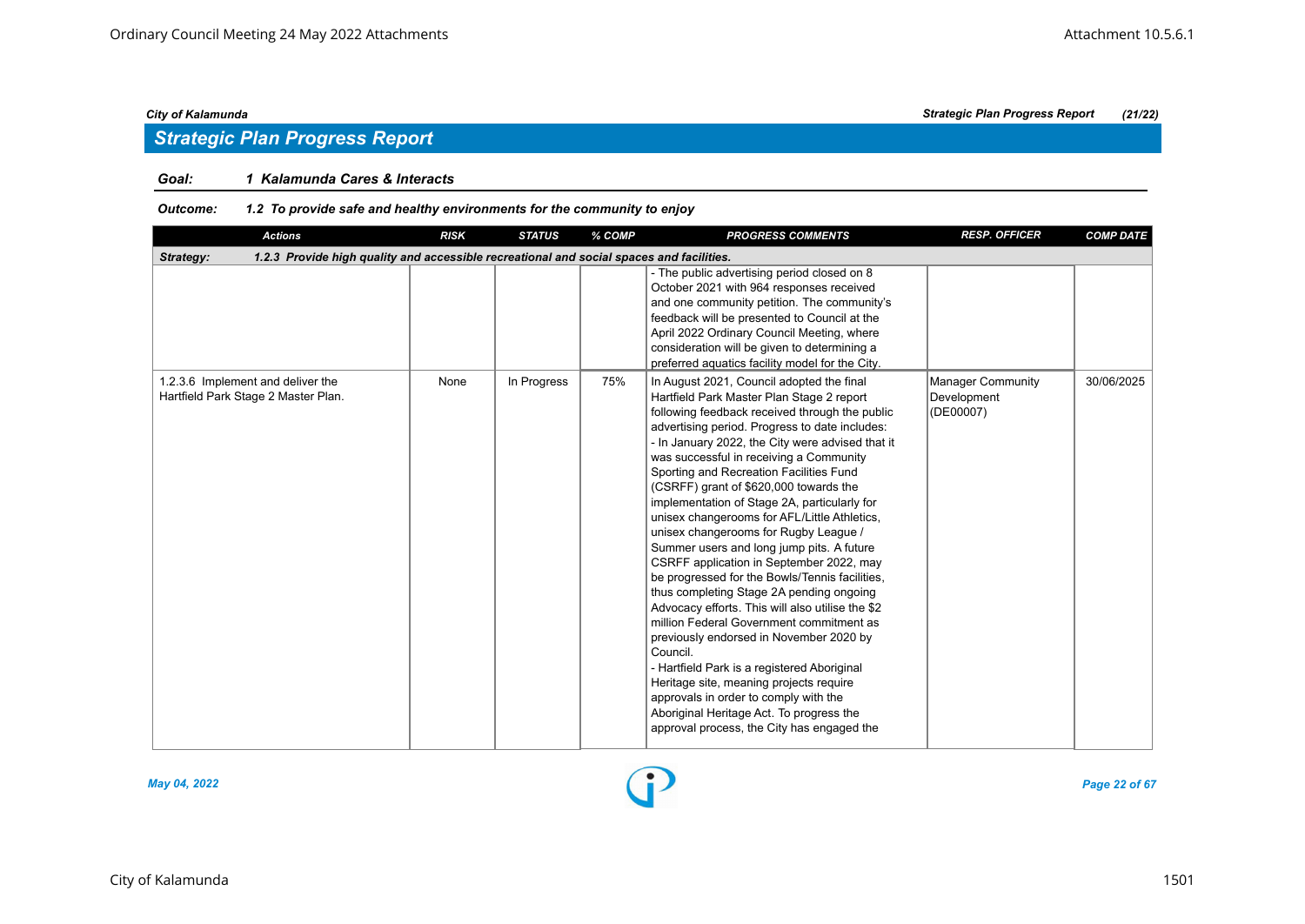## Strategic Plan Progress Report

**Goal:** *1 Kalamunda Cares & Interacts*

**Outcome:** *1.2 To provide safe and healthy environments for the community to enjoy*

| Actions | RISK | STATUS | % COMP | PROGRESS COMMENTS | RESP. OFFICER | COMP DATE |
|---|---|---|---|---|---|---|
| **Strategy: 1.2.3 Provide high quality and accessible recreational and social spaces and facilities.** | | | | | | |
| | | | | - The public advertising period closed on 8 October 2021 with 964 responses received and one community petition. The community's feedback will be presented to Council at the April 2022 Ordinary Council Meeting, where consideration will be given to determining a preferred aquatics facility model for the City. | | |
| 1.2.3.6 Implement and deliver the Hartfield Park Stage 2 Master Plan. | None | In Progress | 75% | In August 2021, Council adopted the final Hartfield Park Master Plan Stage 2 report following feedback received through the public advertising period. Progress to date includes:<br>- In January 2022, the City were advised that it was successful in receiving a Community Sporting and Recreation Facilities Fund (CSRFF) grant of $620,000 towards the implementation of Stage 2A, particularly for unisex changerooms for AFL/Little Athletics, unisex changerooms for Rugby League / Summer users and long jump pits. A future CSRFF application in September 2022, may be progressed for the Bowls/Tennis facilities, thus completing Stage 2A pending ongoing Advocacy efforts. This will also utilise the $2 million Federal Government commitment as previously endorsed in November 2020 by Council.<br>- Hartfield Park is a registered Aboriginal Heritage site, meaning projects require approvals in order to comply with the Aboriginal Heritage Act. To progress the approval process, the City has engaged the | Manager Community Development (DE00007) | 30/06/2025 |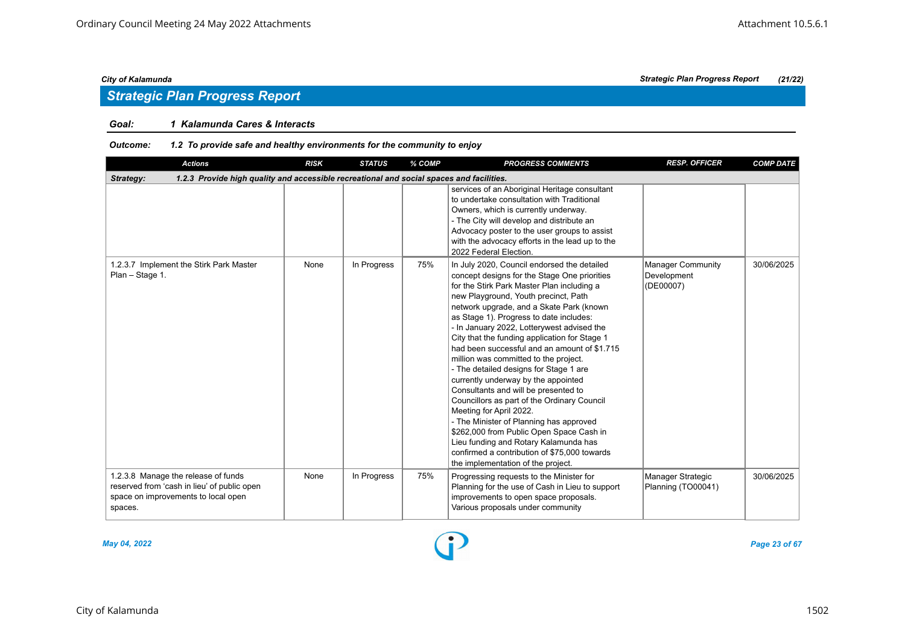## Strategic Plan Progress Report

**Goal:** *1 Kalamunda Cares & Interacts*

**Outcome:** *1.2 To provide safe and healthy environments for the community to enjoy*

| Actions | RISK | STATUS | % COMP | PROGRESS COMMENTS | RESP. OFFICER | COMP DATE |
|---|---|---|---|---|---|---|
| **Strategy: 1.2.3 Provide high quality and accessible recreational and social spaces and facilities.** | | | | | | |
| | | | | services of an Aboriginal Heritage consultant to undertake consultation with Traditional Owners, which is currently underway.<br>- The City will develop and distribute an Advocacy poster to the user groups to assist with the advocacy efforts in the lead up to the 2022 Federal Election. | | |
| 1.2.3.7 Implement the Stirk Park Master Plan – Stage 1. | None | In Progress | 75% | In July 2020, Council endorsed the detailed concept designs for the Stage One priorities for the Stirk Park Master Plan including a new Playground, Youth precinct, Path network upgrade, and a Skate Park (known as Stage 1). Progress to date includes:<br>- In January 2022, Lotterywest advised the City that the funding application for Stage 1 had been successful and an amount of $1.715 million was committed to the project.<br>- The detailed designs for Stage 1 are currently underway by the appointed Consultants and will be presented to Councillors as part of the Ordinary Council Meeting for April 2022.<br>- The Minister of Planning has approved $262,000 from Public Open Space Cash in Lieu funding and Rotary Kalamunda has confirmed a contribution of $75,000 towards the implementation of the project. | Manager Community Development (DE00007) | 30/06/2025 |
| 1.2.3.8 Manage the release of funds reserved from 'cash in lieu' of public open space on improvements to local open spaces. | None | In Progress | 75% | Progressing requests to the Minister for Planning for the use of Cash in Lieu to support improvements to open space proposals. Various proposals under community | Manager Strategic Planning (TO00041) | 30/06/2025 |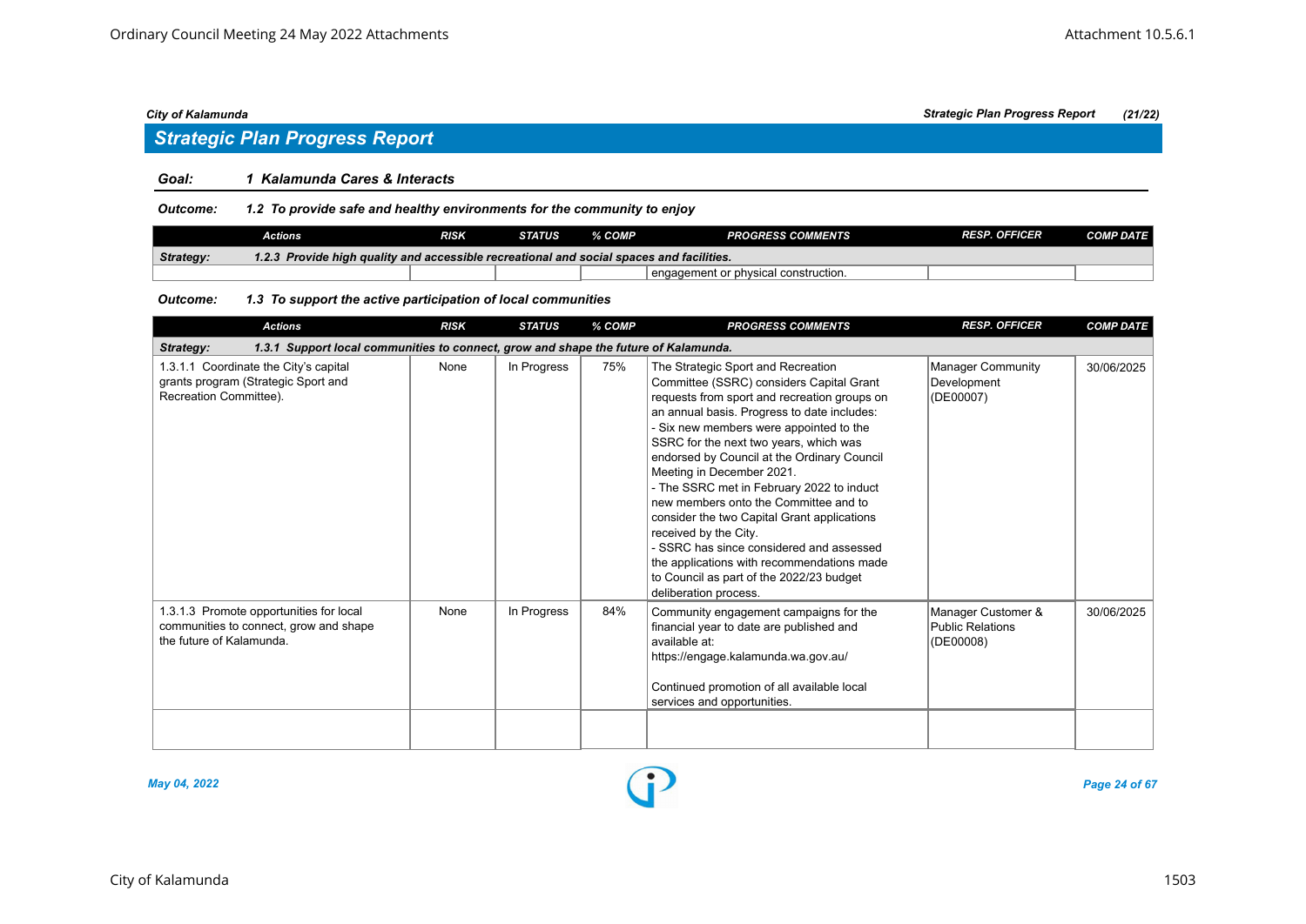## Strategic Plan Progress Report

**Goal:** *1 Kalamunda Cares & Interacts*

**Outcome:** *1.2 To provide safe and healthy environments for the community to enjoy*

| Actions | RISK | STATUS | % COMP | PROGRESS COMMENTS | RESP. OFFICER | COMP DATE |
|---|---|---|---|---|---|---|
| **Strategy:** 1.2.3 Provide high quality and accessible recreational and social spaces and facilities. | | | | | | |
| | | | | engagement or physical construction. | | |

**Outcome:** *1.3 To support the active participation of local communities*

| Actions | RISK | STATUS | % COMP | PROGRESS COMMENTS | RESP. OFFICER | COMP DATE |
|---|---|---|---|---|---|---|
| **Strategy:** 1.3.1 Support local communities to connect, grow and shape the future of Kalamunda. | | | | | | |
| 1.3.1.1 Coordinate the City's capital grants program (Strategic Sport and Recreation Committee). | None | In Progress | 75% | The Strategic Sport and Recreation Committee (SSRC) considers Capital Grant requests from sport and recreation groups on an annual basis. Progress to date includes:<br>- Six new members were appointed to the SSRC for the next two years, which was endorsed by Council at the Ordinary Council Meeting in December 2021.<br>- The SSRC met in February 2022 to induct new members onto the Committee and to consider the two Capital Grant applications received by the City.<br>- SSRC has since considered and assessed the applications with recommendations made to Council as part of the 2022/23 budget deliberation process. | Manager Community Development (DE00007) | 30/06/2025 |
| 1.3.1.3 Promote opportunities for local communities to connect, grow and shape the future of Kalamunda. | None | In Progress | 84% | Community engagement campaigns for the financial year to date are published and available at: https://engage.kalamunda.wa.gov.au/<br><br>Continued promotion of all available local services and opportunities. | Manager Customer & Public Relations (DE00008) | 30/06/2025 |
| | | | | | | |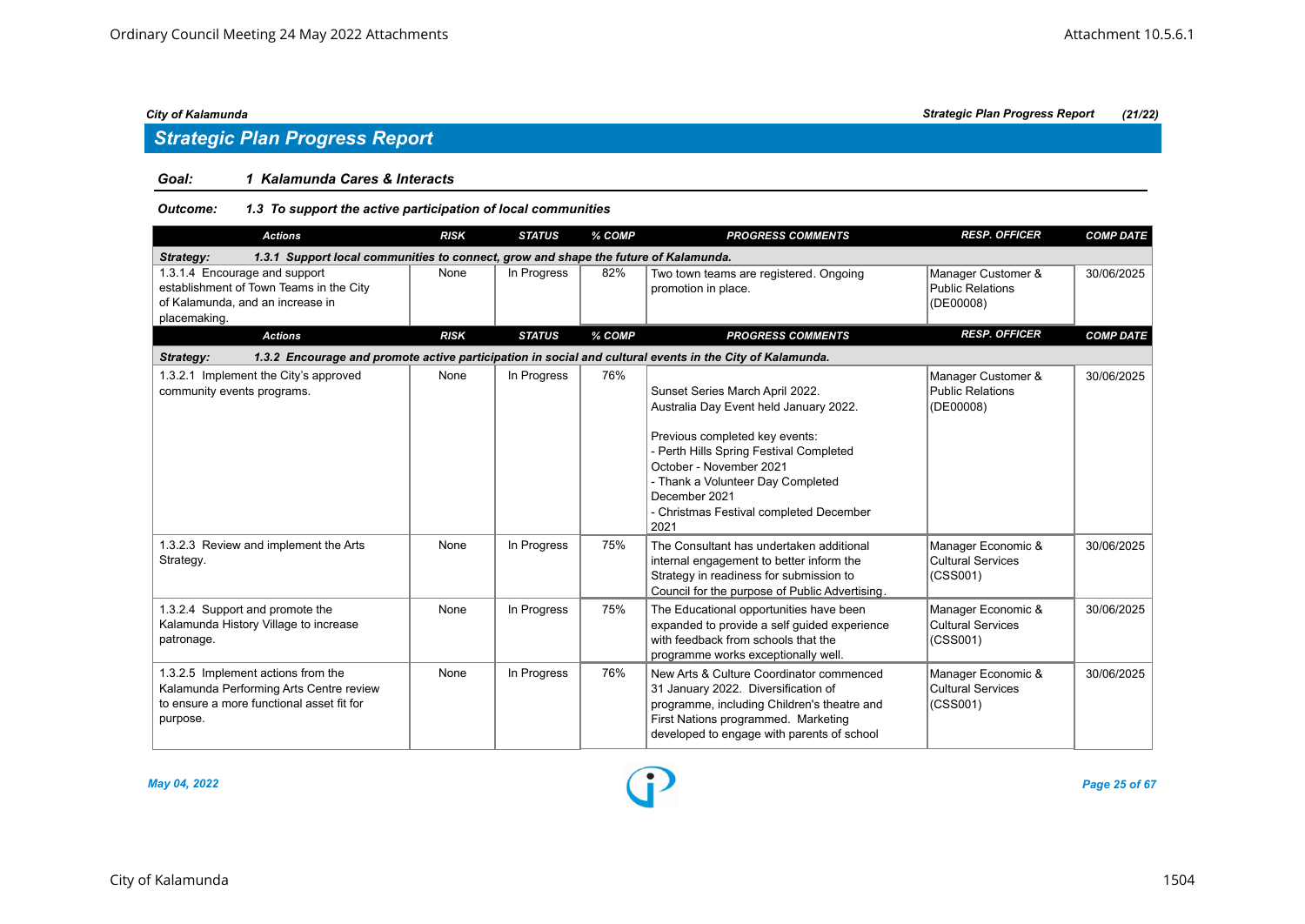## Strategic Plan Progress Report

**Goal:** *1 Kalamunda Cares & Interacts*

**Outcome:** *1.3 To support the active participation of local communities*

| Actions | RISK | STATUS | % COMP | PROGRESS COMMENTS | RESP. OFFICER | COMP DATE |
|---|---|---|---|---|---|---|
| **Strategy: 1.3.1 Support local communities to connect, grow and shape the future of Kalamunda.** | | | | | | |
| 1.3.1.4 Encourage and support establishment of Town Teams in the City of Kalamunda, and an increase in placemaking. | None | In Progress | 82% | Two town teams are registered. Ongoing promotion in place. | Manager Customer & Public Relations (DE00008) | 30/06/2025 |
| **Strategy: 1.3.2 Encourage and promote active participation in social and cultural events in the City of Kalamunda.** | | | | | | |
| 1.3.2.1 Implement the City's approved community events programs. | None | In Progress | 76% | Sunset Series March April 2022. Australia Day Event held January 2022. Previous completed key events: - Perth Hills Spring Festival Completed October - November 2021 - Thank a Volunteer Day Completed December 2021 - Christmas Festival completed December 2021 | Manager Customer & Public Relations (DE00008) | 30/06/2025 |
| 1.3.2.3 Review and implement the Arts Strategy. | None | In Progress | 75% | The Consultant has undertaken additional internal engagement to better inform the Strategy in readiness for submission to Council for the purpose of Public Advertising. | Manager Economic & Cultural Services (CSS001) | 30/06/2025 |
| 1.3.2.4 Support and promote the Kalamunda History Village to increase patronage. | None | In Progress | 75% | The Educational opportunities have been expanded to provide a self guided experience with feedback from schools that the programme works exceptionally well. | Manager Economic & Cultural Services (CSS001) | 30/06/2025 |
| 1.3.2.5 Implement actions from the Kalamunda Performing Arts Centre review to ensure a more functional asset fit for purpose. | None | In Progress | 76% | New Arts & Culture Coordinator commenced 31 January 2022. Diversification of programme, including Children's theatre and First Nations programmed. Marketing developed to engage with parents of school | Manager Economic & Cultural Services (CSS001) | 30/06/2025 |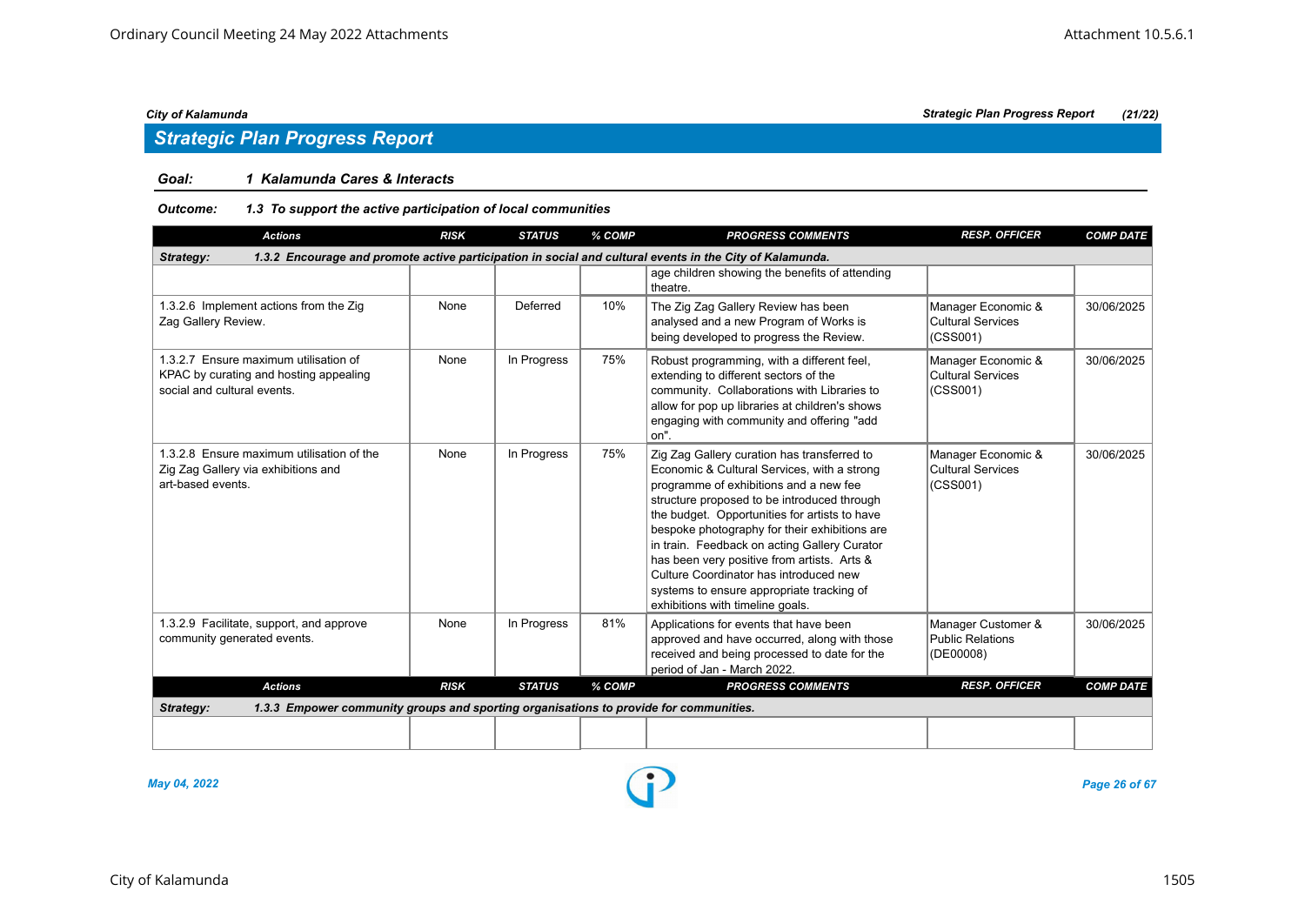## Strategic Plan Progress Report

**Goal: 1 Kalamunda Cares & Interacts**

**Outcome: 1.3 To support the active participation of local communities**

| Actions | RISK | STATUS | % COMP | PROGRESS COMMENTS | RESP. OFFICER | COMP DATE |
|---|---|---|---|---|---|---|
| **Strategy: 1.3.2 Encourage and promote active participation in social and cultural events in the City of Kalamunda.** | | | | | | |
| | | | | age children showing the benefits of attending theatre. | | |
| 1.3.2.6 Implement actions from the Zig Zag Gallery Review. | None | Deferred | 10% | The Zig Zag Gallery Review has been analysed and a new Program of Works is being developed to progress the Review. | Manager Economic & Cultural Services (CSS001) | 30/06/2025 |
| 1.3.2.7 Ensure maximum utilisation of KPAC by curating and hosting appealing social and cultural events. | None | In Progress | 75% | Robust programming, with a different feel, extending to different sectors of the community. Collaborations with Libraries to allow for pop up libraries at children's shows engaging with community and offering "add on". | Manager Economic & Cultural Services (CSS001) | 30/06/2025 |
| 1.3.2.8 Ensure maximum utilisation of the Zig Zag Gallery via exhibitions and art-based events. | None | In Progress | 75% | Zig Zag Gallery curation has transferred to Economic & Cultural Services, with a strong programme of exhibitions and a new fee structure proposed to be introduced through the budget. Opportunities for artists to have bespoke photography for their exhibitions are in train. Feedback on acting Gallery Curator has been very positive from artists. Arts & Culture Coordinator has introduced new systems to ensure appropriate tracking of exhibitions with timeline goals. | Manager Economic & Cultural Services (CSS001) | 30/06/2025 |
| 1.3.2.9 Facilitate, support, and approve community generated events. | None | In Progress | 81% | Applications for events that have been approved and have occurred, along with those received and being processed to date for the period of Jan - March 2022. | Manager Customer & Public Relations (DE00008) | 30/06/2025 |

| Actions | RISK | STATUS | % COMP | PROGRESS COMMENTS | RESP. OFFICER | COMP DATE |
|---|---|---|---|---|---|---|
| **Strategy: 1.3.3 Empower community groups and sporting organisations to provide for communities.** | | | | | | |
| | | | | | | |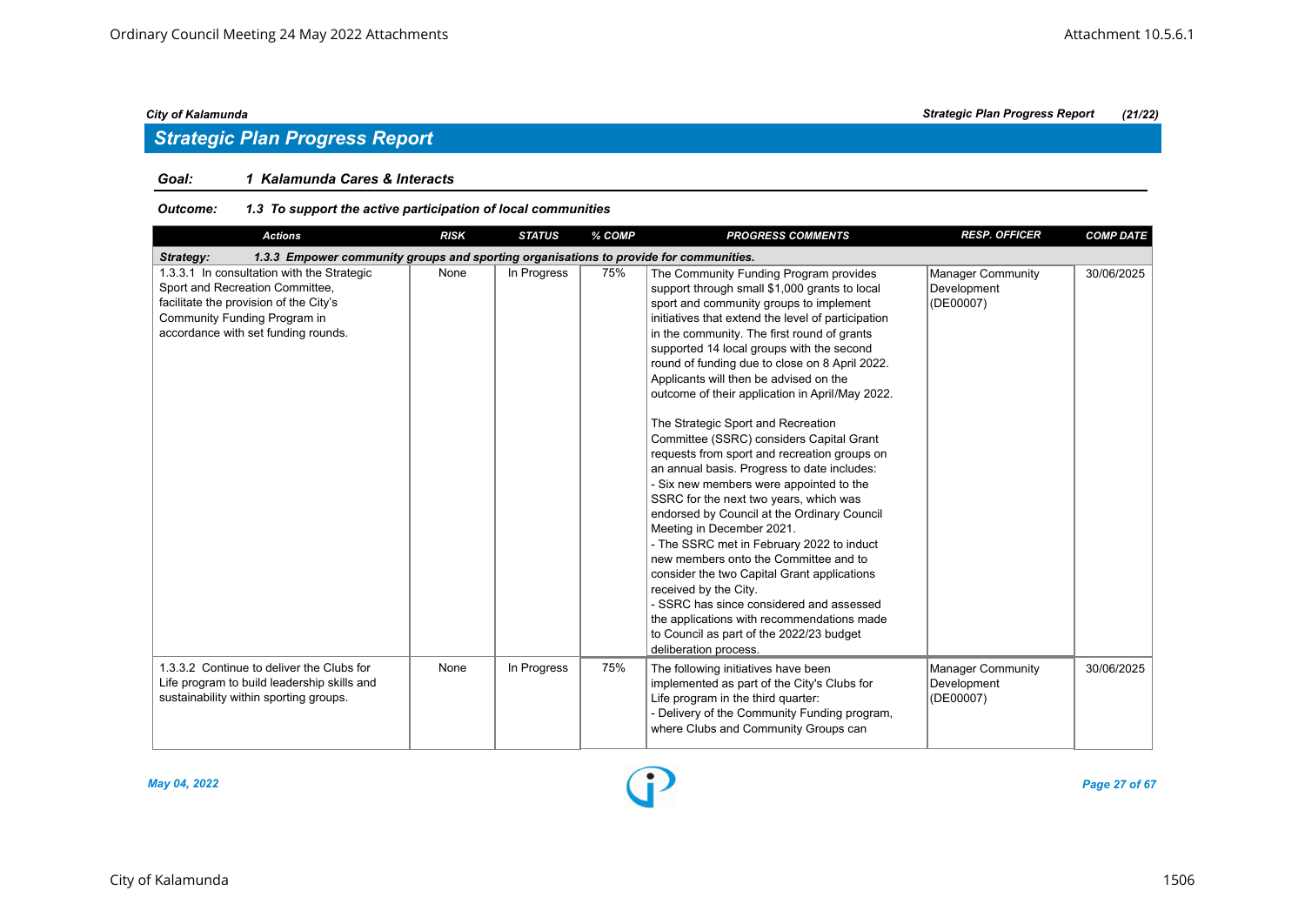## Strategic Plan Progress Report

**Goal:** *1 Kalamunda Cares & Interacts*

**Outcome:** *1.3 To support the active participation of local communities*

| Actions | RISK | STATUS | % COMP | PROGRESS COMMENTS | RESP. OFFICER | COMP DATE |
|---|---|---|---|---|---|---|
| **Strategy: 1.3.3 Empower community groups and sporting organisations to provide for communities.** | | | | | | |
| 1.3.3.1 In consultation with the Strategic Sport and Recreation Committee, facilitate the provision of the City's Community Funding Program in accordance with set funding rounds. | None | In Progress | 75% | The Community Funding Program provides support through small $1,000 grants to local sport and community groups to implement initiatives that extend the level of participation in the community. The first round of grants supported 14 local groups with the second round of funding due to close on 8 April 2022. Applicants will then be advised on the outcome of their application in April/May 2022.<br><br>The Strategic Sport and Recreation Committee (SSRC) considers Capital Grant requests from sport and recreation groups on an annual basis. Progress to date includes:<br>- Six new members were appointed to the SSRC for the next two years, which was endorsed by Council at the Ordinary Council Meeting in December 2021.<br>- The SSRC met in February 2022 to induct new members onto the Committee and to consider the two Capital Grant applications received by the City.<br>- SSRC has since considered and assessed the applications with recommendations made to Council as part of the 2022/23 budget deliberation process. | Manager Community Development (DE00007) | 30/06/2025 |
| 1.3.3.2 Continue to deliver the Clubs for Life program to build leadership skills and sustainability within sporting groups. | None | In Progress | 75% | The following initiatives have been implemented as part of the City's Clubs for Life program in the third quarter:<br>- Delivery of the Community Funding program, where Clubs and Community Groups can | Manager Community Development (DE00007) | 30/06/2025 |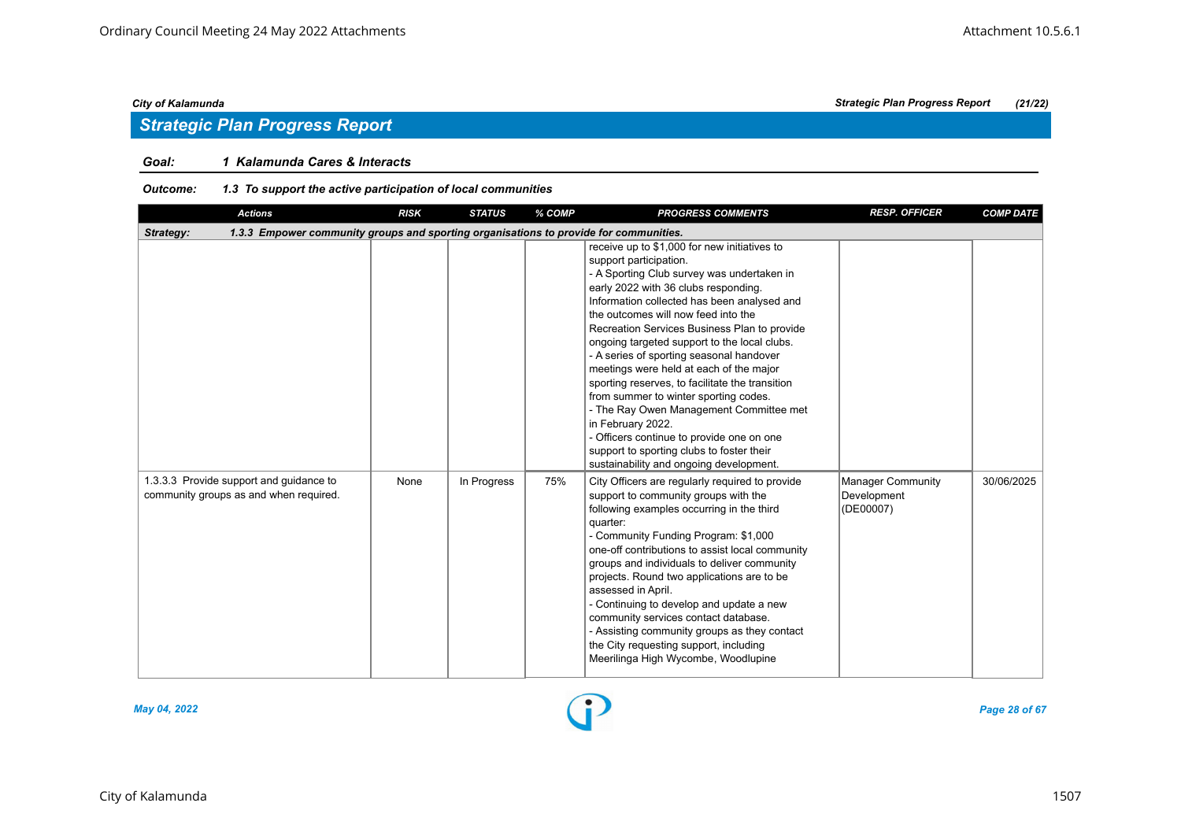## Strategic Plan Progress Report

**Goal:** 1 Kalamunda Cares & Interacts

**Outcome:** 1.3 To support the active participation of local communities

| Actions | RISK | STATUS | % COMP | PROGRESS COMMENTS | RESP. OFFICER | COMP DATE |
|---|---|---|---|---|---|---|
| **Strategy: 1.3.3 Empower community groups and sporting organisations to provide for communities.** | | | | | | |
| | | | | receive up to $1,000 for new initiatives to support participation.<br>- A Sporting Club survey was undertaken in early 2022 with 36 clubs responding. Information collected has been analysed and the outcomes will now feed into the Recreation Services Business Plan to provide ongoing targeted support to the local clubs.<br>- A series of sporting seasonal handover meetings were held at each of the major sporting reserves, to facilitate the transition from summer to winter sporting codes.<br>- The Ray Owen Management Committee met in February 2022.<br>- Officers continue to provide one on one support to sporting clubs to foster their sustainability and ongoing development. | | |
| 1.3.3.3 Provide support and guidance to community groups as and when required. | None | In Progress | 75% | City Officers are regularly required to provide support to community groups with the following examples occurring in the third quarter:<br>- Community Funding Program: $1,000 one-off contributions to assist local community groups and individuals to deliver community projects. Round two applications are to be assessed in April.<br>- Continuing to develop and update a new community services contact database.<br>- Assisting community groups as they contact the City requesting support, including Meerilinga High Wycombe, Woodlupine | Manager Community Development (DE00007) | 30/06/2025 |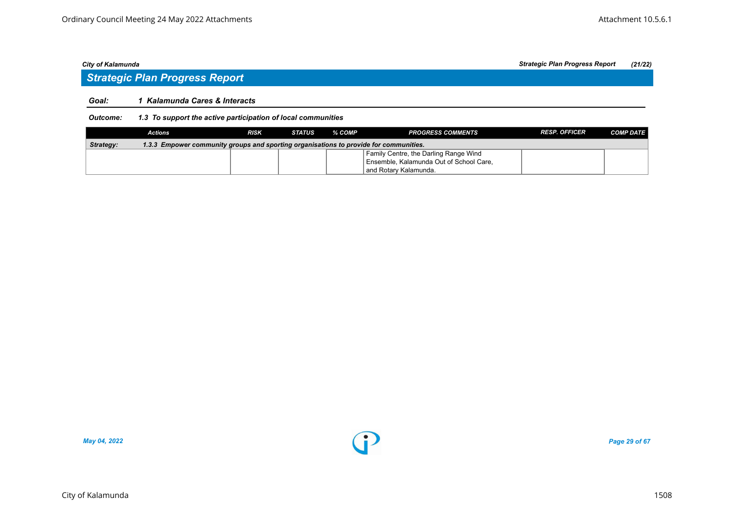## Strategic Plan Progress Report

**Goal:** **1 Kalamunda Cares & Interacts**

***Outcome:*** ***1.3 To support the active participation of local communities***

| Actions | RISK | STATUS | % COMP | PROGRESS COMMENTS | RESP. OFFICER | COMP DATE |
|---|---|---|---|---|---|---|
| ***Strategy:*** ***1.3.3 Empower community groups and sporting organisations to provide for communities.*** | | | | | | |
| | | | | Family Centre, the Darling Range Wind Ensemble, Kalamunda Out of School Care, and Rotary Kalamunda. | | |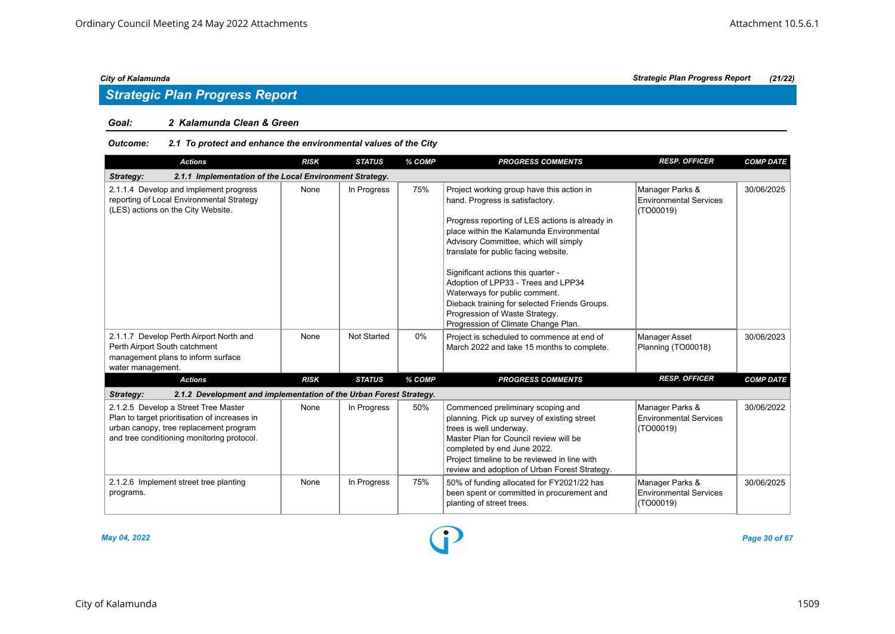## Strategic Plan Progress Report

**Goal: 2 Kalamunda Clean & Green**

**Outcome: 2.1 To protect and enhance the environmental values of the City**

| Actions | RISK | STATUS | % COMP | PROGRESS COMMENTS | RESP. OFFICER | COMP DATE |
|---|---|---|---|---|---|---|
| **Strategy: 2.1.1 Implementation of the Local Environment Strategy.** | | | | | | |
| 2.1.1.4 Develop and implement progress reporting of Local Environmental Strategy (LES) actions on the City Website. | None | In Progress | 75% | Project working group have this action in hand. Progress is satisfactory.<br><br>Progress reporting of LES actions is already in place within the Kalamunda Environmental Advisory Committee, which will simply translate for public facing website.<br><br>Significant actions this quarter -<br>Adoption of LPP33 - Trees and LPP34 Waterways for public comment.<br>Dieback training for selected Friends Groups.<br>Progression of Waste Strategy.<br>Progression of Climate Change Plan. | Manager Parks & Environmental Services (TO00019) | 30/06/2025 |
| 2.1.1.7 Develop Perth Airport North and Perth Airport South catchment management plans to inform surface water management. | None | Not Started | 0% | Project is scheduled to commence at end of March 2022 and take 15 months to complete. | Manager Asset Planning (TO00018) | 30/06/2023 |
| **Strategy: 2.1.2 Development and implementation of the Urban Forest Strategy.** | | | | | | |
| 2.1.2.5 Develop a Street Tree Master Plan to target prioritisation of increases in urban canopy, tree replacement program and tree conditioning monitoring protocol. | None | In Progress | 50% | Commenced preliminary scoping and planning. Pick up survey of existing street trees is well underway.<br>Master Plan for Council review will be completed by end June 2022.<br>Project timeline to be reviewed in line with review and adoption of Urban Forest Strategy. | Manager Parks & Environmental Services (TO00019) | 30/06/2022 |
| 2.1.2.6 Implement street tree planting programs. | None | In Progress | 75% | 50% of funding allocated for FY2021/22 has been spent or committed in procurement and planting of street trees. | Manager Parks & Environmental Services (TO00019) | 30/06/2025 |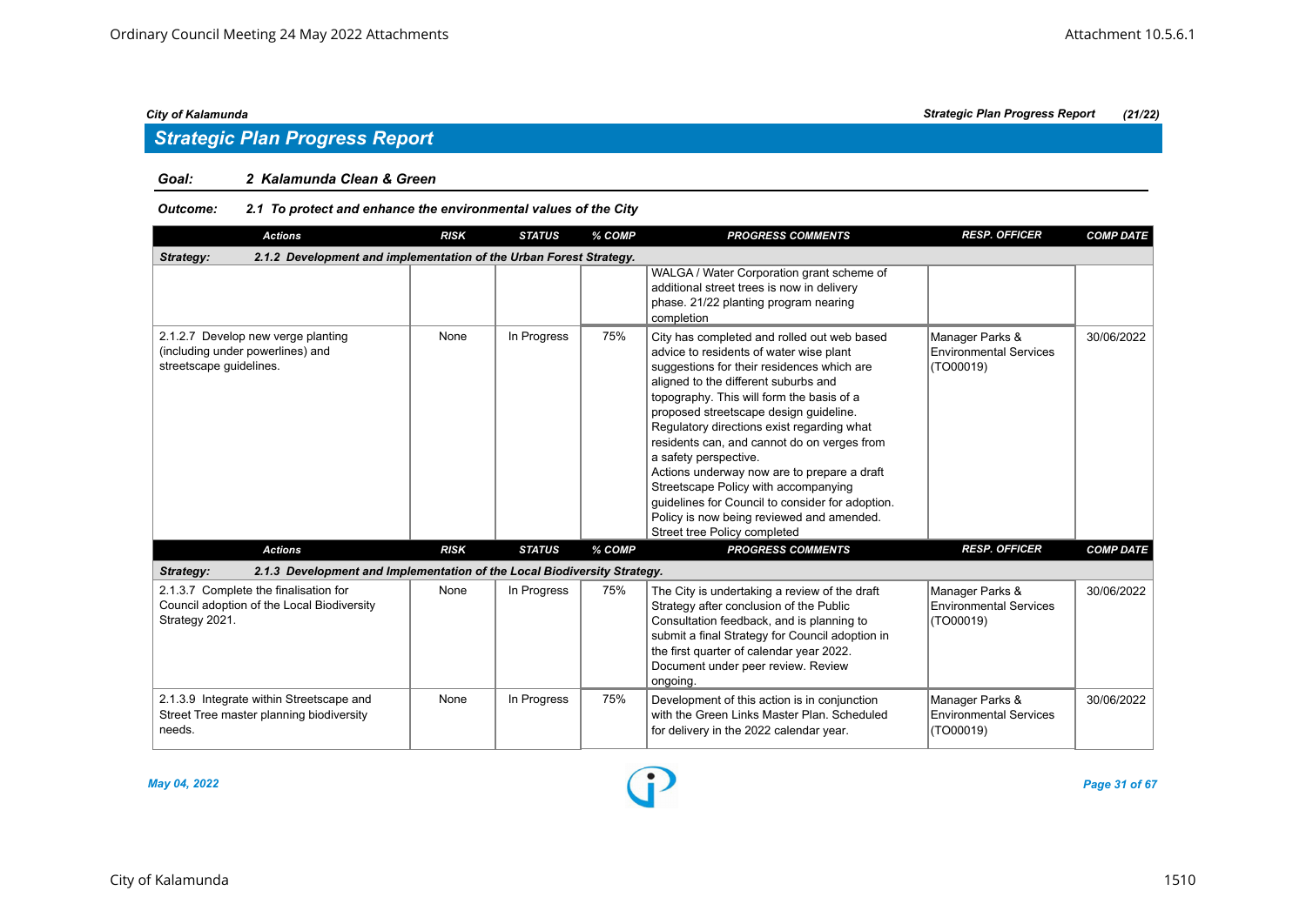## Strategic Plan Progress Report

### Goal: 2 Kalamunda Clean & Green

#### Outcome: 2.1 To protect and enhance the environmental values of the City

| Actions | RISK | STATUS | % COMP | PROGRESS COMMENTS | RESP. OFFICER | COMP DATE |
|---|---|---|---|---|---|---|
| **Strategy: 2.1.2 Development and implementation of the Urban Forest Strategy.** | | | | | | |
| | | | | WALGA / Water Corporation grant scheme of additional street trees is now in delivery phase. 21/22 planting program nearing completion | | |
| 2.1.2.7 Develop new verge planting (including under powerlines) and streetscape guidelines. | None | In Progress | 75% | City has completed and rolled out web based advice to residents of water wise plant suggestions for their residences which are aligned to the different suburbs and topography. This will form the basis of a proposed streetscape design guideline. Regulatory directions exist regarding what residents can, and cannot do on verges from a safety perspective. Actions underway now are to prepare a draft Streetscape Policy with accompanying guidelines for Council to consider for adoption. Policy is now being reviewed and amended. Street tree Policy completed | Manager Parks & Environmental Services (TO00019) | 30/06/2022 |
| **Strategy: 2.1.3 Development and Implementation of the Local Biodiversity Strategy.** | | | | | | |
| 2.1.3.7 Complete the finalisation for Council adoption of the Local Biodiversity Strategy 2021. | None | In Progress | 75% | The City is undertaking a review of the draft Strategy after conclusion of the Public Consultation feedback, and is planning to submit a final Strategy for Council adoption in the first quarter of calendar year 2022. Document under peer review. Review ongoing. | Manager Parks & Environmental Services (TO00019) | 30/06/2022 |
| 2.1.3.9 Integrate within Streetscape and Street Tree master planning biodiversity needs. | None | In Progress | 75% | Development of this action is in conjunction with the Green Links Master Plan. Scheduled for delivery in the 2022 calendar year. | Manager Parks & Environmental Services (TO00019) | 30/06/2022 |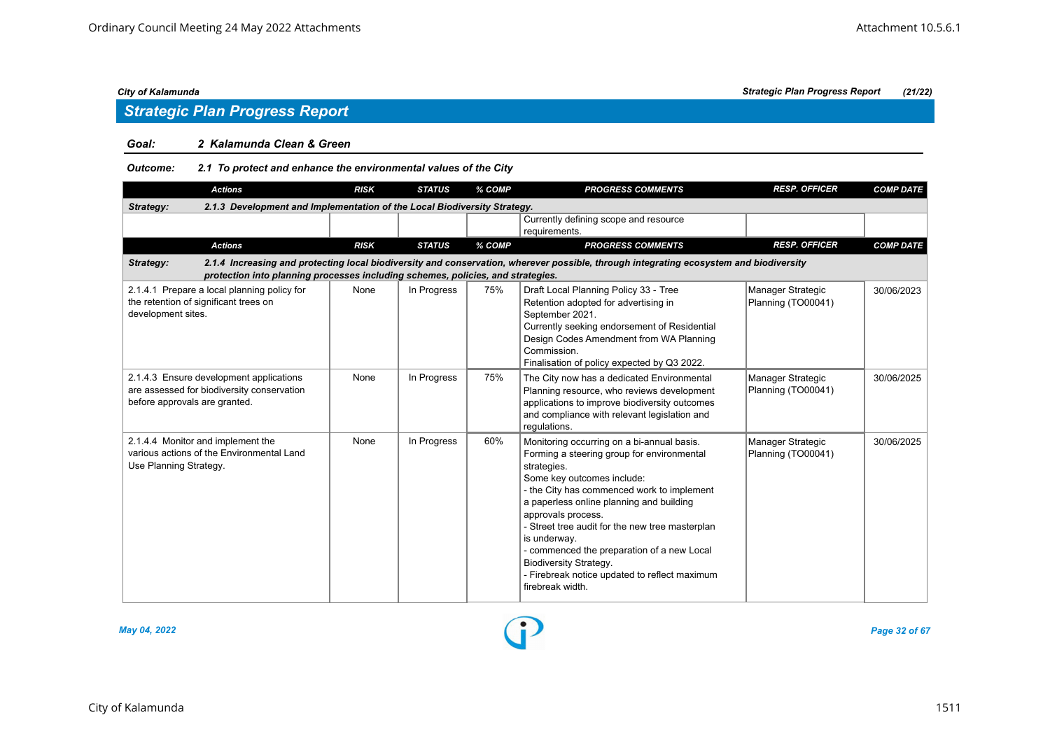## Strategic Plan Progress Report

**Goal:** 2 Kalamunda Clean & Green

**Outcome:** 2.1 To protect and enhance the environmental values of the City

| Actions | RISK | STATUS | % COMP | PROGRESS COMMENTS | RESP. OFFICER | COMP DATE |
|---|---|---|---|---|---|---|
| **Strategy: 2.1.3 Development and Implementation of the Local Biodiversity Strategy.** | | | | | | |
| | | | | Currently defining scope and resource requirements. | | |
| **Strategy: 2.1.4 Increasing and protecting local biodiversity and conservation, wherever possible, through integrating ecosystem and biodiversity protection into planning processes including schemes, policies, and strategies.** | | | | | | |
| 2.1.4.1 Prepare a local planning policy for the retention of significant trees on development sites. | None | In Progress | 75% | Draft Local Planning Policy 33 - Tree Retention adopted for advertising in September 2021.<br>Currently seeking endorsement of Residential Design Codes Amendment from WA Planning Commission.<br>Finalisation of policy expected by Q3 2022. | Manager Strategic Planning (TO00041) | 30/06/2023 |
| 2.1.4.3 Ensure development applications are assessed for biodiversity conservation before approvals are granted. | None | In Progress | 75% | The City now has a dedicated Environmental Planning resource, who reviews development applications to improve biodiversity outcomes and compliance with relevant legislation and regulations. | Manager Strategic Planning (TO00041) | 30/06/2025 |
| 2.1.4.4 Monitor and implement the various actions of the Environmental Land Use Planning Strategy. | None | In Progress | 60% | Monitoring occurring on a bi-annual basis.<br>Forming a steering group for environmental strategies.<br>Some key outcomes include:<br>- the City has commenced work to implement a paperless online planning and building approvals process.<br>- Street tree audit for the new tree masterplan is underway.<br>- commenced the preparation of a new Local Biodiversity Strategy.<br>- Firebreak notice updated to reflect maximum firebreak width. | Manager Strategic Planning (TO00041) | 30/06/2025 |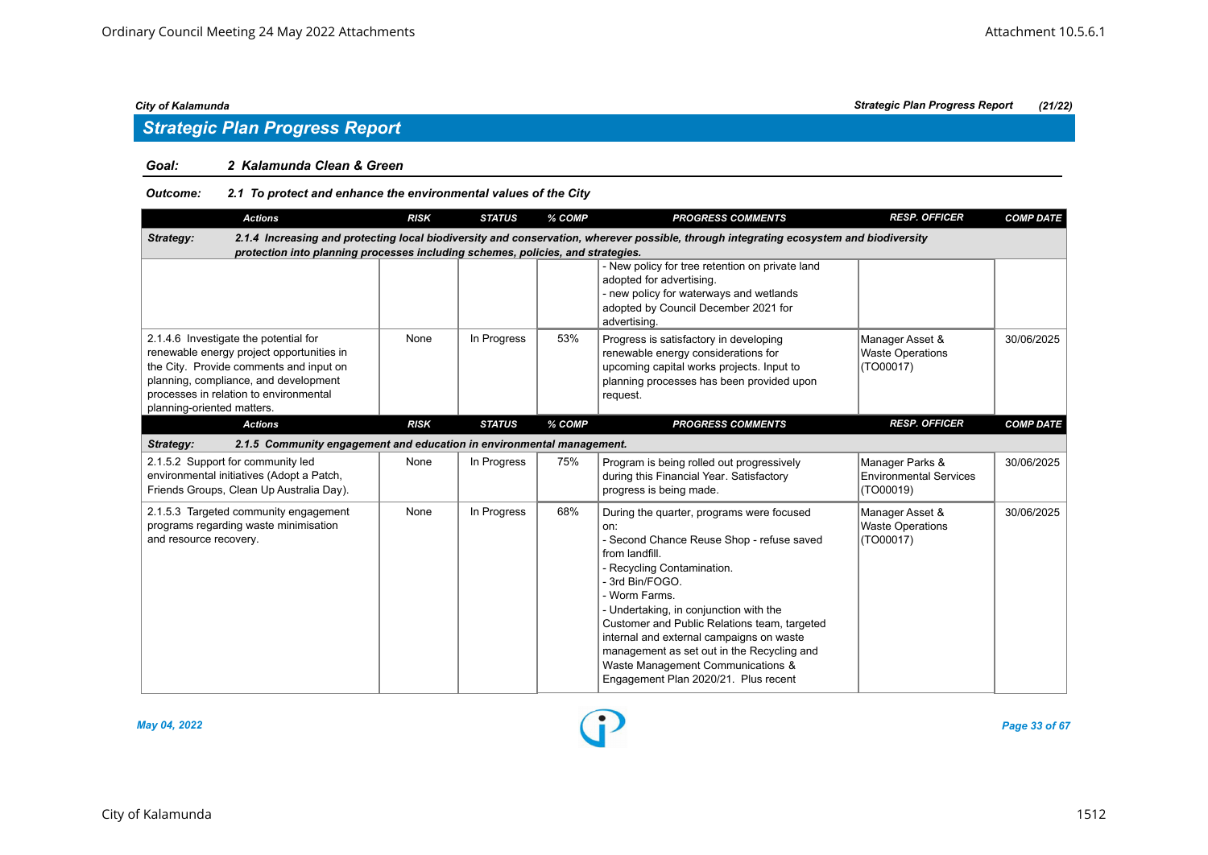## Strategic Plan Progress Report

**Goal:** *2 Kalamunda Clean & Green*

**Outcome:** *2.1 To protect and enhance the environmental values of the City*

| Actions | RISK | STATUS | % COMP | PROGRESS COMMENTS | RESP. OFFICER | COMP DATE |
|---|---|---|---|---|---|---|
| **Strategy:** *2.1.4 Increasing and protecting local biodiversity and conservation, wherever possible, through integrating ecosystem and biodiversity protection into planning processes including schemes, policies, and strategies.* | | | | | | |
| | | | | - New policy for tree retention on private land adopted for advertising.<br>- new policy for waterways and wetlands adopted by Council December 2021 for advertising. | | |
| 2.1.4.6 Investigate the potential for renewable energy project opportunities in the City. Provide comments and input on planning, compliance, and development processes in relation to environmental planning-oriented matters. | None | In Progress | 53% | Progress is satisfactory in developing renewable energy considerations for upcoming capital works projects. Input to planning processes has been provided upon request. | Manager Asset & Waste Operations (TO00017) | 30/06/2025 |

| Actions | RISK | STATUS | % COMP | PROGRESS COMMENTS | RESP. OFFICER | COMP DATE |
|---|---|---|---|---|---|---|
| **Strategy:** *2.1.5 Community engagement and education in environmental management.* | | | | | | |
| 2.1.5.2 Support for community led environmental initiatives (Adopt a Patch, Friends Groups, Clean Up Australia Day). | None | In Progress | 75% | Program is being rolled out progressively during this Financial Year. Satisfactory progress is being made. | Manager Parks & Environmental Services (TO00019) | 30/06/2025 |
| 2.1.5.3 Targeted community engagement programs regarding waste minimisation and resource recovery. | None | In Progress | 68% | During the quarter, programs were focused on:<br>- Second Chance Reuse Shop - refuse saved from landfill.<br>- Recycling Contamination.<br>- 3rd Bin/FOGO.<br>- Worm Farms.<br>- Undertaking, in conjunction with the Customer and Public Relations team, targeted internal and external campaigns on waste management as set out in the Recycling and Waste Management Communications & Engagement Plan 2020/21. Plus recent | Manager Asset & Waste Operations (TO00017) | 30/06/2025 |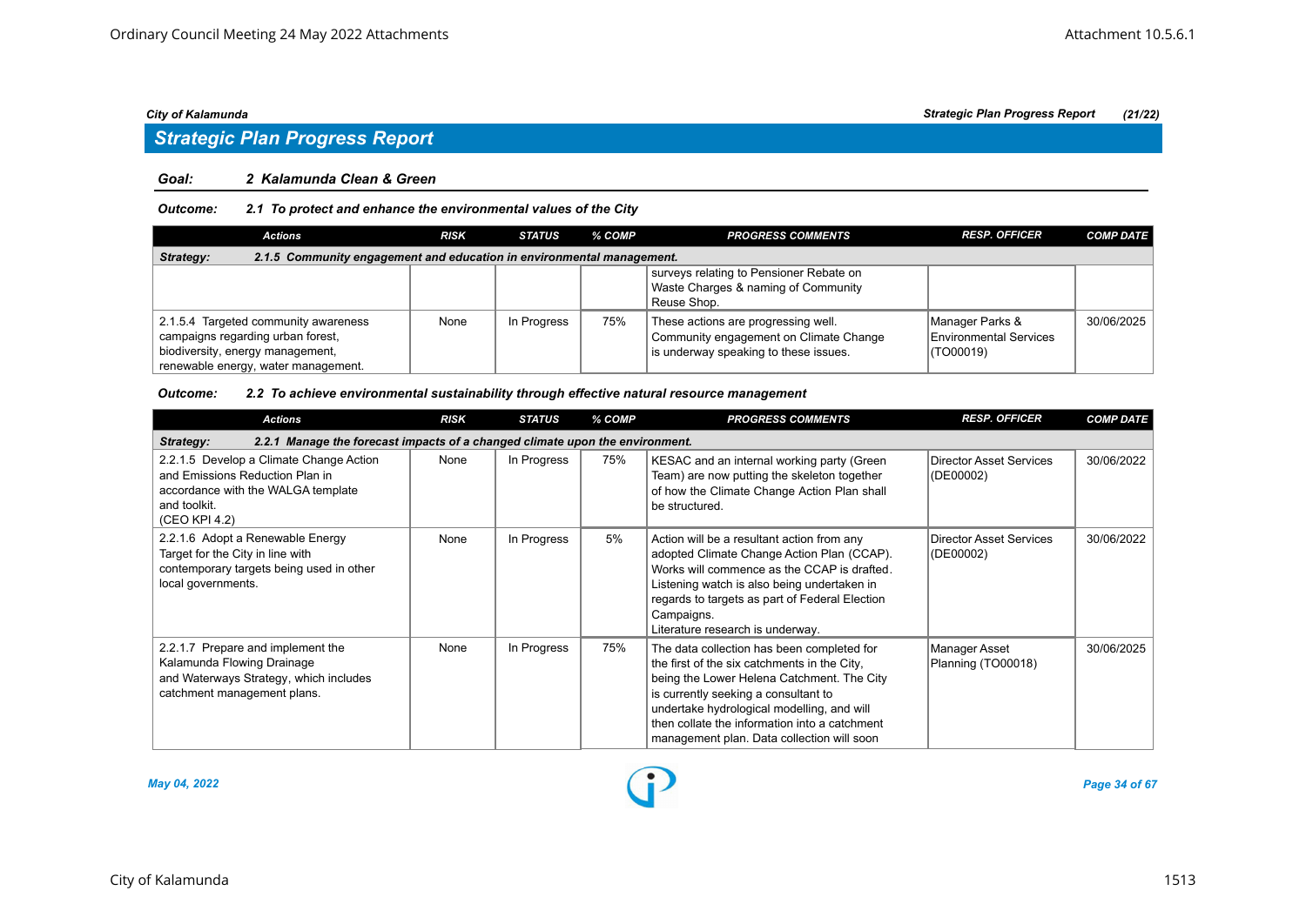## Strategic Plan Progress Report

### Goal: 2 Kalamunda Clean & Green

#### Outcome: 2.1 To protect and enhance the environmental values of the City

| Actions | RISK | STATUS | % COMP | PROGRESS COMMENTS | RESP. OFFICER | COMP DATE |
|---|---|---|---|---|---|---|
| **Strategy: 2.1.5 Community engagement and education in environmental management.** | | | | | | |
| | | | | surveys relating to Pensioner Rebate on Waste Charges & naming of Community Reuse Shop. | | |
| 2.1.5.4 Targeted community awareness campaigns regarding urban forest, biodiversity, energy management, renewable energy, water management. | None | In Progress | 75% | These actions are progressing well. Community engagement on Climate Change is underway speaking to these issues. | Manager Parks & Environmental Services (TO00019) | 30/06/2025 |

#### Outcome: 2.2 To achieve environmental sustainability through effective natural resource management

| Actions | RISK | STATUS | % COMP | PROGRESS COMMENTS | RESP. OFFICER | COMP DATE |
|---|---|---|---|---|---|---|
| **Strategy: 2.2.1 Manage the forecast impacts of a changed climate upon the environment.** | | | | | | |
| 2.2.1.5 Develop a Climate Change Action and Emissions Reduction Plan in accordance with the WALGA template and toolkit. (CEO KPI 4.2) | None | In Progress | 75% | KESAC and an internal working party (Green Team) are now putting the skeleton together of how the Climate Change Action Plan shall be structured. | Director Asset Services (DE00002) | 30/06/2022 |
| 2.2.1.6 Adopt a Renewable Energy Target for the City in line with contemporary targets being used in other local governments. | None | In Progress | 5% | Action will be a resultant action from any adopted Climate Change Action Plan (CCAP). Works will commence as the CCAP is drafted. Listening watch is also being undertaken in regards to targets as part of Federal Election Campaigns. Literature research is underway. | Director Asset Services (DE00002) | 30/06/2022 |
| 2.2.1.7 Prepare and implement the Kalamunda Flowing Drainage and Waterways Strategy, which includes catchment management plans. | None | In Progress | 75% | The data collection has been completed for the first of the six catchments in the City, being the Lower Helena Catchment. The City is currently seeking a consultant to undertake hydrological modelling, and will then collate the information into a catchment management plan. Data collection will soon | Manager Asset Planning (TO00018) | 30/06/2025 |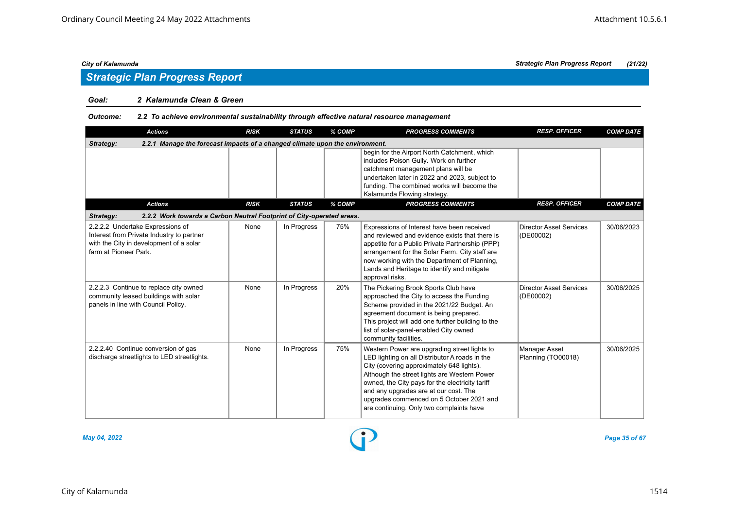## Strategic Plan Progress Report

**Goal:** 2 Kalamunda Clean & Green

**Outcome:** 2.2 To achieve environmental sustainability through effective natural resource management

| Actions | RISK | STATUS | % COMP | PROGRESS COMMENTS | RESP. OFFICER | COMP DATE |
|---|---|---|---|---|---|---|
| **Strategy: 2.2.1 Manage the forecast impacts of a changed climate upon the environment.** | | | | | | |
| | | | | begin for the Airport North Catchment, which includes Poison Gully. Work on further catchment management plans will be undertaken later in 2022 and 2023, subject to funding. The combined works will become the Kalamunda Flowing strategy. | | |

| Actions | RISK | STATUS | % COMP | PROGRESS COMMENTS | RESP. OFFICER | COMP DATE |
|---|---|---|---|---|---|---|
| **Strategy: 2.2.2 Work towards a Carbon Neutral Footprint of City-operated areas.** | | | | | | |
| 2.2.2.2 Undertake Expressions of Interest from Private Industry to partner with the City in development of a solar farm at Pioneer Park. | None | In Progress | 75% | Expressions of Interest have been received and reviewed and evidence exists that there is appetite for a Public Private Partnership (PPP) arrangement for the Solar Farm. City staff are now working with the Department of Planning, Lands and Heritage to identify and mitigate approval risks. | Director Asset Services (DE00002) | 30/06/2023 |
| 2.2.2.3 Continue to replace city owned community leased buildings with solar panels in line with Council Policy. | None | In Progress | 20% | The Pickering Brook Sports Club have approached the City to access the Funding Scheme provided in the 2021/22 Budget. An agreement document is being prepared. This project will add one further building to the list of solar-panel-enabled City owned community facilities. | Director Asset Services (DE00002) | 30/06/2025 |
| 2.2.2.40 Continue conversion of gas discharge streetlights to LED streetlights. | None | In Progress | 75% | Western Power are upgrading street lights to LED lighting on all Distributor A roads in the City (covering approximately 648 lights). Although the street lights are Western Power owned, the City pays for the electricity tariff and any upgrades are at our cost. The upgrades commenced on 5 October 2021 and are continuing. Only two complaints have | Manager Asset Planning (TO00018) | 30/06/2025 |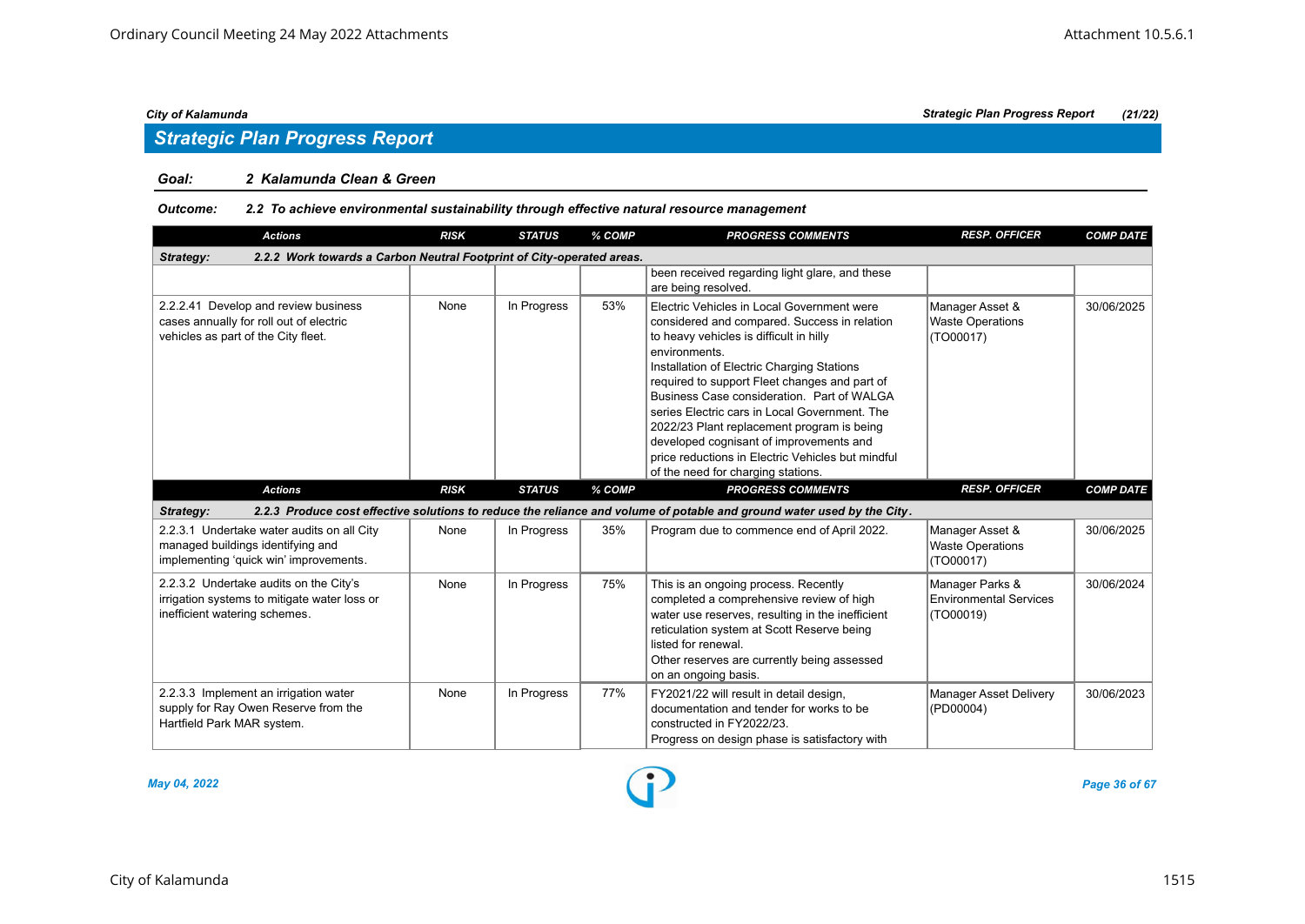## Strategic Plan Progress Report

**Goal:** 2 Kalamunda Clean & Green

**Outcome:** 2.2 To achieve environmental sustainability through effective natural resource management

| Actions | RISK | STATUS | % COMP | PROGRESS COMMENTS | RESP. OFFICER | COMP DATE |
|---|---|---|---|---|---|---|
| **Strategy: 2.2.2 Work towards a Carbon Neutral Footprint of City-operated areas.** | | | | | | |
| | | | | been received regarding light glare, and these are being resolved. | | |
| 2.2.2.41 Develop and review business cases annually for roll out of electric vehicles as part of the City fleet. | None | In Progress | 53% | Electric Vehicles in Local Government were considered and compared. Success in relation to heavy vehicles is difficult in hilly environments.<br>Installation of Electric Charging Stations required to support Fleet changes and part of Business Case consideration. Part of WALGA series Electric cars in Local Government. The 2022/23 Plant replacement program is being developed cognisant of improvements and price reductions in Electric Vehicles but mindful of the need for charging stations. | Manager Asset & Waste Operations (TO00017) | 30/06/2025 |
| **Strategy: 2.2.3 Produce cost effective solutions to reduce the reliance and volume of potable and ground water used by the City.** | | | | | | |
| 2.2.3.1 Undertake water audits on all City managed buildings identifying and implementing 'quick win' improvements. | None | In Progress | 35% | Program due to commence end of April 2022. | Manager Asset & Waste Operations (TO00017) | 30/06/2025 |
| 2.2.3.2 Undertake audits on the City's irrigation systems to mitigate water loss or inefficient watering schemes. | None | In Progress | 75% | This is an ongoing process. Recently completed a comprehensive review of high water use reserves, resulting in the inefficient reticulation system at Scott Reserve being listed for renewal.<br>Other reserves are currently being assessed on an ongoing basis. | Manager Parks & Environmental Services (TO00019) | 30/06/2024 |
| 2.2.3.3 Implement an irrigation water supply for Ray Owen Reserve from the Hartfield Park MAR system. | None | In Progress | 77% | FY2021/22 will result in detail design, documentation and tender for works to be constructed in FY2022/23.<br>Progress on design phase is satisfactory with | Manager Asset Delivery (PD00004) | 30/06/2023 |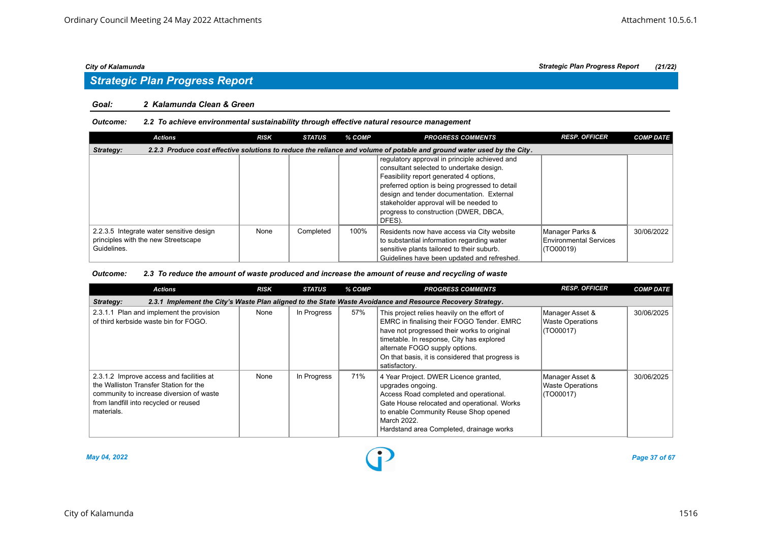## Strategic Plan Progress Report

**Goal: 2 Kalamunda Clean & Green**

***Outcome: 2.2 To achieve environmental sustainability through effective natural resource management***

| Actions | RISK | STATUS | % COMP | PROGRESS COMMENTS | RESP. OFFICER | COMP DATE |
|---|---|---|---|---|---|---|
| ***Strategy: 2.2.3 Produce cost effective solutions to reduce the reliance and volume of potable and ground water used by the City.*** | | | | | | |
| | | | | regulatory approval in principle achieved and consultant selected to undertake design. Feasibility report generated 4 options, preferred option is being progressed to detail design and tender documentation. External stakeholder approval will be needed to progress to construction (DWER, DBCA, DFES). | | |
| 2.2.3.5 Integrate water sensitive design principles with the new Streetscape Guidelines. | None | Completed | 100% | Residents now have access via City website to substantial information regarding water sensitive plants tailored to their suburb. Guidelines have been updated and refreshed. | Manager Parks & Environmental Services (TO00019) | 30/06/2022 |

***Outcome: 2.3 To reduce the amount of waste produced and increase the amount of reuse and recycling of waste***

| Actions | RISK | STATUS | % COMP | PROGRESS COMMENTS | RESP. OFFICER | COMP DATE |
|---|---|---|---|---|---|---|
| ***Strategy: 2.3.1 Implement the City's Waste Plan aligned to the State Waste Avoidance and Resource Recovery Strategy.*** | | | | | | |
| 2.3.1.1 Plan and implement the provision of third kerbside waste bin for FOGO. | None | In Progress | 57% | This project relies heavily on the effort of EMRC in finalising their FOGO Tender. EMRC have not progressed their works to original timetable. In response, City has explored alternate FOGO supply options.<br>On that basis, it is considered that progress is satisfactory. | Manager Asset & Waste Operations (TO00017) | 30/06/2025 |
| 2.3.1.2 Improve access and facilities at the Walliston Transfer Station for the community to increase diversion of waste from landfill into recycled or reused materials. | None | In Progress | 71% | 4 Year Project. DWER Licence granted, upgrades ongoing.<br>Access Road completed and operational.<br>Gate House relocated and operational. Works to enable Community Reuse Shop opened March 2022.<br>Hardstand area Completed, drainage works | Manager Asset & Waste Operations (TO00017) | 30/06/2025 |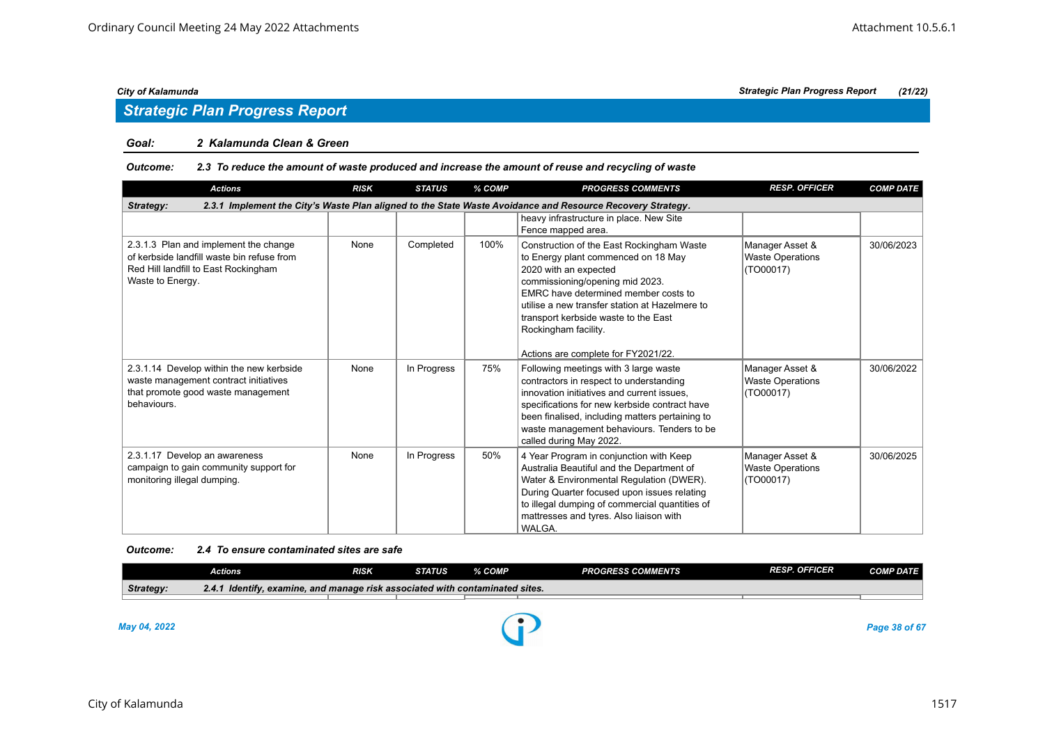## Strategic Plan Progress Report

**Goal:** **2 Kalamunda Clean & Green**

***Outcome:*** ***2.3 To reduce the amount of waste produced and increase the amount of reuse and recycling of waste***

| Actions | RISK | STATUS | % COMP | PROGRESS COMMENTS | RESP. OFFICER | COMP DATE |
|---|---|---|---|---|---|---|
| ***Strategy: 2.3.1 Implement the City's Waste Plan aligned to the State Waste Avoidance and Resource Recovery Strategy.*** | | | | | | |
| | | | | heavy infrastructure in place. New Site Fence mapped area. | | |
| 2.3.1.3 Plan and implement the change of kerbside landfill waste bin refuse from Red Hill landfill to East Rockingham Waste to Energy. | None | Completed | 100% | Construction of the East Rockingham Waste to Energy plant commenced on 18 May 2020 with an expected commissioning/opening mid 2023. EMRC have determined member costs to utilise a new transfer station at Hazelmere to transport kerbside waste to the East Rockingham facility.<br><br>Actions are complete for FY2021/22. | Manager Asset & Waste Operations (TO00017) | 30/06/2023 |
| 2.3.1.14 Develop within the new kerbside waste management contract initiatives that promote good waste management behaviours. | None | In Progress | 75% | Following meetings with 3 large waste contractors in respect to understanding innovation initiatives and current issues, specifications for new kerbside contract have been finalised, including matters pertaining to waste management behaviours. Tenders to be called during May 2022. | Manager Asset & Waste Operations (TO00017) | 30/06/2022 |
| 2.3.1.17 Develop an awareness campaign to gain community support for monitoring illegal dumping. | None | In Progress | 50% | 4 Year Program in conjunction with Keep Australia Beautiful and the Department of Water & Environmental Regulation (DWER). During Quarter focused upon issues relating to illegal dumping of commercial quantities of mattresses and tyres. Also liaison with WALGA. | Manager Asset & Waste Operations (TO00017) | 30/06/2025 |

***Outcome:*** ***2.4 To ensure contaminated sites are safe***

| Actions | RISK | STATUS | % COMP | PROGRESS COMMENTS | RESP. OFFICER | COMP DATE |
|---|---|---|---|---|---|---|
| ***Strategy: 2.4.1 Identify, examine, and manage risk associated with contaminated sites.*** | | | | | | |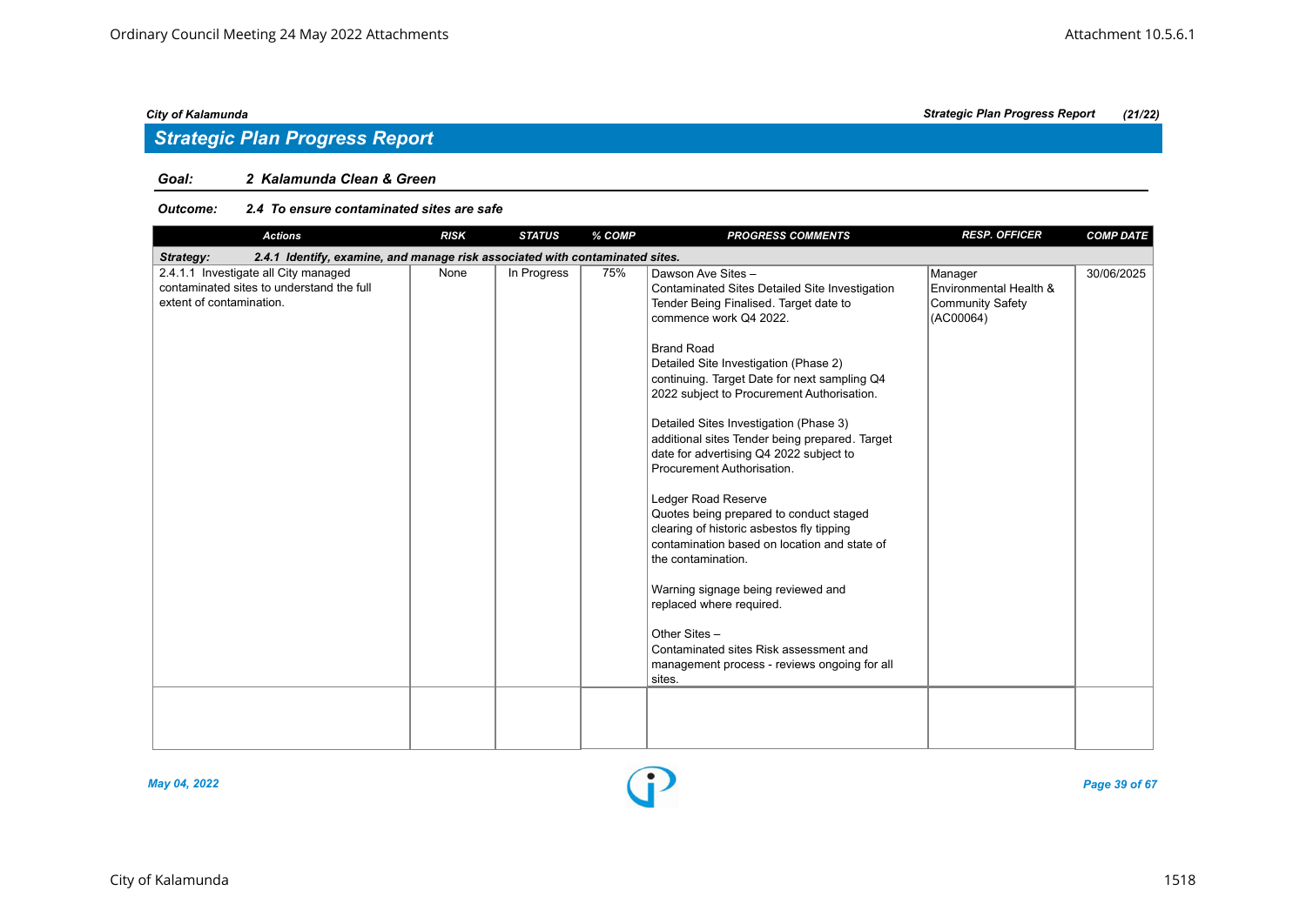## Strategic Plan Progress Report

**Goal:** *2 Kalamunda Clean & Green*

**Outcome:** *2.4 To ensure contaminated sites are safe*

| Actions | RISK | STATUS | % COMP | PROGRESS COMMENTS | RESP. OFFICER | COMP DATE |
|---|---|---|---|---|---|---|
| **Strategy: 2.4.1 Identify, examine, and manage risk associated with contaminated sites.** | | | | | | |
| 2.4.1.1 Investigate all City managed contaminated sites to understand the full extent of contamination. | None | In Progress | 75% | Dawson Ave Sites – Contaminated Sites Detailed Site Investigation Tender Being Finalised. Target date to commence work Q4 2022.<br><br>Brand Road Detailed Site Investigation (Phase 2) continuing. Target Date for next sampling Q4 2022 subject to Procurement Authorisation.<br><br>Detailed Sites Investigation (Phase 3) additional sites Tender being prepared. Target date for advertising Q4 2022 subject to Procurement Authorisation.<br><br>Ledger Road Reserve Quotes being prepared to conduct staged clearing of historic asbestos fly tipping contamination based on location and state of the contamination.<br><br>Warning signage being reviewed and replaced where required.<br><br>Other Sites – Contaminated sites Risk assessment and management process - reviews ongoing for all sites. | Manager Environmental Health & Community Safety (AC00064) | 30/06/2025 |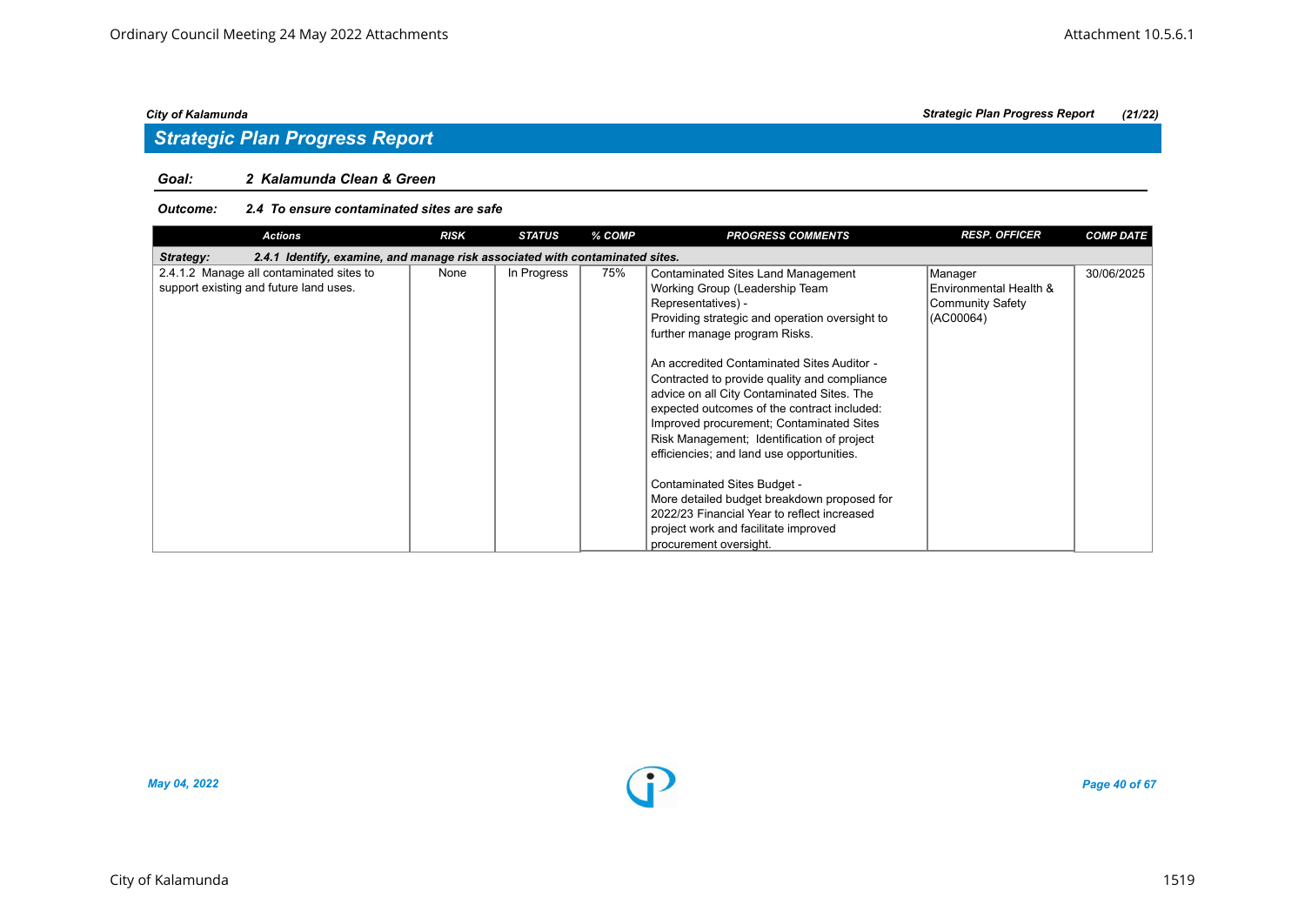## Strategic Plan Progress Report

*City of Kalamunda* — *Strategic Plan Progress Report* *(21/22)*

**Goal:** ***2 Kalamunda Clean & Green***

**Outcome:** ***2.4 To ensure contaminated sites are safe***

| Actions | RISK | STATUS | % COMP | PROGRESS COMMENTS | RESP. OFFICER | COMP DATE |
|---|---|---|---|---|---|---|
| ***Strategy: 2.4.1 Identify, examine, and manage risk associated with contaminated sites.*** | | | | | | |
| 2.4.1.2 Manage all contaminated sites to support existing and future land uses. | None | In Progress | 75% | Contaminated Sites Land Management Working Group (Leadership Team Representatives) - Providing strategic and operation oversight to further manage program Risks.<br><br>An accredited Contaminated Sites Auditor - Contracted to provide quality and compliance advice on all City Contaminated Sites. The expected outcomes of the contract included: Improved procurement; Contaminated Sites Risk Management; Identification of project efficiencies; and land use opportunities.<br><br>Contaminated Sites Budget - More detailed budget breakdown proposed for 2022/23 Financial Year to reflect increased project work and facilitate improved procurement oversight. | Manager Environmental Health & Community Safety (AC00064) | 30/06/2025 |

*May 04, 2022*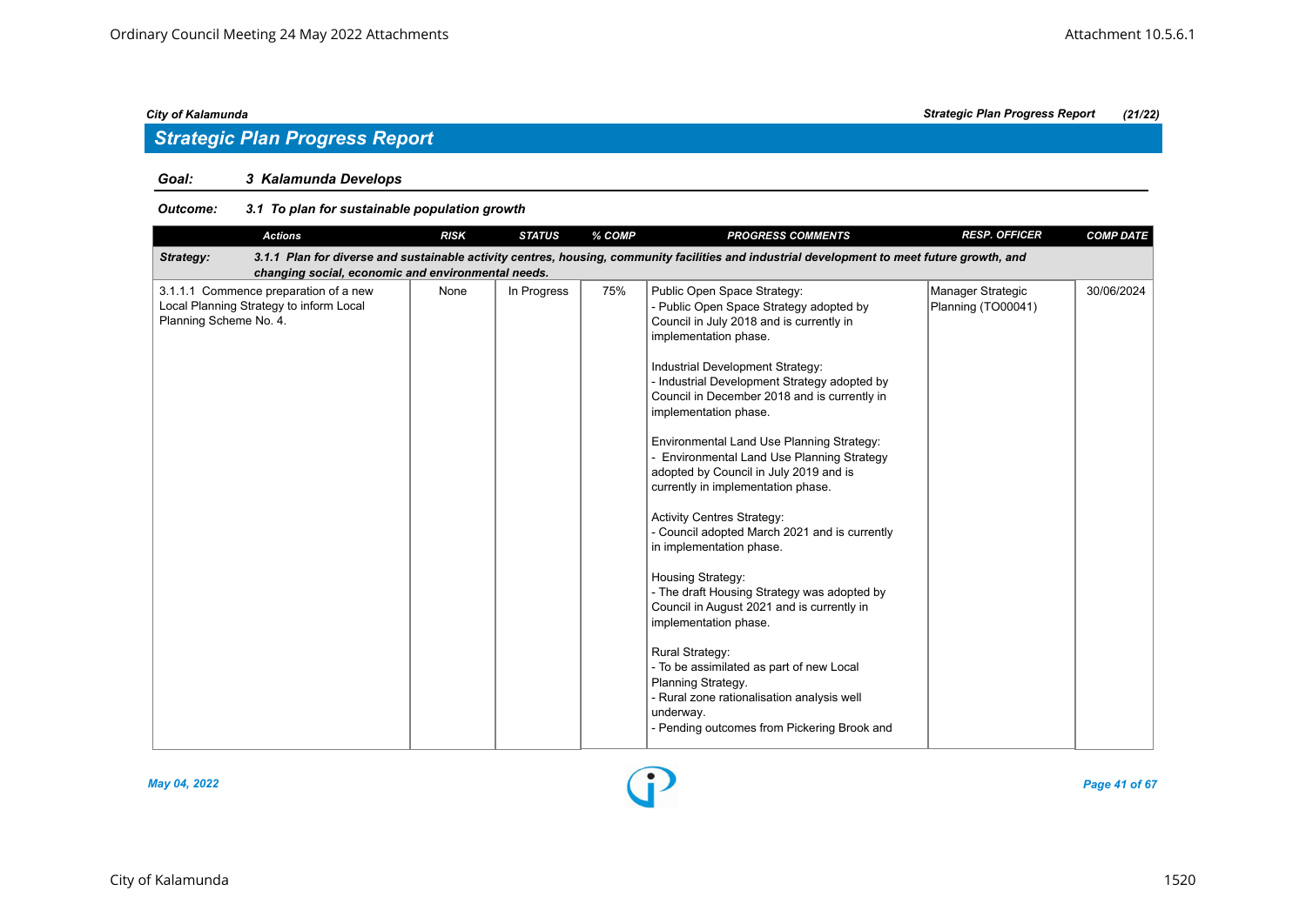## Strategic Plan Progress Report

**Goal:** *3 Kalamunda Develops*

**Outcome:** *3.1 To plan for sustainable population growth*

| Actions | RISK | STATUS | % COMP | PROGRESS COMMENTS | RESP. OFFICER | COMP DATE |
|---|---|---|---|---|---|---|
| **Strategy:** *3.1.1 Plan for diverse and sustainable activity centres, housing, community facilities and industrial development to meet future growth, and changing social, economic and environmental needs.* | | | | | | |
| 3.1.1.1 Commence preparation of a new Local Planning Strategy to inform Local Planning Scheme No. 4. | None | In Progress | 75% | Public Open Space Strategy:<br>- Public Open Space Strategy adopted by Council in July 2018 and is currently in implementation phase.<br><br>Industrial Development Strategy:<br>- Industrial Development Strategy adopted by Council in December 2018 and is currently in implementation phase.<br><br>Environmental Land Use Planning Strategy:<br>- Environmental Land Use Planning Strategy adopted by Council in July 2019 and is currently in implementation phase.<br><br>Activity Centres Strategy:<br>- Council adopted March 2021 and is currently in implementation phase.<br><br>Housing Strategy:<br>- The draft Housing Strategy was adopted by Council in August 2021 and is currently in implementation phase.<br><br>Rural Strategy:<br>- To be assimilated as part of new Local Planning Strategy.<br>- Rural zone rationalisation analysis well underway.<br>- Pending outcomes from Pickering Brook and | Manager Strategic Planning (TO00041) | 30/06/2024 |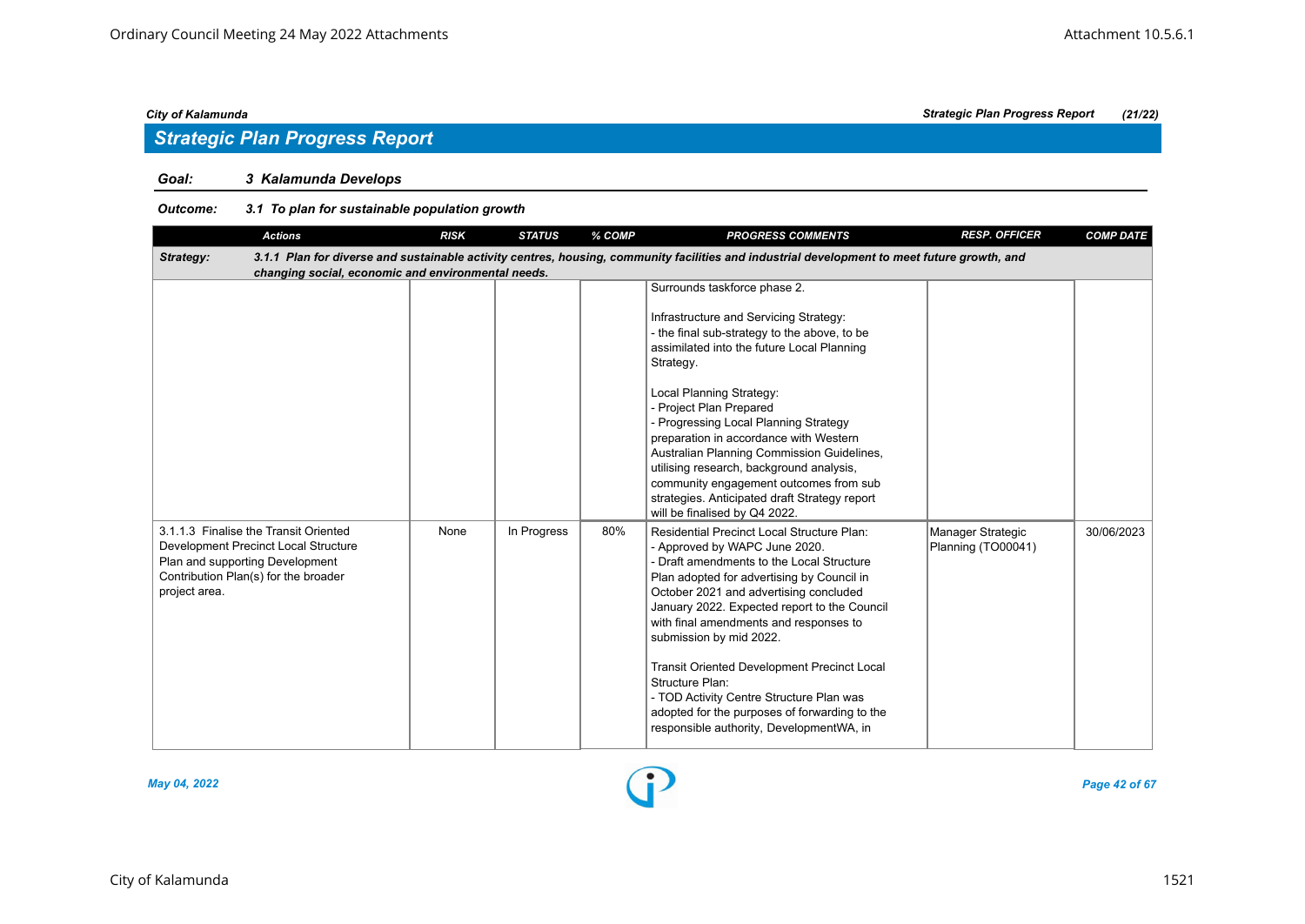## Strategic Plan Progress Report

**Goal:** *3 Kalamunda Develops*

**Outcome:** *3.1 To plan for sustainable population growth*

| Actions | RISK | STATUS | % COMP | PROGRESS COMMENTS | RESP. OFFICER | COMP DATE |
|---|---|---|---|---|---|---|
| **Strategy:** *3.1.1 Plan for diverse and sustainable activity centres, housing, community facilities and industrial development to meet future growth, and changing social, economic and environmental needs.* | | | | | | |
| | | | | Surrounds taskforce phase 2.<br><br>Infrastructure and Servicing Strategy:<br>- the final sub-strategy to the above, to be assimilated into the future Local Planning Strategy.<br><br>Local Planning Strategy:<br>- Project Plan Prepared<br>- Progressing Local Planning Strategy preparation in accordance with Western Australian Planning Commission Guidelines, utilising research, background analysis, community engagement outcomes from sub strategies. Anticipated draft Strategy report will be finalised by Q4 2022. | | |
| 3.1.1.3 Finalise the Transit Oriented Development Precinct Local Structure Plan and supporting Development Contribution Plan(s) for the broader project area. | None | In Progress | 80% | Residential Precinct Local Structure Plan:<br>- Approved by WAPC June 2020.<br>- Draft amendments to the Local Structure Plan adopted for advertising by Council in October 2021 and advertising concluded January 2022. Expected report to the Council with final amendments and responses to submission by mid 2022.<br><br>Transit Oriented Development Precinct Local Structure Plan:<br>- TOD Activity Centre Structure Plan was adopted for the purposes of forwarding to the responsible authority, DevelopmentWA, in | Manager Strategic Planning (TO00041) | 30/06/2023 |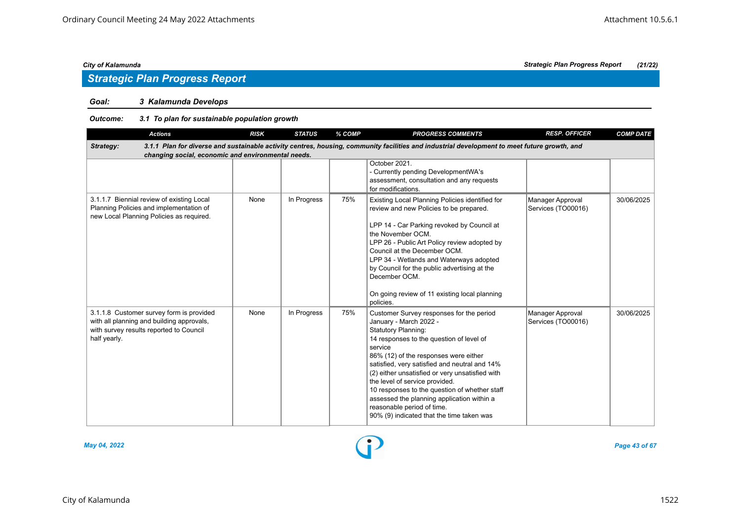## Strategic Plan Progress Report

**Goal:** *3 Kalamunda Develops*

**Outcome:** *3.1 To plan for sustainable population growth*

| Actions | RISK | STATUS | % COMP | PROGRESS COMMENTS | RESP. OFFICER | COMP DATE |
|---|---|---|---|---|---|---|
| **Strategy:** *3.1.1 Plan for diverse and sustainable activity centres, housing, community facilities and industrial development to meet future growth, and changing social, economic and environmental needs.* | | | | | | |
| | | | | October 2021.<br>- Currently pending DevelopmentWA's assessment, consultation and any requests for modifications. | | |
| 3.1.1.7 Biennial review of existing Local Planning Policies and implementation of new Local Planning Policies as required. | None | In Progress | 75% | Existing Local Planning Policies identified for review and new Policies to be prepared.<br><br>LPP 14 - Car Parking revoked by Council at the November OCM.<br>LPP 26 - Public Art Policy review adopted by Council at the December OCM.<br>LPP 34 - Wetlands and Waterways adopted by Council for the public advertising at the December OCM.<br><br>On going review of 11 existing local planning policies. | Manager Approval Services (TO00016) | 30/06/2025 |
| 3.1.1.8 Customer survey form is provided with all planning and building approvals, with survey results reported to Council half yearly. | None | In Progress | 75% | Customer Survey responses for the period January - March 2022 -<br>Statutory Planning:<br>14 responses to the question of level of service<br>86% (12) of the responses were either satisfied, very satisfied and neutral and 14% (2) either unsatisfied or very unsatisfied with the level of service provided.<br>10 responses to the question of whether staff assessed the planning application within a reasonable period of time.<br>90% (9) indicated that the time taken was | Manager Approval Services (TO00016) | 30/06/2025 |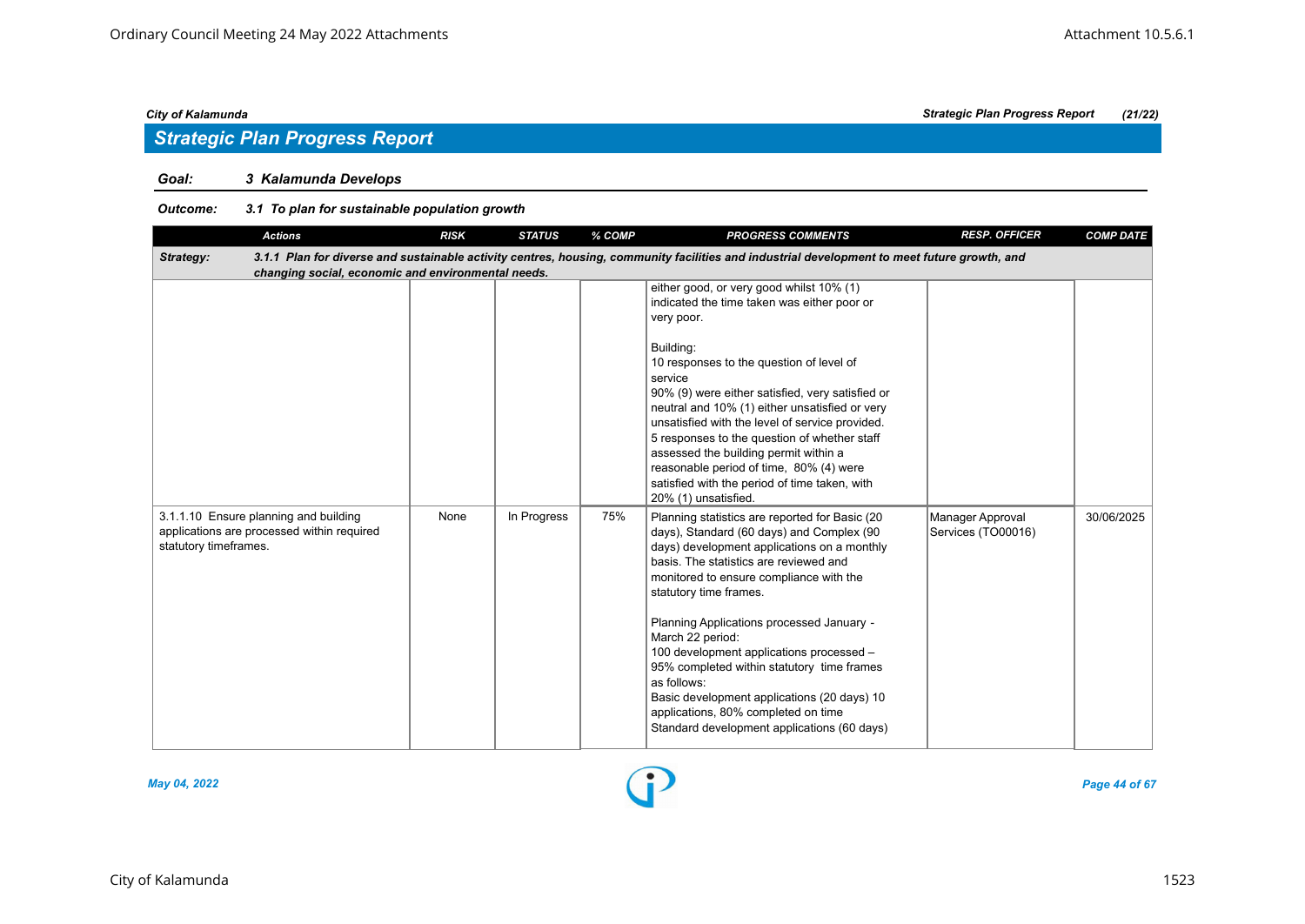## Strategic Plan Progress Report

**Goal: 3 Kalamunda Develops**

**Outcome: 3.1 To plan for sustainable population growth**

| Actions | RISK | STATUS | % COMP | PROGRESS COMMENTS | RESP. OFFICER | COMP DATE |
|---|---|---|---|---|---|---|
| **Strategy: 3.1.1 Plan for diverse and sustainable activity centres, housing, community facilities and industrial development to meet future growth, and changing social, economic and environmental needs.** | | | | | | |
| | | | | either good, or very good whilst 10% (1) indicated the time taken was either poor or very poor.<br><br>Building:<br>10 responses to the question of level of service<br>90% (9) were either satisfied, very satisfied or neutral and 10% (1) either unsatisfied or very unsatisfied with the level of service provided.<br>5 responses to the question of whether staff assessed the building permit within a reasonable period of time, 80% (4) were satisfied with the period of time taken, with 20% (1) unsatisfied. | | |
| 3.1.1.10 Ensure planning and building applications are processed within required statutory timeframes. | None | In Progress | 75% | Planning statistics are reported for Basic (20 days), Standard (60 days) and Complex (90 days) development applications on a monthly basis. The statistics are reviewed and monitored to ensure compliance with the statutory time frames.<br><br>Planning Applications processed January - March 22 period:<br>100 development applications processed – 95% completed within statutory time frames as follows:<br>Basic development applications (20 days) 10 applications, 80% completed on time<br>Standard development applications (60 days) | Manager Approval Services (TO00016) | 30/06/2025 |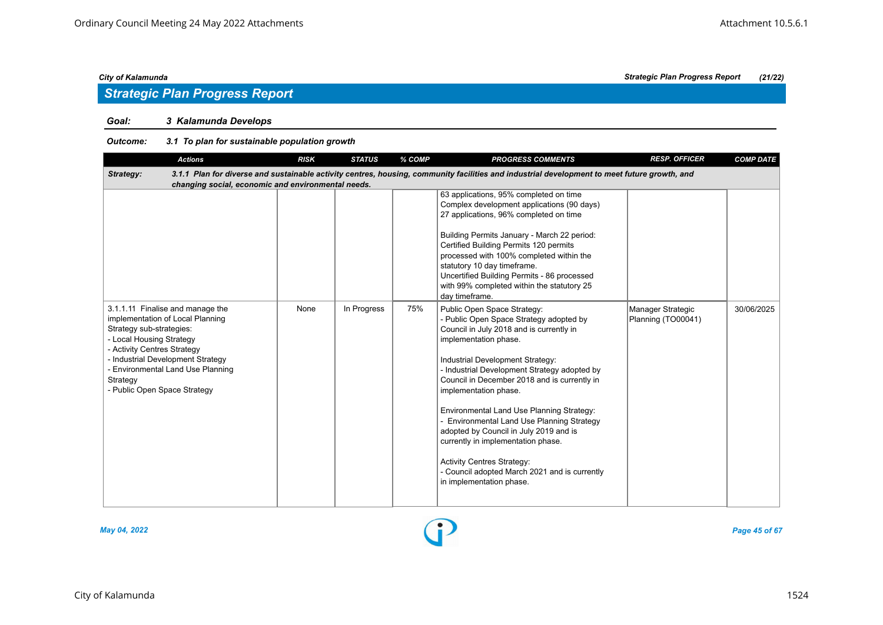## Strategic Plan Progress Report

**Goal:** 3 Kalamunda Develops

**Outcome:** 3.1 To plan for sustainable population growth

| Actions | RISK | STATUS | % COMP | PROGRESS COMMENTS | RESP. OFFICER | COMP DATE |
|---|---|---|---|---|---|---|
| **Strategy:** 3.1.1 Plan for diverse and sustainable activity centres, housing, community facilities and industrial development to meet future growth, and changing social, economic and environmental needs. | | | | | | |
| | | | | 63 applications, 95% completed on time<br>Complex development applications (90 days)<br>27 applications, 96% completed on time<br><br>Building Permits January - March 22 period:<br>Certified Building Permits 120 permits processed with 100% completed within the statutory 10 day timeframe.<br>Uncertified Building Permits - 86 processed with 99% completed within the statutory 25 day timeframe. | | |
| 3.1.1.11 Finalise and manage the implementation of Local Planning Strategy sub-strategies:<br>- Local Housing Strategy<br>- Activity Centres Strategy<br>- Industrial Development Strategy<br>- Environmental Land Use Planning Strategy<br>- Public Open Space Strategy | None | In Progress | 75% | Public Open Space Strategy:<br>- Public Open Space Strategy adopted by Council in July 2018 and is currently in implementation phase.<br><br>Industrial Development Strategy:<br>- Industrial Development Strategy adopted by Council in December 2018 and is currently in implementation phase.<br><br>Environmental Land Use Planning Strategy:<br>- Environmental Land Use Planning Strategy adopted by Council in July 2019 and is currently in implementation phase.<br><br>Activity Centres Strategy:<br>- Council adopted March 2021 and is currently in implementation phase. | Manager Strategic Planning (TO00041) | 30/06/2025 |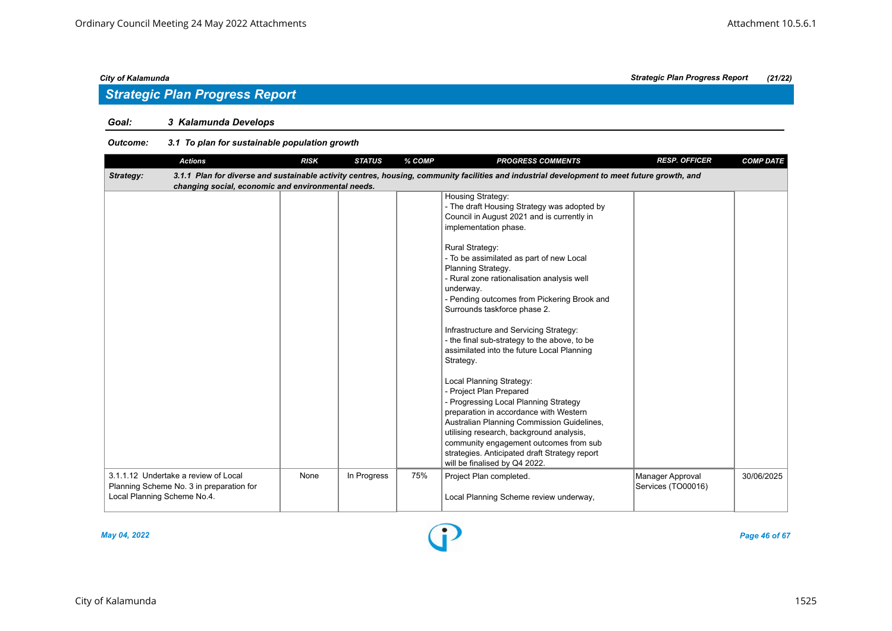## Strategic Plan Progress Report

**Goal:** ***3 Kalamunda Develops***

**Outcome:** ***3.1 To plan for sustainable population growth***

| Actions | RISK | STATUS | % COMP | PROGRESS COMMENTS | RESP. OFFICER | COMP DATE |
|---|---|---|---|---|---|---|
| ***Strategy: 3.1.1 Plan for diverse and sustainable activity centres, housing, community facilities and industrial development to meet future growth, and changing social, economic and environmental needs.*** | | | | | | |
| | | | | Housing Strategy:<br>- The draft Housing Strategy was adopted by Council in August 2021 and is currently in implementation phase.<br><br>Rural Strategy:<br>- To be assimilated as part of new Local Planning Strategy.<br>- Rural zone rationalisation analysis well underway.<br>- Pending outcomes from Pickering Brook and Surrounds taskforce phase 2.<br><br>Infrastructure and Servicing Strategy:<br>- the final sub-strategy to the above, to be assimilated into the future Local Planning Strategy.<br><br>Local Planning Strategy:<br>- Project Plan Prepared<br>- Progressing Local Planning Strategy preparation in accordance with Western Australian Planning Commission Guidelines, utilising research, background analysis, community engagement outcomes from sub strategies. Anticipated draft Strategy report will be finalised by Q4 2022. | | |
| 3.1.1.12 Undertake a review of Local Planning Scheme No. 3 in preparation for Local Planning Scheme No.4. | None | In Progress | 75% | Project Plan completed.<br><br>Local Planning Scheme review underway, | Manager Approval Services (TO00016) | 30/06/2025 |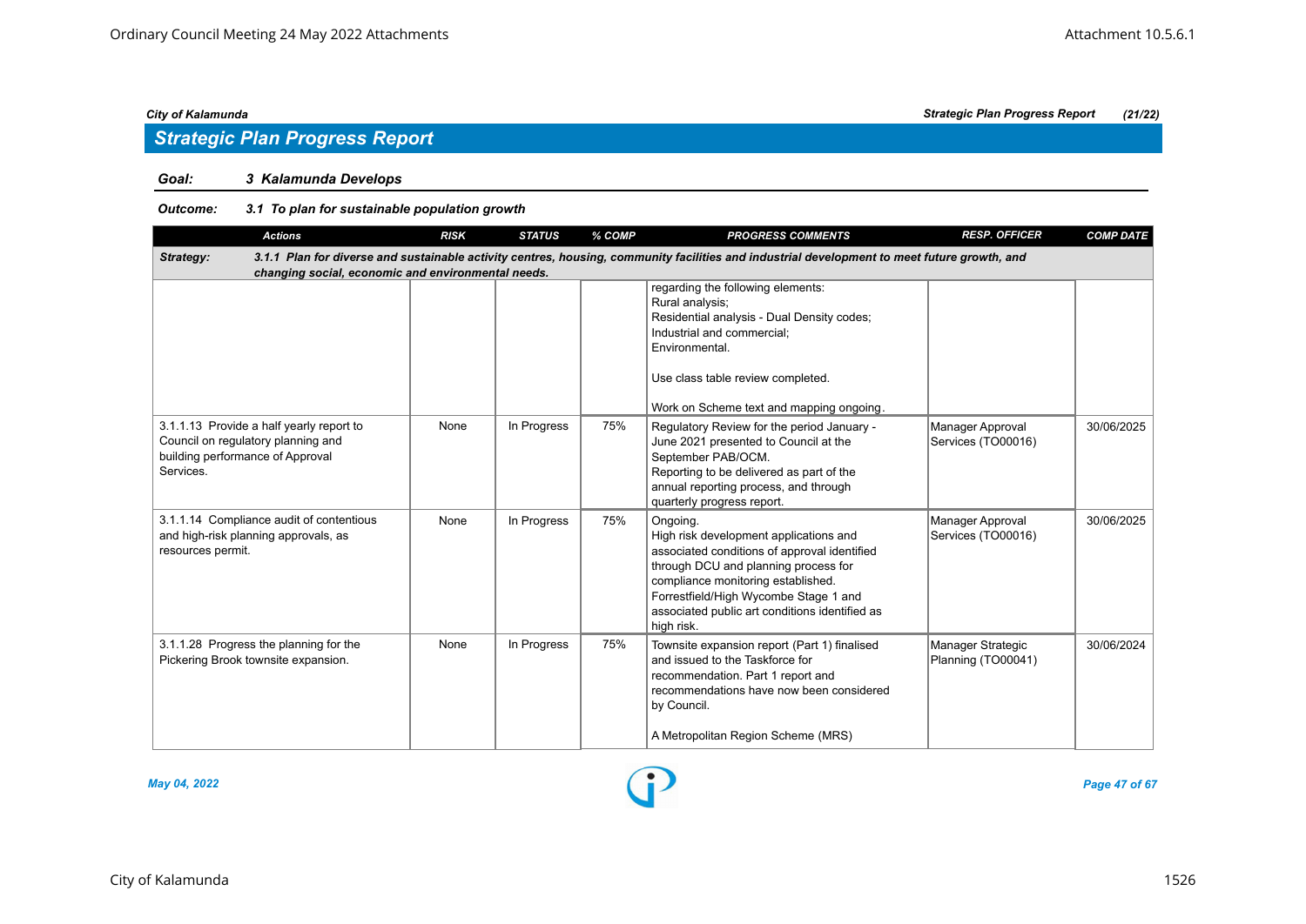## Strategic Plan Progress Report

**Goal:** 3 Kalamunda Develops

**Outcome:** 3.1 To plan for sustainable population growth

| Actions | RISK | STATUS | % COMP | PROGRESS COMMENTS | RESP. OFFICER | COMP DATE |
|---|---|---|---|---|---|---|
| **Strategy:** 3.1.1 Plan for diverse and sustainable activity centres, housing, community facilities and industrial development to meet future growth, and changing social, economic and environmental needs. | | | | | | |
| | | | | regarding the following elements:<br>Rural analysis;<br>Residential analysis - Dual Density codes;<br>Industrial and commercial;<br>Environmental.<br><br>Use class table review completed.<br><br>Work on Scheme text and mapping ongoing. | | |
| 3.1.1.13 Provide a half yearly report to Council on regulatory planning and building performance of Approval Services. | None | In Progress | 75% | Regulatory Review for the period January - June 2021 presented to Council at the September PAB/OCM.<br>Reporting to be delivered as part of the annual reporting process, and through quarterly progress report. | Manager Approval Services (TO00016) | 30/06/2025 |
| 3.1.1.14 Compliance audit of contentious and high-risk planning approvals, as resources permit. | None | In Progress | 75% | Ongoing.<br>High risk development applications and associated conditions of approval identified through DCU and planning process for compliance monitoring established.<br>Forrestfield/High Wycombe Stage 1 and associated public art conditions identified as high risk. | Manager Approval Services (TO00016) | 30/06/2025 |
| 3.1.1.28 Progress the planning for the Pickering Brook townsite expansion. | None | In Progress | 75% | Townsite expansion report (Part 1) finalised and issued to the Taskforce for recommendation. Part 1 report and recommendations have now been considered by Council.<br><br>A Metropolitan Region Scheme (MRS) | Manager Strategic Planning (TO00041) | 30/06/2024 |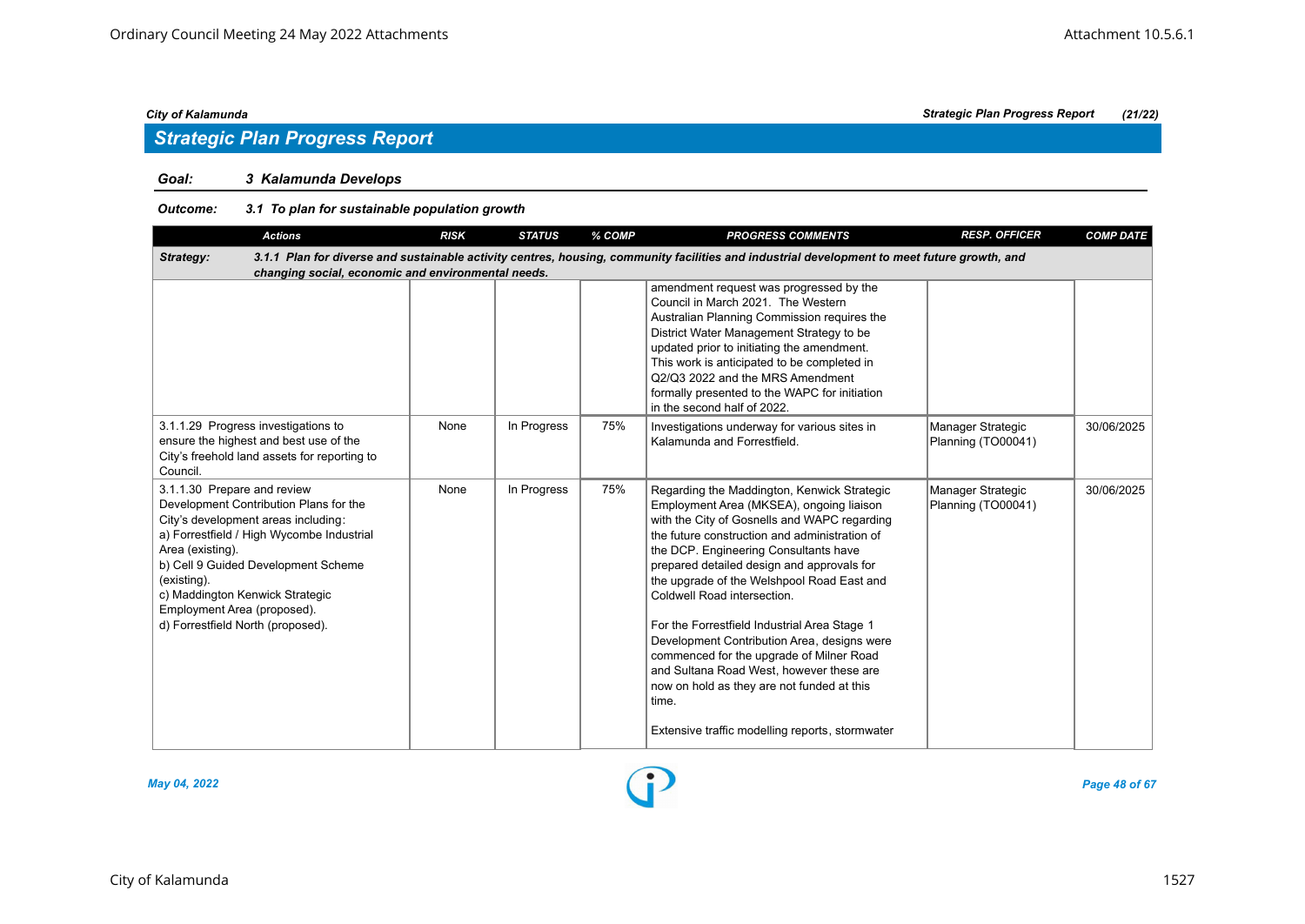## Strategic Plan Progress Report

**Goal:** *3 Kalamunda Develops*

**Outcome:** *3.1 To plan for sustainable population growth*

| Actions | RISK | STATUS | % COMP | PROGRESS COMMENTS | RESP. OFFICER | COMP DATE |
|---|---|---|---|---|---|---|
| **Strategy:** *3.1.1 Plan for diverse and sustainable activity centres, housing, community facilities and industrial development to meet future growth, and changing social, economic and environmental needs.* | | | | | | |
| | | | | amendment request was progressed by the Council in March 2021. The Western Australian Planning Commission requires the District Water Management Strategy to be updated prior to initiating the amendment. This work is anticipated to be completed in Q2/Q3 2022 and the MRS Amendment formally presented to the WAPC for initiation in the second half of 2022. | | |
| 3.1.1.29 Progress investigations to ensure the highest and best use of the City's freehold land assets for reporting to Council. | None | In Progress | 75% | Investigations underway for various sites in Kalamunda and Forrestfield. | Manager Strategic Planning (TO00041) | 30/06/2025 |
| 3.1.1.30 Prepare and review Development Contribution Plans for the City's development areas including:<br>a) Forrestfield / High Wycombe Industrial Area (existing).<br>b) Cell 9 Guided Development Scheme (existing).<br>c) Maddington Kenwick Strategic Employment Area (proposed).<br>d) Forrestfield North (proposed). | None | In Progress | 75% | Regarding the Maddington, Kenwick Strategic Employment Area (MKSEA), ongoing liaison with the City of Gosnells and WAPC regarding the future construction and administration of the DCP. Engineering Consultants have prepared detailed design and approvals for the upgrade of the Welshpool Road East and Coldwell Road intersection.<br><br>For the Forrestfield Industrial Area Stage 1 Development Contribution Area, designs were commenced for the upgrade of Milner Road and Sultana Road West, however these are now on hold as they are not funded at this time.<br><br>Extensive traffic modelling reports, stormwater | Manager Strategic Planning (TO00041) | 30/06/2025 |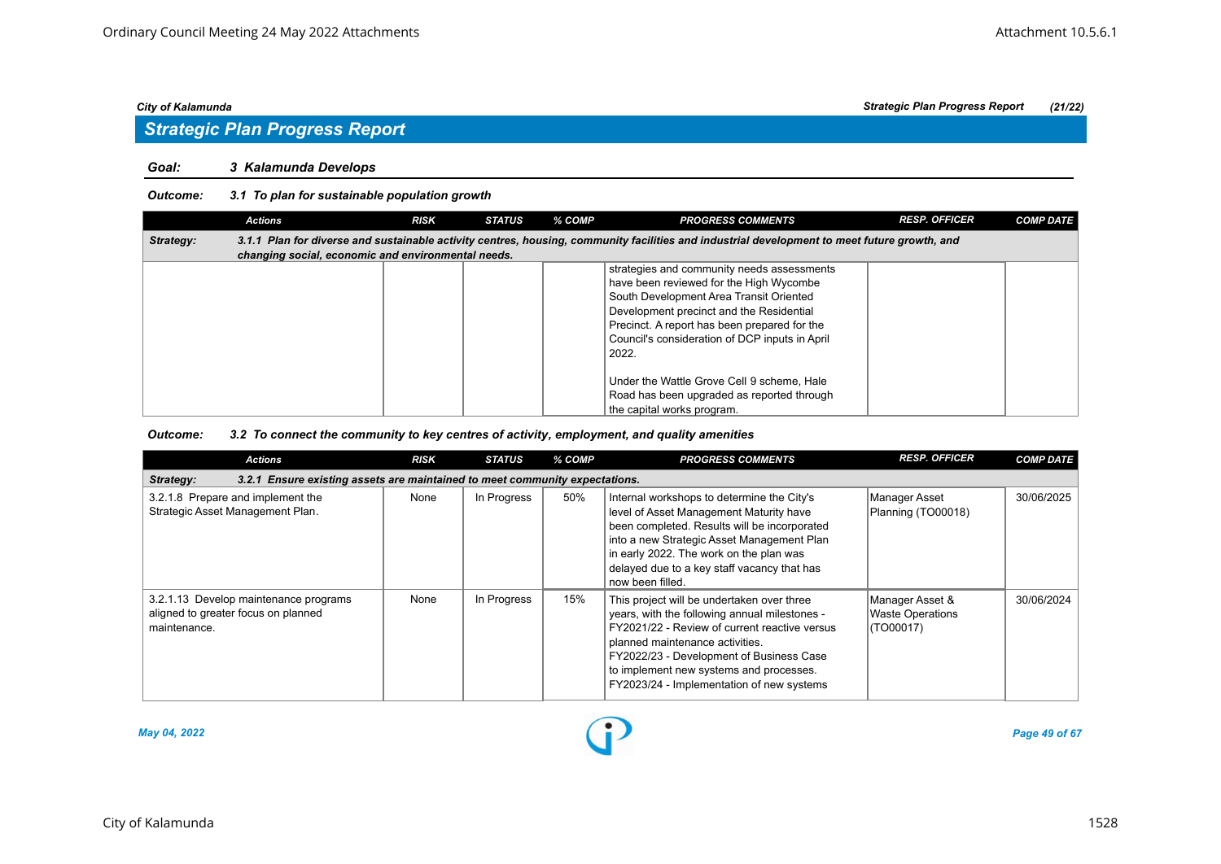## Strategic Plan Progress Report

### Goal: 3 Kalamunda Develops

#### Outcome: 3.1 To plan for sustainable population growth

| Actions | RISK | STATUS | % COMP | PROGRESS COMMENTS | RESP. OFFICER | COMP DATE |
|---|---|---|---|---|---|---|
| **Strategy: 3.1.1 Plan for diverse and sustainable activity centres, housing, community facilities and industrial development to meet future growth, and changing social, economic and environmental needs.** | | | | | | |
| | | | | strategies and community needs assessments have been reviewed for the High Wycombe South Development Area Transit Oriented Development precinct and the Residential Precinct. A report has been prepared for the Council's consideration of DCP inputs in April 2022.<br><br>Under the Wattle Grove Cell 9 scheme, Hale Road has been upgraded as reported through the capital works program. | | |

#### Outcome: 3.2 To connect the community to key centres of activity, employment, and quality amenities

| Actions | RISK | STATUS | % COMP | PROGRESS COMMENTS | RESP. OFFICER | COMP DATE |
|---|---|---|---|---|---|---|
| **Strategy: 3.2.1 Ensure existing assets are maintained to meet community expectations.** | | | | | | |
| 3.2.1.8 Prepare and implement the Strategic Asset Management Plan. | None | In Progress | 50% | Internal workshops to determine the City's level of Asset Management Maturity have been completed. Results will be incorporated into a new Strategic Asset Management Plan in early 2022. The work on the plan was delayed due to a key staff vacancy that has now been filled. | Manager Asset Planning (TO00018) | 30/06/2025 |
| 3.2.1.13 Develop maintenance programs aligned to greater focus on planned maintenance. | None | In Progress | 15% | This project will be undertaken over three years, with the following annual milestones - FY2021/22 - Review of current reactive versus planned maintenance activities. FY2022/23 - Development of Business Case to implement new systems and processes. FY2023/24 - Implementation of new systems | Manager Asset & Waste Operations (TO00017) | 30/06/2024 |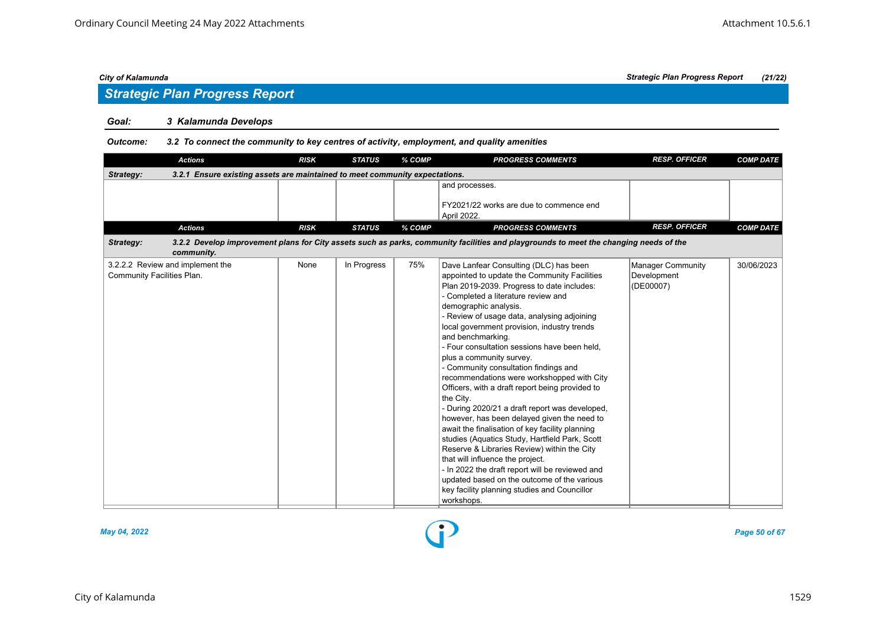## Strategic Plan Progress Report

**Goal:** *3 Kalamunda Develops*

**Outcome:** *3.2 To connect the community to key centres of activity, employment, and quality amenities*

| Actions | RISK | STATUS | % COMP | PROGRESS COMMENTS | RESP. OFFICER | COMP DATE |
|---|---|---|---|---|---|---|
| **Strategy: 3.2.1 Ensure existing assets are maintained to meet community expectations.** | | | | | | |
| | | | | and processes.<br><br>FY2021/22 works are due to commence end April 2022. | | |
| **Strategy: 3.2.2 Develop improvement plans for City assets such as parks, community facilities and playgrounds to meet the changing needs of the community.** | | | | | | |
| 3.2.2.2 Review and implement the Community Facilities Plan. | None | In Progress | 75% | Dave Lanfear Consulting (DLC) has been appointed to update the Community Facilities Plan 2019-2039. Progress to date includes:<br>- Completed a literature review and demographic analysis.<br>- Review of usage data, analysing adjoining local government provision, industry trends and benchmarking.<br>- Four consultation sessions have been held, plus a community survey.<br>- Community consultation findings and recommendations were workshopped with City Officers, with a draft report being provided to the City.<br>- During 2020/21 a draft report was developed, however, has been delayed given the need to await the finalisation of key facility planning studies (Aquatics Study, Hartfield Park, Scott Reserve & Libraries Review) within the City that will influence the project.<br>- In 2022 the draft report will be reviewed and updated based on the outcome of the various key facility planning studies and Councillor workshops. | Manager Community Development (DE00007) | 30/06/2023 |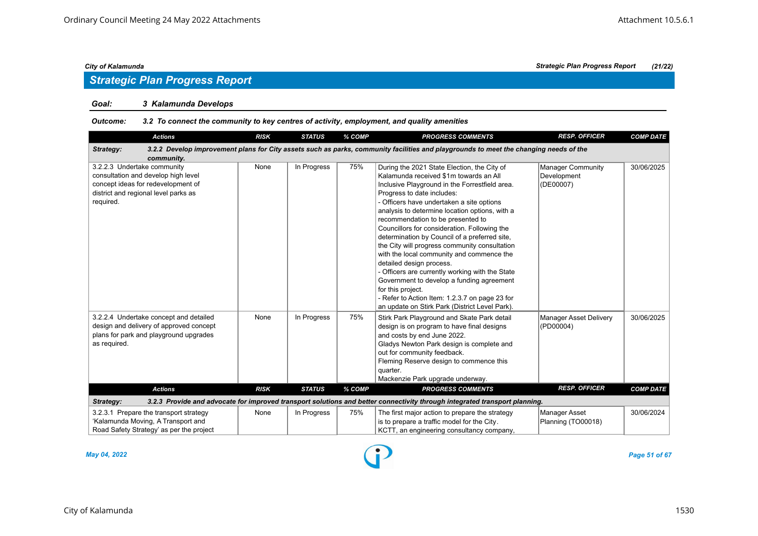## Strategic Plan Progress Report

**Goal:** *3 Kalamunda Develops*

**Outcome:** *3.2 To connect the community to key centres of activity, employment, and quality amenities*

| Actions | RISK | STATUS | % COMP | PROGRESS COMMENTS | RESP. OFFICER | COMP DATE |
|---|---|---|---|---|---|---|
| **Strategy: 3.2.2 Develop improvement plans for City assets such as parks, community facilities and playgrounds to meet the changing needs of the community.** | | | | | | |
| 3.2.2.3 Undertake community consultation and develop high level concept ideas for redevelopment of district and regional level parks as required. | None | In Progress | 75% | During the 2021 State Election, the City of Kalamunda received $1m towards an All Inclusive Playground in the Forrestfield area. Progress to date includes:<br>- Officers have undertaken a site options analysis to determine location options, with a recommendation to be presented to Councillors for consideration. Following the determination by Council of a preferred site, the City will progress community consultation with the local community and commence the detailed design process.<br>- Officers are currently working with the State Government to develop a funding agreement for this project.<br>- Refer to Action Item: 1.2.3.7 on page 23 for an update on Stirk Park (District Level Park). | Manager Community Development (DE00007) | 30/06/2025 |
| 3.2.2.4 Undertake concept and detailed design and delivery of approved concept plans for park and playground upgrades as required. | None | In Progress | 75% | Stirk Park Playground and Skate Park detail design is on program to have final designs and costs by end June 2022.<br>Gladys Newton Park design is complete and out for community feedback.<br>Fleming Reserve design to commence this quarter.<br>Mackenzie Park upgrade underway. | Manager Asset Delivery (PD00004) | 30/06/2025 |
| **Strategy: 3.2.3 Provide and advocate for improved transport solutions and better connectivity through integrated transport planning.** | | | | | | |
| 3.2.3.1 Prepare the transport strategy 'Kalamunda Moving, A Transport and Road Safety Strategy' as per the project | None | In Progress | 75% | The first major action to prepare the strategy is to prepare a traffic model for the City. KCTT, an engineering consultancy company, | Manager Asset Planning (TO00018) | 30/06/2024 |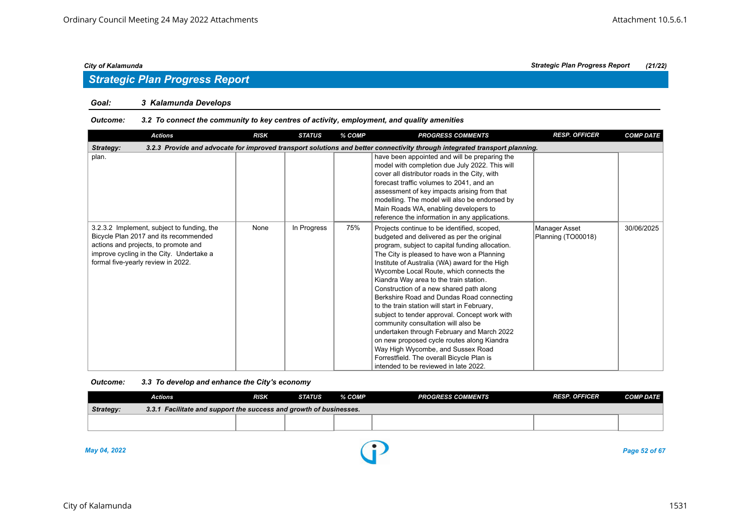## Strategic Plan Progress Report

**Goal: 3 Kalamunda Develops**

**Outcome: 3.2 To connect the community to key centres of activity, employment, and quality amenities**

| Actions | RISK | STATUS | % COMP | PROGRESS COMMENTS | RESP. OFFICER | COMP DATE |
|---|---|---|---|---|---|---|
| **Strategy: 3.2.3 Provide and advocate for improved transport solutions and better connectivity through integrated transport planning.** | | | | | | |
| plan. | | | | have been appointed and will be preparing the model with completion due July 2022. This will cover all distributor roads in the City, with forecast traffic volumes to 2041, and an assessment of key impacts arising from that modelling. The model will also be endorsed by Main Roads WA, enabling developers to reference the information in any applications. | | |
| 3.2.3.2 Implement, subject to funding, the Bicycle Plan 2017 and its recommended actions and projects, to promote and improve cycling in the City. Undertake a formal five-yearly review in 2022. | None | In Progress | 75% | Projects continue to be identified, scoped, budgeted and delivered as per the original program, subject to capital funding allocation. The City is pleased to have won a Planning Institute of Australia (WA) award for the High Wycombe Local Route, which connects the Kiandra Way area to the train station. Construction of a new shared path along Berkshire Road and Dundas Road connecting to the train station will start in February, subject to tender approval. Concept work with community consultation will also be undertaken through February and March 2022 on new proposed cycle routes along Kiandra Way High Wycombe, and Sussex Road Forrestfield. The overall Bicycle Plan is intended to be reviewed in late 2022. | Manager Asset Planning (TO00018) | 30/06/2025 |

**Outcome: 3.3 To develop and enhance the City's economy**

| Actions | RISK | STATUS | % COMP | PROGRESS COMMENTS | RESP. OFFICER | COMP DATE |
|---|---|---|---|---|---|---|
| **Strategy: 3.3.1 Facilitate and support the success and growth of businesses.** | | | | | | |
| | | | | | | |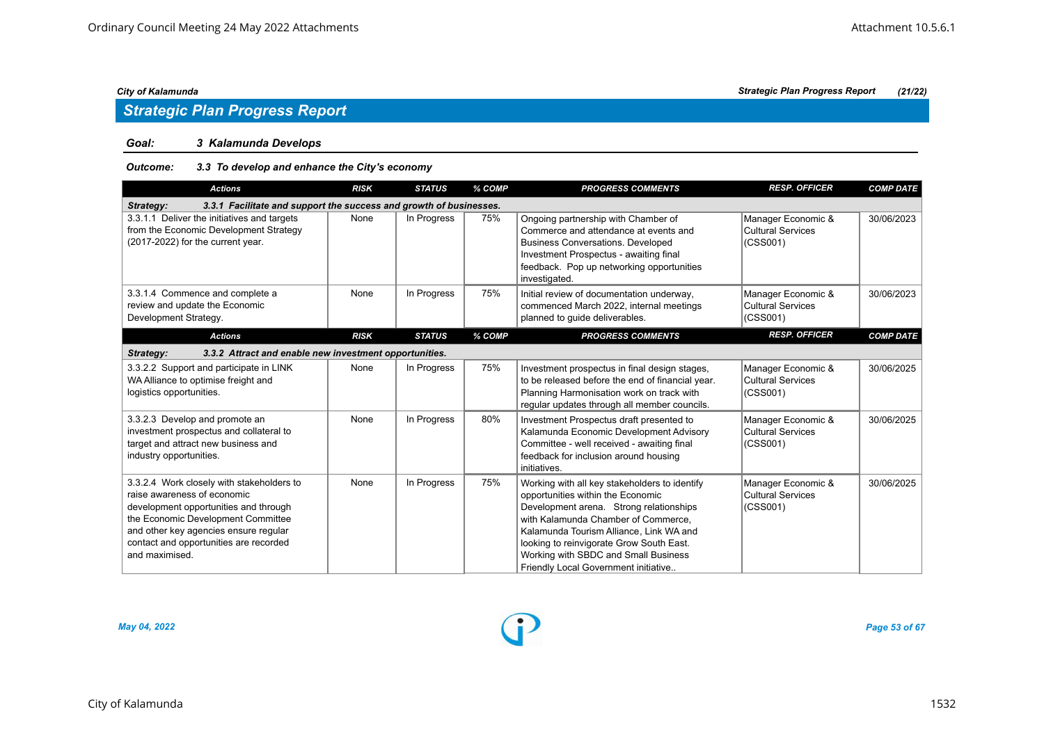## Strategic Plan Progress Report

### Goal: 3 Kalamunda Develops

**Outcome: 3.3 To develop and enhance the City's economy**

| Actions | RISK | STATUS | % COMP | PROGRESS COMMENTS | RESP. OFFICER | COMP DATE |
|---|---|---|---|---|---|---|
| **Strategy: 3.3.1 Facilitate and support the success and growth of businesses.** | | | | | | |
| 3.3.1.1 Deliver the initiatives and targets from the Economic Development Strategy (2017-2022) for the current year. | None | In Progress | 75% | Ongoing partnership with Chamber of Commerce and attendance at events and Business Conversations. Developed Investment Prospectus - awaiting final feedback. Pop up networking opportunities investigated. | Manager Economic & Cultural Services (CSS001) | 30/06/2023 |
| 3.3.1.4 Commence and complete a review and update the Economic Development Strategy. | None | In Progress | 75% | Initial review of documentation underway, commenced March 2022, internal meetings planned to guide deliverables. | Manager Economic & Cultural Services (CSS001) | 30/06/2023 |
| **Strategy: 3.3.2 Attract and enable new investment opportunities.** | | | | | | |
| 3.3.2.2 Support and participate in LINK WA Alliance to optimise freight and logistics opportunities. | None | In Progress | 75% | Investment prospectus in final design stages, to be released before the end of financial year. Planning Harmonisation work on track with regular updates through all member councils. | Manager Economic & Cultural Services (CSS001) | 30/06/2025 |
| 3.3.2.3 Develop and promote an investment prospectus and collateral to target and attract new business and industry opportunities. | None | In Progress | 80% | Investment Prospectus draft presented to Kalamunda Economic Development Advisory Committee - well received - awaiting final feedback for inclusion around housing initiatives. | Manager Economic & Cultural Services (CSS001) | 30/06/2025 |
| 3.3.2.4 Work closely with stakeholders to raise awareness of economic development opportunities and through the Economic Development Committee and other key agencies ensure regular contact and opportunities are recorded and maximised. | None | In Progress | 75% | Working with all key stakeholders to identify opportunities within the Economic Development arena. Strong relationships with Kalamunda Chamber of Commerce, Kalamunda Tourism Alliance, Link WA and looking to reinvigorate Grow South East. Working with SBDC and Small Business Friendly Local Government initiative.. | Manager Economic & Cultural Services (CSS001) | 30/06/2025 |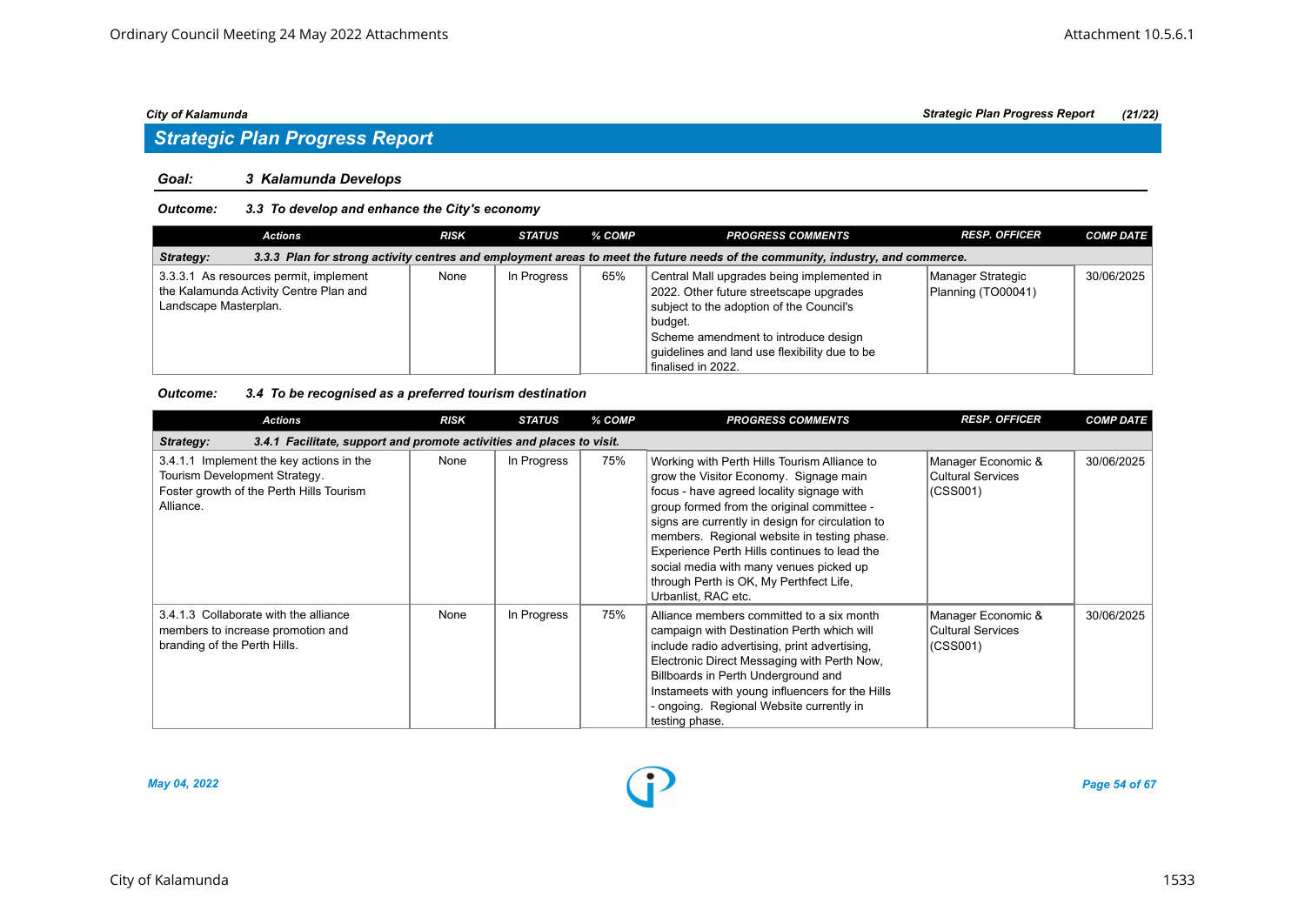## Strategic Plan Progress Report

### Goal: 3 Kalamunda Develops

#### Outcome: 3.3 To develop and enhance the City's economy

| Actions | RISK | STATUS | % COMP | PROGRESS COMMENTS | RESP. OFFICER | COMP DATE |
|---|---|---|---|---|---|---|
| **Strategy: 3.3.3 Plan for strong activity centres and employment areas to meet the future needs of the community, industry, and commerce.** | | | | | | |
| 3.3.3.1 As resources permit, implement the Kalamunda Activity Centre Plan and Landscape Masterplan. | None | In Progress | 65% | Central Mall upgrades being implemented in 2022. Other future streetscape upgrades subject to the adoption of the Council's budget.<br>Scheme amendment to introduce design guidelines and land use flexibility due to be finalised in 2022. | Manager Strategic Planning (TO00041) | 30/06/2025 |

#### Outcome: 3.4 To be recognised as a preferred tourism destination

| Actions | RISK | STATUS | % COMP | PROGRESS COMMENTS | RESP. OFFICER | COMP DATE |
|---|---|---|---|---|---|---|
| **Strategy: 3.4.1 Facilitate, support and promote activities and places to visit.** | | | | | | |
| 3.4.1.1 Implement the key actions in the Tourism Development Strategy. Foster growth of the Perth Hills Tourism Alliance. | None | In Progress | 75% | Working with Perth Hills Tourism Alliance to grow the Visitor Economy. Signage main focus - have agreed locality signage with group formed from the original committee - signs are currently in design for circulation to members. Regional website in testing phase. Experience Perth Hills continues to lead the social media with many venues picked up through Perth is OK, My Perthfect Life, Urbanlist, RAC etc. | Manager Economic & Cultural Services (CSS001) | 30/06/2025 |
| 3.4.1.3 Collaborate with the alliance members to increase promotion and branding of the Perth Hills. | None | In Progress | 75% | Alliance members committed to a six month campaign with Destination Perth which will include radio advertising, print advertising, Electronic Direct Messaging with Perth Now, Billboards in Perth Underground and Instameets with young influencers for the Hills - ongoing. Regional Website currently in testing phase. | Manager Economic & Cultural Services (CSS001) | 30/06/2025 |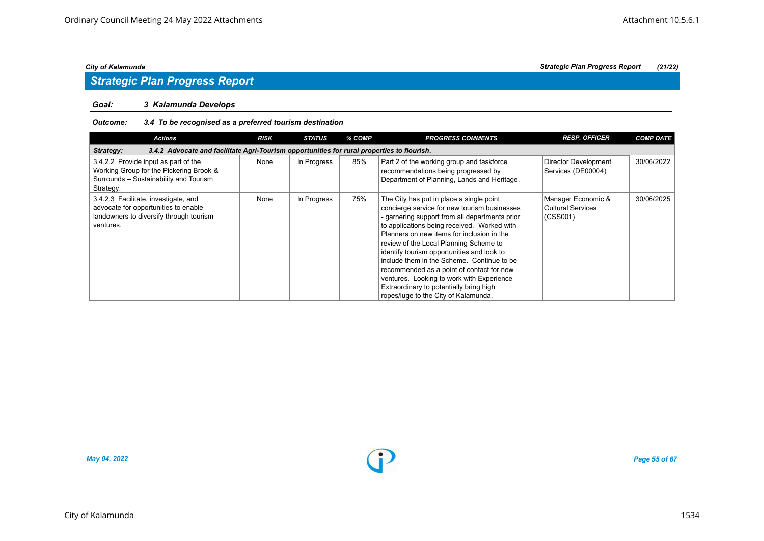## Strategic Plan Progress Report

### *Goal: 3 Kalamunda Develops*

### *Outcome: 3.4 To be recognised as a preferred tourism destination*

| Actions | RISK | STATUS | % COMP | PROGRESS COMMENTS | RESP. OFFICER | COMP DATE |
|---|---|---|---|---|---|---|
| ***Strategy: 3.4.2 Advocate and facilitate Agri-Tourism opportunities for rural properties to flourish.*** | | | | | | |
| 3.4.2.2 Provide input as part of the Working Group for the Pickering Brook & Surrounds – Sustainability and Tourism Strategy. | None | In Progress | 85% | Part 2 of the working group and taskforce recommendations being progressed by Department of Planning, Lands and Heritage. | Director Development Services (DE00004) | 30/06/2022 |
| 3.4.2.3 Facilitate, investigate, and advocate for opportunities to enable landowners to diversify through tourism ventures. | None | In Progress | 75% | The City has put in place a single point concierge service for new tourism businesses - garnering support from all departments prior to applications being received. Worked with Planners on new items for inclusion in the review of the Local Planning Scheme to identify tourism opportunities and look to include them in the Scheme. Continue to be recommended as a point of contact for new ventures. Looking to work with Experience Extraordinary to potentially bring high ropes/luge to the City of Kalamunda. | Manager Economic & Cultural Services (CSS001) | 30/06/2025 |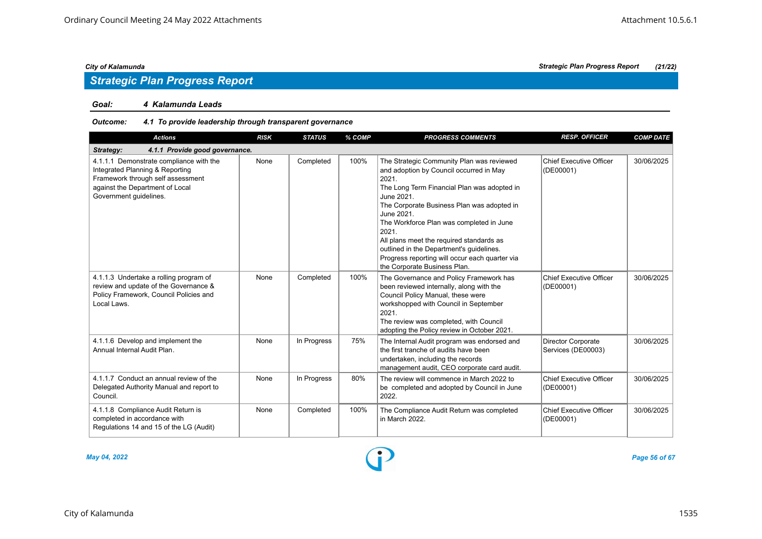## Strategic Plan Progress Report

### Goal: 4 Kalamunda Leads

#### Outcome: 4.1 To provide leadership through transparent governance

| Actions | RISK | STATUS | % COMP | PROGRESS COMMENTS | RESP. OFFICER | COMP DATE |
|---|---|---|---|---|---|---|
| **Strategy: 4.1.1 Provide good governance.** | | | | | | |
| 4.1.1.1 Demonstrate compliance with the Integrated Planning & Reporting Framework through self assessment against the Department of Local Government guidelines. | None | Completed | 100% | The Strategic Community Plan was reviewed and adoption by Council occurred in May 2021.<br>The Long Term Financial Plan was adopted in June 2021.<br>The Corporate Business Plan was adopted in June 2021.<br>The Workforce Plan was completed in June 2021.<br>All plans meet the required standards as outlined in the Department's guidelines.<br>Progress reporting will occur each quarter via the Corporate Business Plan. | Chief Executive Officer (DE00001) | 30/06/2025 |
| 4.1.1.3 Undertake a rolling program of review and update of the Governance & Policy Framework, Council Policies and Local Laws. | None | Completed | 100% | The Governance and Policy Framework has been reviewed internally, along with the Council Policy Manual, these were workshopped with Council in September 2021.<br>The review was completed, with Council adopting the Policy review in October 2021. | Chief Executive Officer (DE00001) | 30/06/2025 |
| 4.1.1.6 Develop and implement the Annual Internal Audit Plan. | None | In Progress | 75% | The Internal Audit program was endorsed and the first tranche of audits have been undertaken, including the records management audit, CEO corporate card audit. | Director Corporate Services (DE00003) | 30/06/2025 |
| 4.1.1.7 Conduct an annual review of the Delegated Authority Manual and report to Council. | None | In Progress | 80% | The review will commence in March 2022 to be completed and adopted by Council in June 2022. | Chief Executive Officer (DE00001) | 30/06/2025 |
| 4.1.1.8 Compliance Audit Return is completed in accordance with Regulations 14 and 15 of the LG (Audit) | None | Completed | 100% | The Compliance Audit Return was completed in March 2022. | Chief Executive Officer (DE00001) | 30/06/2025 |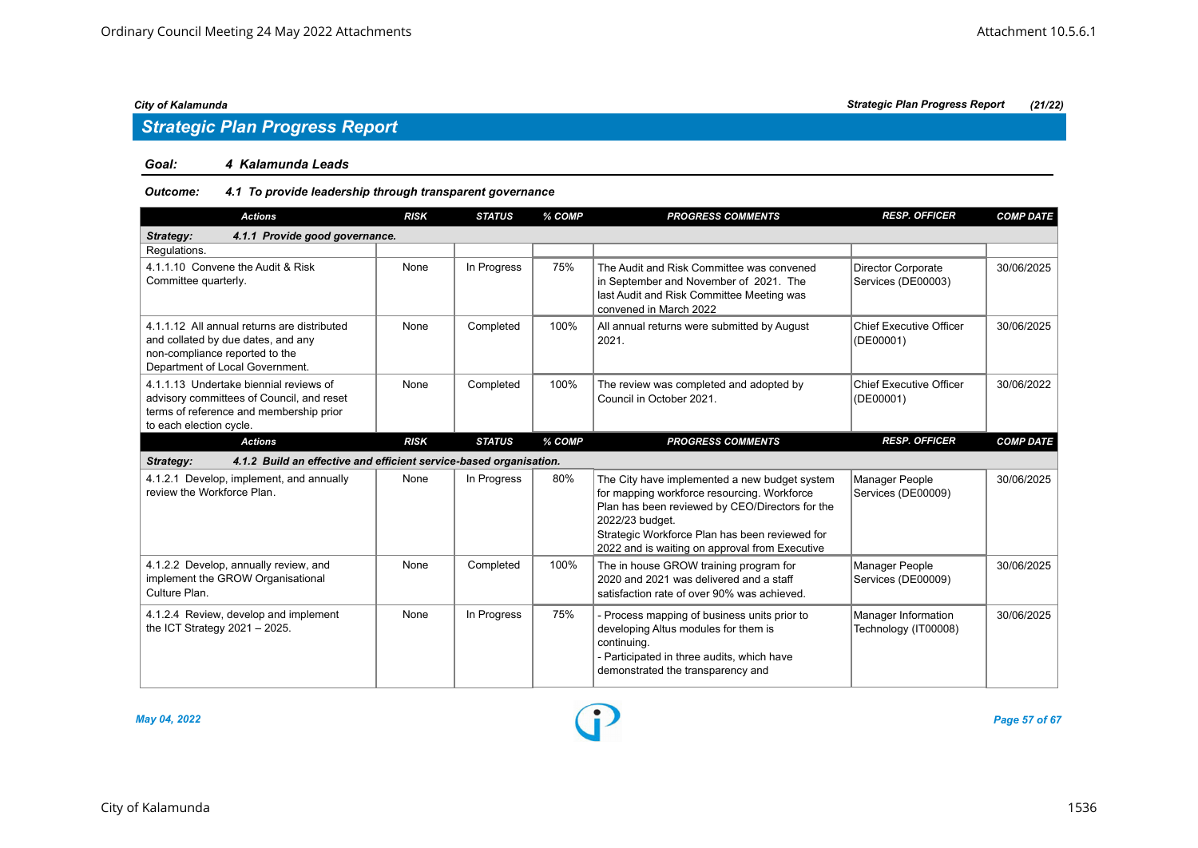## Strategic Plan Progress Report

**Goal: 4 Kalamunda Leads**

**Outcome: 4.1 To provide leadership through transparent governance**

| Actions | RISK | STATUS | % COMP | PROGRESS COMMENTS | RESP. OFFICER | COMP DATE |
|---|---|---|---|---|---|---|
| **Strategy: 4.1.1 Provide good governance.** | | | | | | |
| Regulations. | | | | | | |
| 4.1.1.10 Convene the Audit & Risk Committee quarterly. | None | In Progress | 75% | The Audit and Risk Committee was convened in September and November of 2021. The last Audit and Risk Committee Meeting was convened in March 2022 | Director Corporate Services (DE00003) | 30/06/2025 |
| 4.1.1.12 All annual returns are distributed and collated by due dates, and any non-compliance reported to the Department of Local Government. | None | Completed | 100% | All annual returns were submitted by August 2021. | Chief Executive Officer (DE00001) | 30/06/2025 |
| 4.1.1.13 Undertake biennial reviews of advisory committees of Council, and reset terms of reference and membership prior to each election cycle. | None | Completed | 100% | The review was completed and adopted by Council in October 2021. | Chief Executive Officer (DE00001) | 30/06/2022 |
| **Strategy: 4.1.2 Build an effective and efficient service-based organisation.** | | | | | | |
| 4.1.2.1 Develop, implement, and annually review the Workforce Plan. | None | In Progress | 80% | The City have implemented a new budget system for mapping workforce resourcing. Workforce Plan has been reviewed by CEO/Directors for the 2022/23 budget.<br>Strategic Workforce Plan has been reviewed for 2022 and is waiting on approval from Executive | Manager People Services (DE00009) | 30/06/2025 |
| 4.1.2.2 Develop, annually review, and implement the GROW Organisational Culture Plan. | None | Completed | 100% | The in house GROW training program for 2020 and 2021 was delivered and a staff satisfaction rate of over 90% was achieved. | Manager People Services (DE00009) | 30/06/2025 |
| 4.1.2.4 Review, develop and implement the ICT Strategy 2021 – 2025. | None | In Progress | 75% | - Process mapping of business units prior to developing Altus modules for them is continuing.<br>- Participated in three audits, which have demonstrated the transparency and | Manager Information Technology (IT00008) | 30/06/2025 |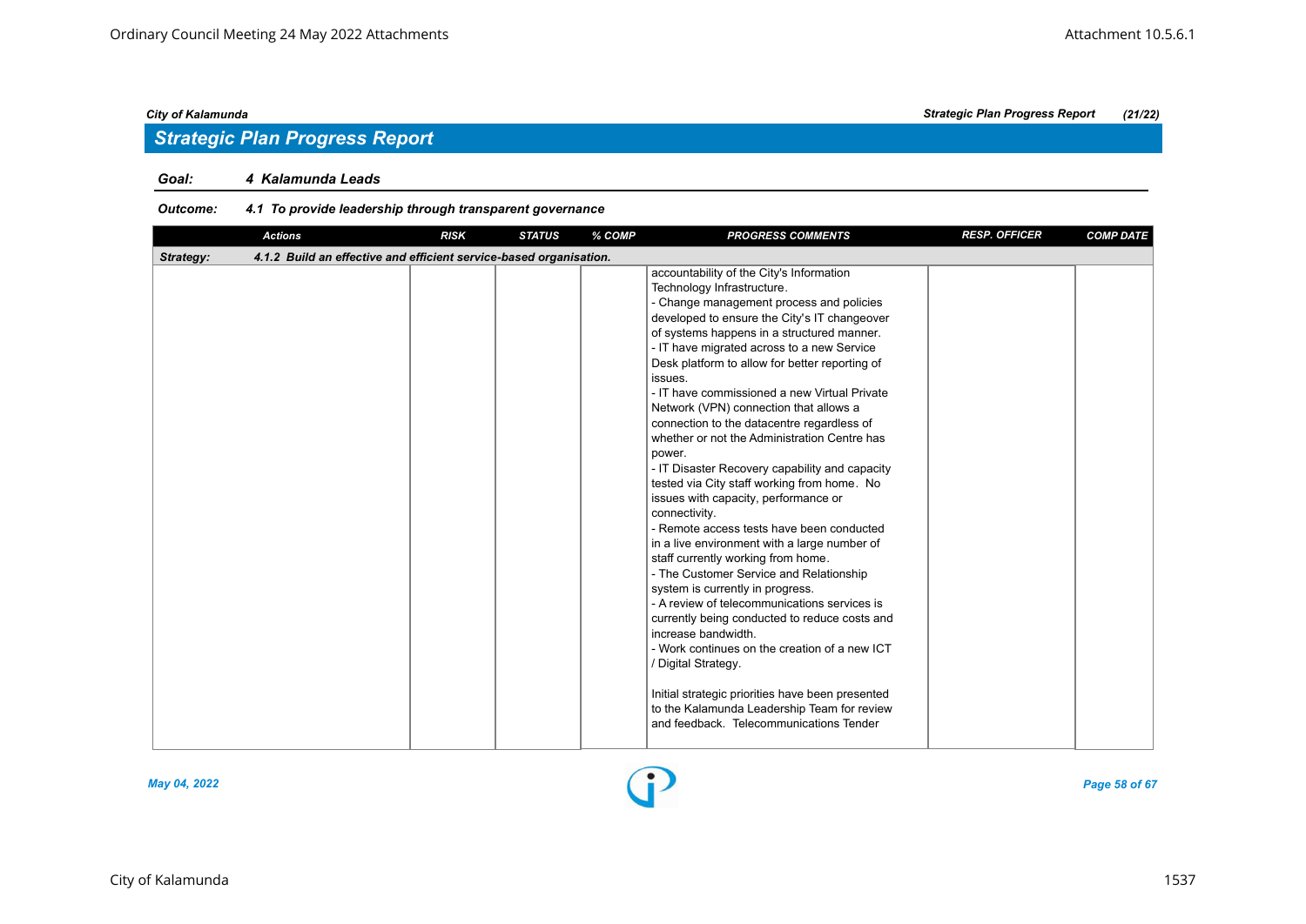## Strategic Plan Progress Report

*Goal:* **4 Kalamunda Leads**

*Outcome:* ***4.1 To provide leadership through transparent governance***

| Actions | RISK | STATUS | % COMP | PROGRESS COMMENTS | RESP. OFFICER | COMP DATE |
|---|---|---|---|---|---|---|
| ***Strategy: 4.1.2 Build an effective and efficient service-based organisation.*** | | | | | | |
| | | | | accountability of the City's Information Technology Infrastructure.<br>- Change management process and policies developed to ensure the City's IT changeover of systems happens in a structured manner.<br>- IT have migrated across to a new Service Desk platform to allow for better reporting of issues.<br>- IT have commissioned a new Virtual Private Network (VPN) connection that allows a connection to the datacentre regardless of whether or not the Administration Centre has power.<br>- IT Disaster Recovery capability and capacity tested via City staff working from home. No issues with capacity, performance or connectivity.<br>- Remote access tests have been conducted in a live environment with a large number of staff currently working from home.<br>- The Customer Service and Relationship system is currently in progress.<br>- A review of telecommunications services is currently being conducted to reduce costs and increase bandwidth.<br>- Work continues on the creation of a new ICT / Digital Strategy.<br><br>Initial strategic priorities have been presented to the Kalamunda Leadership Team for review and feedback. Telecommunications Tender | | |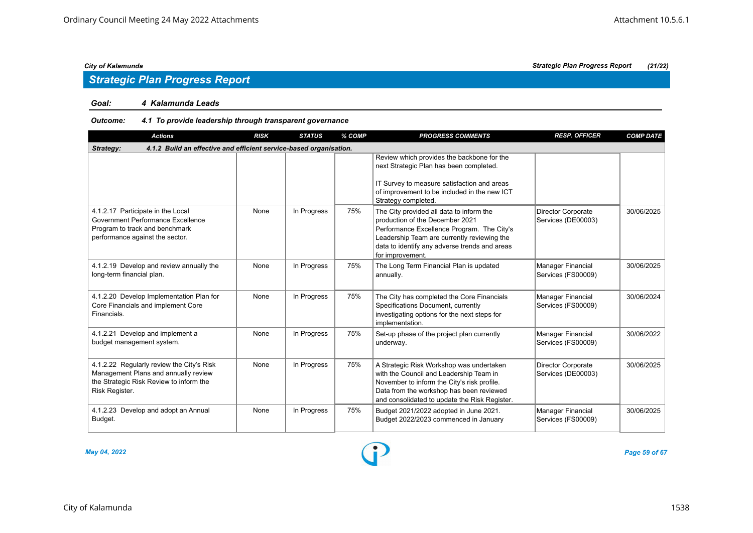## Strategic Plan Progress Report

**Goal:** ***4 Kalamunda Leads***

**Outcome:** ***4.1 To provide leadership through transparent governance***

| Actions | RISK | STATUS | % COMP | PROGRESS COMMENTS | RESP. OFFICER | COMP DATE |
|---|---|---|---|---|---|---|
| **Strategy: 4.1.2 Build an effective and efficient service-based organisation.** | | | | | | |
| | | | | Review which provides the backbone for the next Strategic Plan has been completed.<br><br>IT Survey to measure satisfaction and areas of improvement to be included in the new ICT Strategy completed. | | |
| 4.1.2.17 Participate in the Local Government Performance Excellence Program to track and benchmark performance against the sector. | None | In Progress | 75% | The City provided all data to inform the production of the December 2021 Performance Excellence Program. The City's Leadership Team are currently reviewing the data to identify any adverse trends and areas for improvement. | Director Corporate Services (DE00003) | 30/06/2025 |
| 4.1.2.19 Develop and review annually the long-term financial plan. | None | In Progress | 75% | The Long Term Financial Plan is updated annually. | Manager Financial Services (FS00009) | 30/06/2025 |
| 4.1.2.20 Develop Implementation Plan for Core Financials and implement Core Financials. | None | In Progress | 75% | The City has completed the Core Financials Specifications Document, currently investigating options for the next steps for implementation. | Manager Financial Services (FS00009) | 30/06/2024 |
| 4.1.2.21 Develop and implement a budget management system. | None | In Progress | 75% | Set-up phase of the project plan currently underway. | Manager Financial Services (FS00009) | 30/06/2022 |
| 4.1.2.22 Regularly review the City's Risk Management Plans and annually review the Strategic Risk Review to inform the Risk Register. | None | In Progress | 75% | A Strategic Risk Workshop was undertaken with the Council and Leadership Team in November to inform the City's risk profile. Data from the workshop has been reviewed and consolidated to update the Risk Register. | Director Corporate Services (DE00003) | 30/06/2025 |
| 4.1.2.23 Develop and adopt an Annual Budget. | None | In Progress | 75% | Budget 2021/2022 adopted in June 2021. Budget 2022/2023 commenced in January | Manager Financial Services (FS00009) | 30/06/2025 |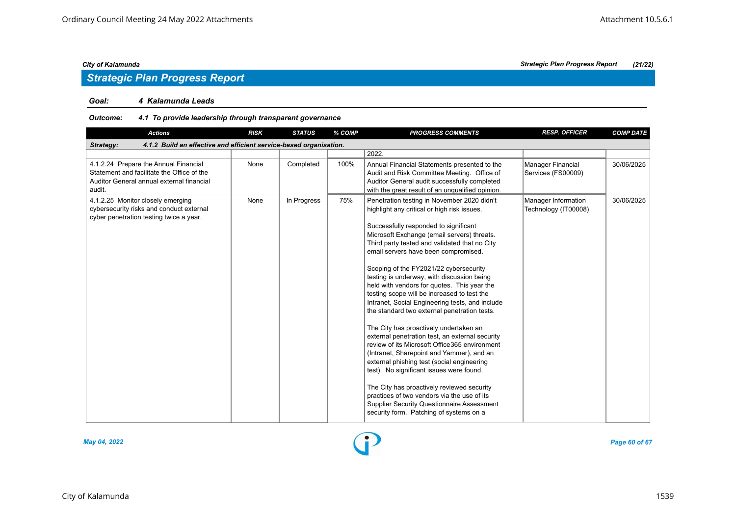## Strategic Plan Progress Report

**Goal: 4 Kalamunda Leads**

**Outcome: 4.1 To provide leadership through transparent governance**

| Actions | RISK | STATUS | % COMP | PROGRESS COMMENTS | RESP. OFFICER | COMP DATE |
|---|---|---|---|---|---|---|
| **Strategy: 4.1.2 Build an effective and efficient service-based organisation.** | | | | | | |
| | | | | 2022. | | |
| 4.1.2.24 Prepare the Annual Financial Statement and facilitate the Office of the Auditor General annual external financial audit. | None | Completed | 100% | Annual Financial Statements presented to the Audit and Risk Committee Meeting. Office of Auditor General audit successfully completed with the great result of an unqualified opinion. | Manager Financial Services (FS00009) | 30/06/2025 |
| 4.1.2.25 Monitor closely emerging cybersecurity risks and conduct external cyber penetration testing twice a year. | None | In Progress | 75% | Penetration testing in November 2020 didn't highlight any critical or high risk issues.<br><br>Successfully responded to significant Microsoft Exchange (email servers) threats. Third party tested and validated that no City email servers have been compromised.<br><br>Scoping of the FY2021/22 cybersecurity testing is underway, with discussion being held with vendors for quotes. This year the testing scope will be increased to test the Intranet, Social Engineering tests, and include the standard two external penetration tests.<br><br>The City has proactively undertaken an external penetration test, an external security review of its Microsoft Office365 environment (Intranet, Sharepoint and Yammer), and an external phishing test (social engineering test). No significant issues were found.<br><br>The City has proactively reviewed security practices of two vendors via the use of its Supplier Security Questionnaire Assessment security form. Patching of systems on a | Manager Information Technology (IT00008) | 30/06/2025 |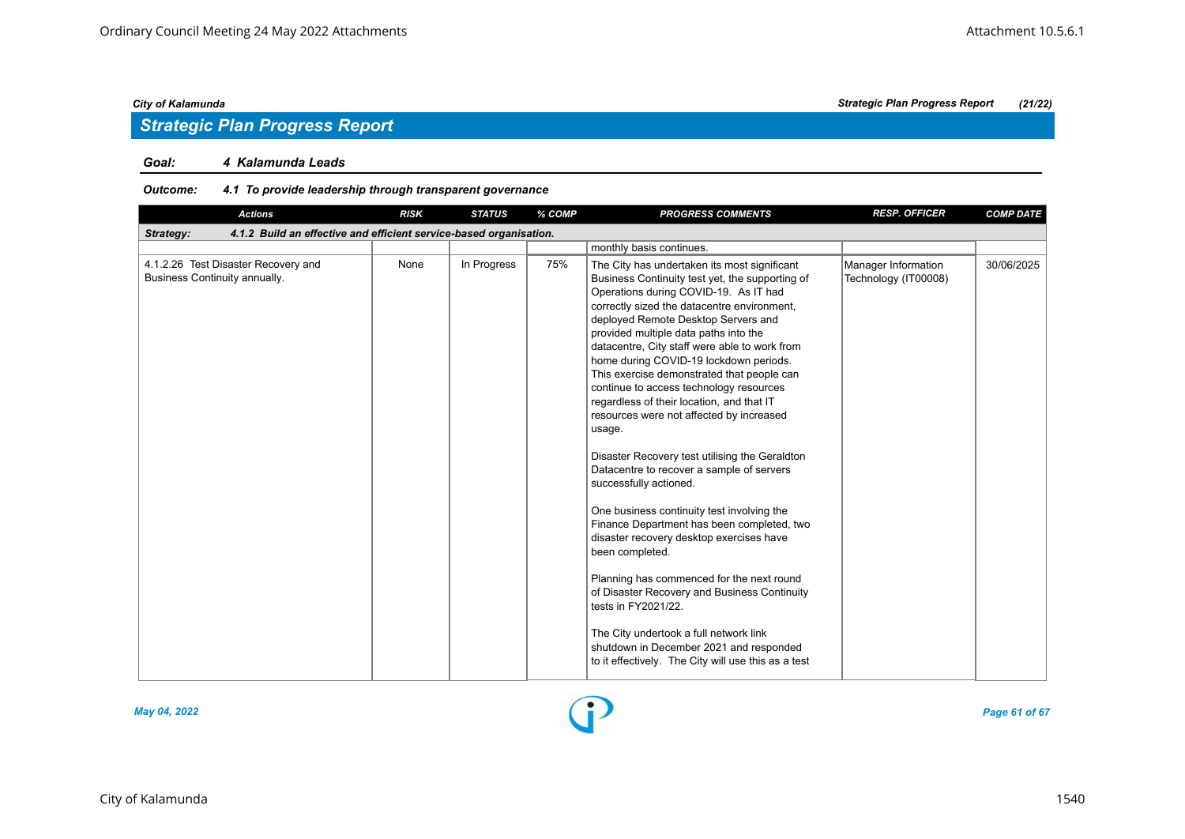## Strategic Plan Progress Report

**Goal:** 4 Kalamunda Leads

**Outcome:** 4.1 To provide leadership through transparent governance

| Actions | RISK | STATUS | % COMP | PROGRESS COMMENTS | RESP. OFFICER | COMP DATE |
|---|---|---|---|---|---|---|
| **Strategy: 4.1.2 Build an effective and efficient service-based organisation.** | | | | | | |
| | | | | monthly basis continues. | | |
| 4.1.2.26 Test Disaster Recovery and Business Continuity annually. | None | In Progress | 75% | The City has undertaken its most significant Business Continuity test yet, the supporting of Operations during COVID-19. As IT had correctly sized the datacentre environment, deployed Remote Desktop Servers and provided multiple data paths into the datacentre, City staff were able to work from home during COVID-19 lockdown periods. This exercise demonstrated that people can continue to access technology resources regardless of their location, and that IT resources were not affected by increased usage.<br><br>Disaster Recovery test utilising the Geraldton Datacentre to recover a sample of servers successfully actioned.<br><br>One business continuity test involving the Finance Department has been completed, two disaster recovery desktop exercises have been completed.<br><br>Planning has commenced for the next round of Disaster Recovery and Business Continuity tests in FY2021/22.<br><br>The City undertook a full network link shutdown in December 2021 and responded to it effectively. The City will use this as a test | Manager Information Technology (IT00008) | 30/06/2025 |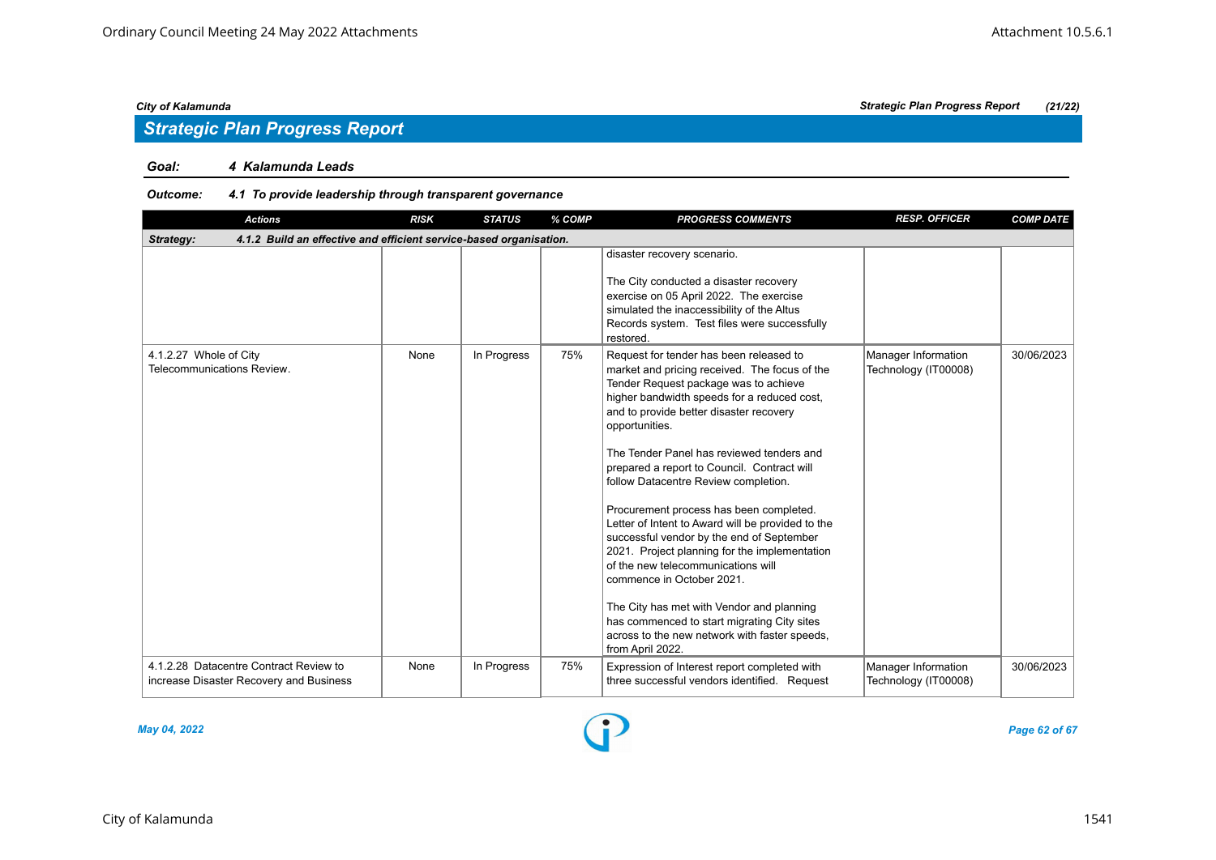## Strategic Plan Progress Report

**Goal:** *4 Kalamunda Leads*

**Outcome:** *4.1 To provide leadership through transparent governance*

| Actions | RISK | STATUS | % COMP | PROGRESS COMMENTS | RESP. OFFICER | COMP DATE |
|---|---|---|---|---|---|---|
| **Strategy: 4.1.2 Build an effective and efficient service-based organisation.** | | | | | | |
| | | | | disaster recovery scenario.<br><br>The City conducted a disaster recovery exercise on 05 April 2022. The exercise simulated the inaccessibility of the Altus Records system. Test files were successfully restored. | | |
| 4.1.2.27 Whole of City Telecommunications Review. | None | In Progress | 75% | Request for tender has been released to market and pricing received. The focus of the Tender Request package was to achieve higher bandwidth speeds for a reduced cost, and to provide better disaster recovery opportunities.<br><br>The Tender Panel has reviewed tenders and prepared a report to Council. Contract will follow Datacentre Review completion.<br><br>Procurement process has been completed. Letter of Intent to Award will be provided to the successful vendor by the end of September 2021. Project planning for the implementation of the new telecommunications will commence in October 2021.<br><br>The City has met with Vendor and planning has commenced to start migrating City sites across to the new network with faster speeds, from April 2022. | Manager Information Technology (IT00008) | 30/06/2023 |
| 4.1.2.28 Datacentre Contract Review to increase Disaster Recovery and Business | None | In Progress | 75% | Expression of Interest report completed with three successful vendors identified. Request | Manager Information Technology (IT00008) | 30/06/2023 |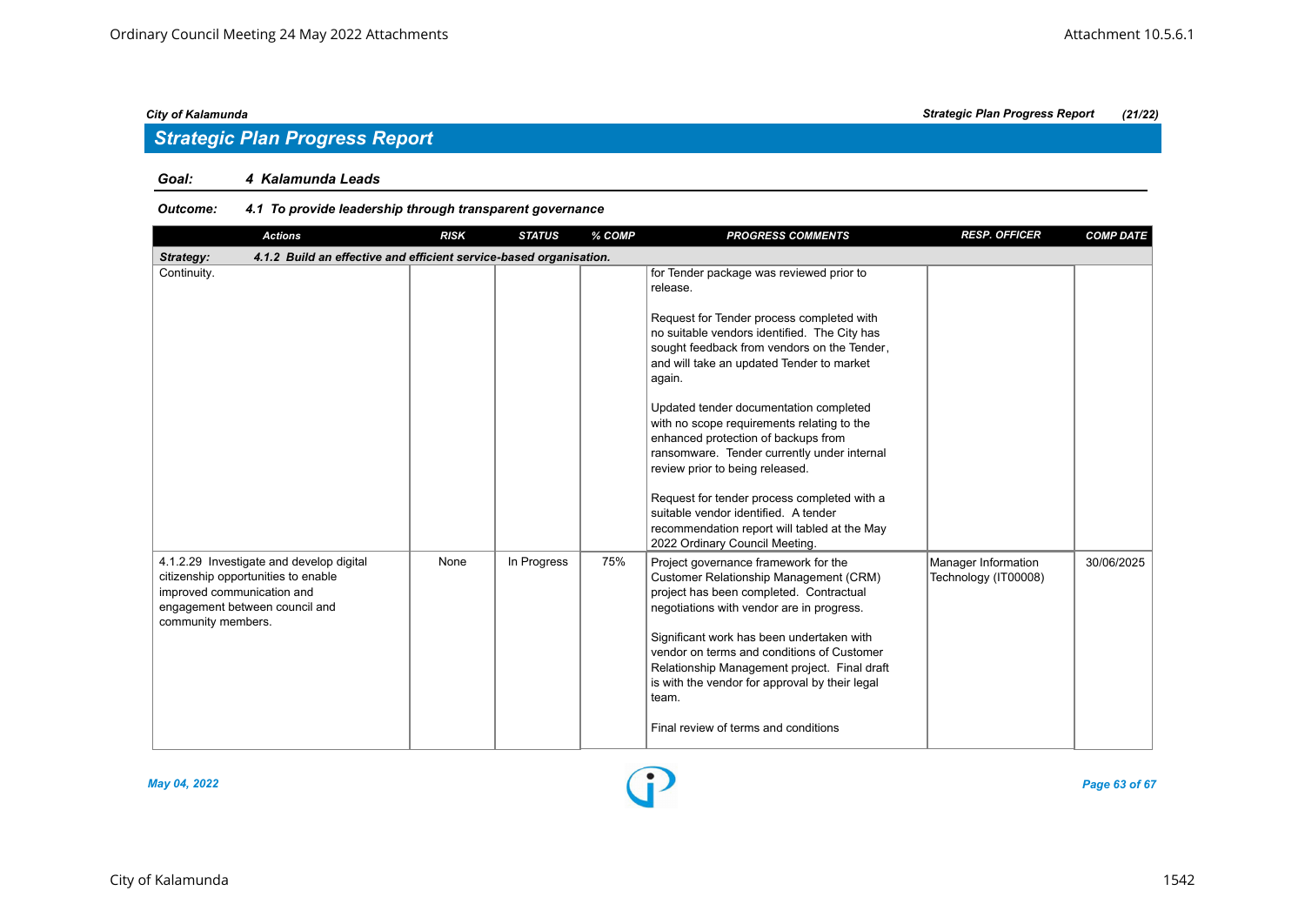## Strategic Plan Progress Report

**Goal:** ***4 Kalamunda Leads***

**Outcome:** ***4.1 To provide leadership through transparent governance***

| Actions | RISK | STATUS | % COMP | PROGRESS COMMENTS | RESP. OFFICER | COMP DATE |
|---|---|---|---|---|---|---|
| ***Strategy: 4.1.2 Build an effective and efficient service-based organisation.*** | | | | | | |
| Continuity. | | | | for Tender package was reviewed prior to release.<br><br>Request for Tender process completed with no suitable vendors identified. The City has sought feedback from vendors on the Tender, and will take an updated Tender to market again.<br><br>Updated tender documentation completed with no scope requirements relating to the enhanced protection of backups from ransomware. Tender currently under internal review prior to being released.<br><br>Request for tender process completed with a suitable vendor identified. A tender recommendation report will tabled at the May 2022 Ordinary Council Meeting. | | |
| 4.1.2.29 Investigate and develop digital citizenship opportunities to enable improved communication and engagement between council and community members. | None | In Progress | 75% | Project governance framework for the Customer Relationship Management (CRM) project has been completed. Contractual negotiations with vendor are in progress.<br><br>Significant work has been undertaken with vendor on terms and conditions of Customer Relationship Management project. Final draft is with the vendor for approval by their legal team.<br><br>Final review of terms and conditions | Manager Information Technology (IT00008) | 30/06/2025 |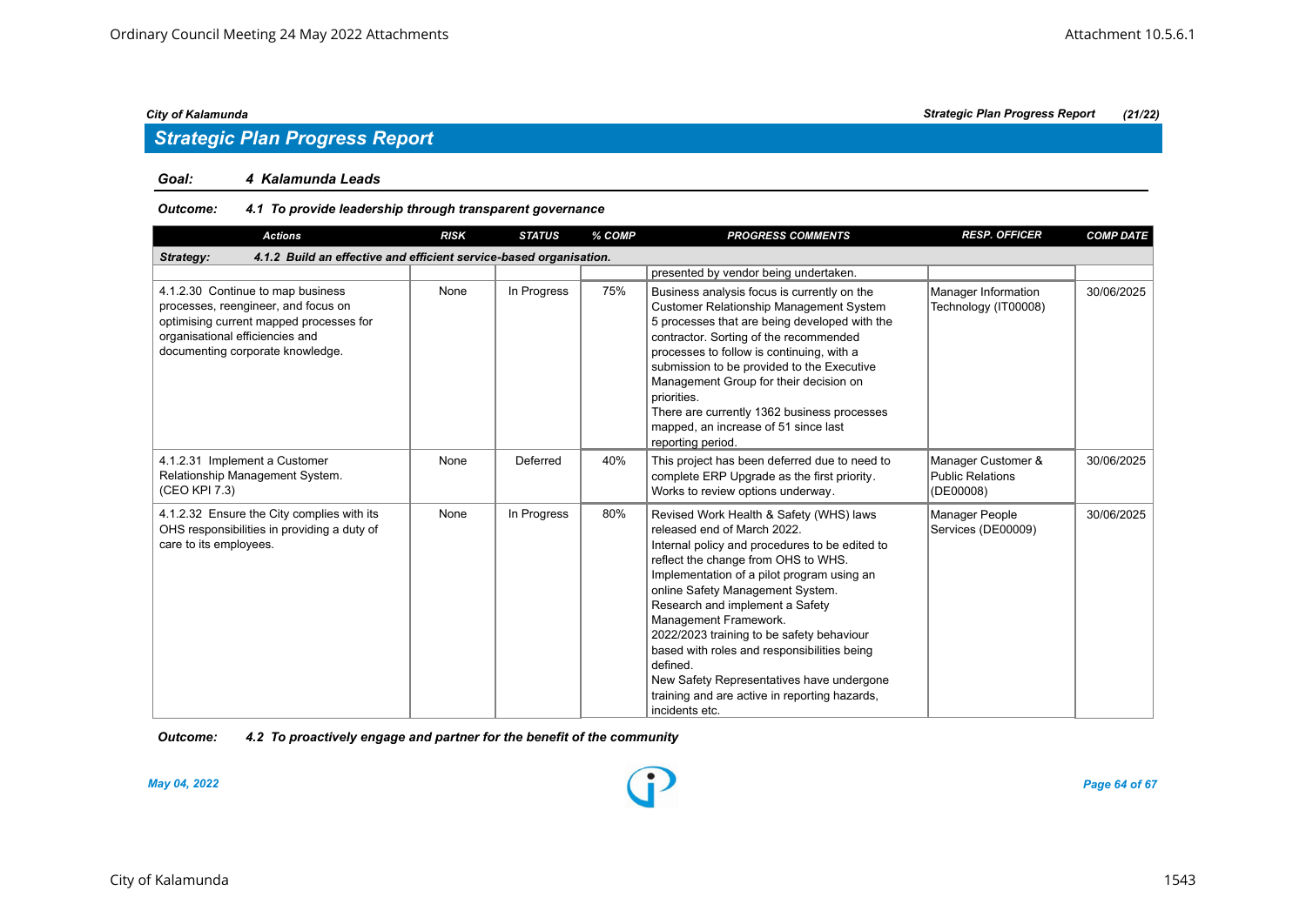## Strategic Plan Progress Report

**Goal:** *4 Kalamunda Leads*

**Outcome:** *4.1 To provide leadership through transparent governance*

| Actions | RISK | STATUS | % COMP | PROGRESS COMMENTS | RESP. OFFICER | COMP DATE |
|---|---|---|---|---|---|---|
| **Strategy: 4.1.2 Build an effective and efficient service-based organisation.** | | | | | | |
| | | | | presented by vendor being undertaken. | | |
| 4.1.2.30 Continue to map business processes, reengineer, and focus on optimising current mapped processes for organisational efficiencies and documenting corporate knowledge. | None | In Progress | 75% | Business analysis focus is currently on the Customer Relationship Management System 5 processes that are being developed with the contractor. Sorting of the recommended processes to follow is continuing, with a submission to be provided to the Executive Management Group for their decision on priorities.<br>There are currently 1362 business processes mapped, an increase of 51 since last reporting period. | Manager Information Technology (IT00008) | 30/06/2025 |
| 4.1.2.31 Implement a Customer Relationship Management System. (CEO KPI 7.3) | None | Deferred | 40% | This project has been deferred due to need to complete ERP Upgrade as the first priority. Works to review options underway. | Manager Customer & Public Relations (DE00008) | 30/06/2025 |
| 4.1.2.32 Ensure the City complies with its OHS responsibilities in providing a duty of care to its employees. | None | In Progress | 80% | Revised Work Health & Safety (WHS) laws released end of March 2022.<br>Internal policy and procedures to be edited to reflect the change from OHS to WHS.<br>Implementation of a pilot program using an online Safety Management System.<br>Research and implement a Safety Management Framework.<br>2022/2023 training to be safety behaviour based with roles and responsibilities being defined.<br>New Safety Representatives have undergone training and are active in reporting hazards, incidents etc. | Manager People Services (DE00009) | 30/06/2025 |

**Outcome:** *4.2 To proactively engage and partner for the benefit of the community*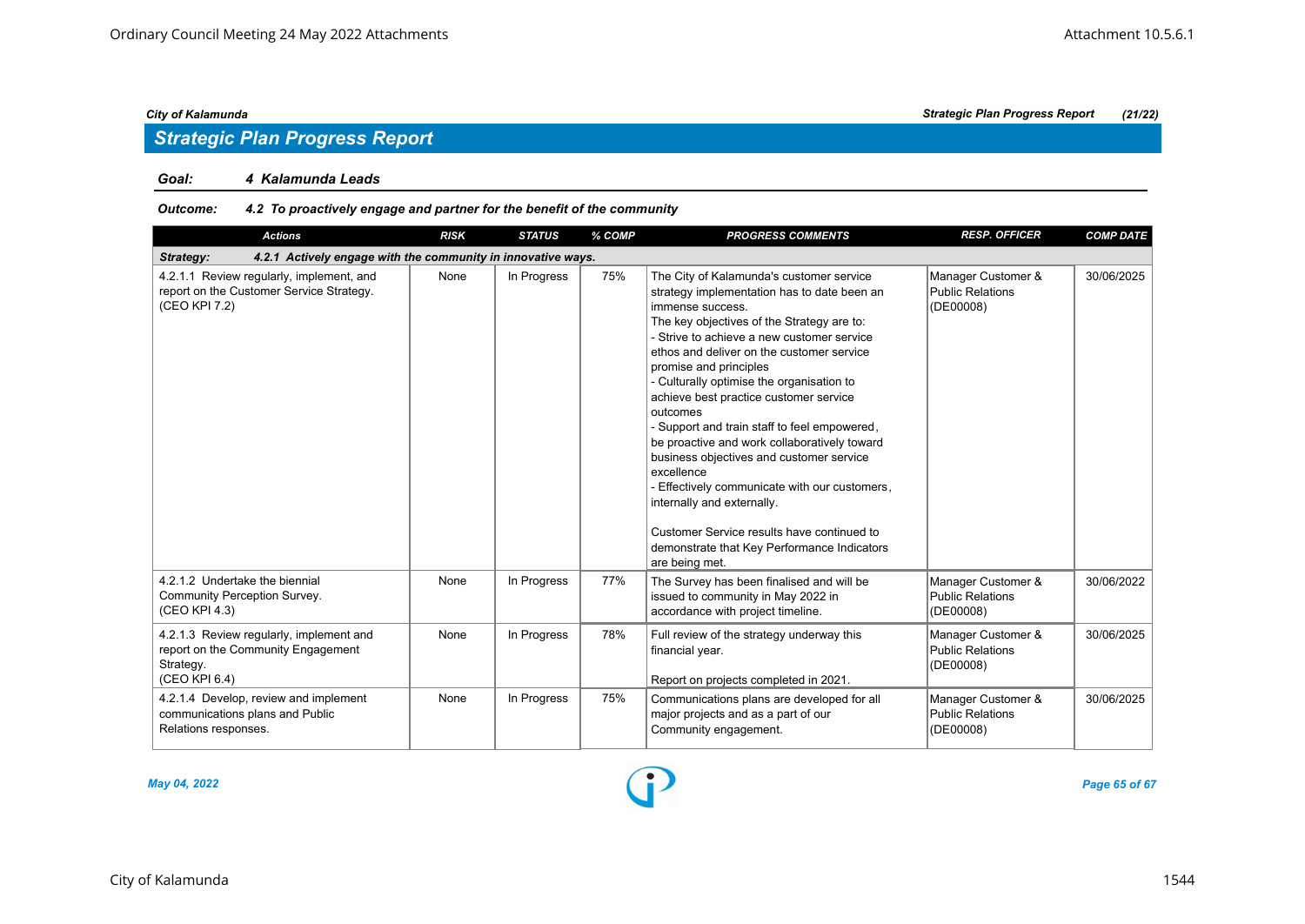## Strategic Plan Progress Report

**Goal:** 4 Kalamunda Leads

**Outcome:** 4.2 To proactively engage and partner for the benefit of the community

| Actions | RISK | STATUS | % COMP | PROGRESS COMMENTS | RESP. OFFICER | COMP DATE |
|---|---|---|---|---|---|---|
| **Strategy: 4.2.1 Actively engage with the community in innovative ways.** | | | | | | |
| 4.2.1.1 Review regularly, implement, and report on the Customer Service Strategy. (CEO KPI 7.2) | None | In Progress | 75% | The City of Kalamunda's customer service strategy implementation has to date been an immense success.<br>The key objectives of the Strategy are to:<br>- Strive to achieve a new customer service ethos and deliver on the customer service promise and principles<br>- Culturally optimise the organisation to achieve best practice customer service outcomes<br>- Support and train staff to feel empowered, be proactive and work collaboratively toward business objectives and customer service excellence<br>- Effectively communicate with our customers, internally and externally.<br><br>Customer Service results have continued to demonstrate that Key Performance Indicators are being met. | Manager Customer & Public Relations (DE00008) | 30/06/2025 |
| 4.2.1.2 Undertake the biennial Community Perception Survey. (CEO KPI 4.3) | None | In Progress | 77% | The Survey has been finalised and will be issued to community in May 2022 in accordance with project timeline. | Manager Customer & Public Relations (DE00008) | 30/06/2022 |
| 4.2.1.3 Review regularly, implement and report on the Community Engagement Strategy. (CEO KPI 6.4) | None | In Progress | 78% | Full review of the strategy underway this financial year.<br><br>Report on projects completed in 2021. | Manager Customer & Public Relations (DE00008) | 30/06/2025 |
| 4.2.1.4 Develop, review and implement communications plans and Public Relations responses. | None | In Progress | 75% | Communications plans are developed for all major projects and as a part of our Community engagement. | Manager Customer & Public Relations (DE00008) | 30/06/2025 |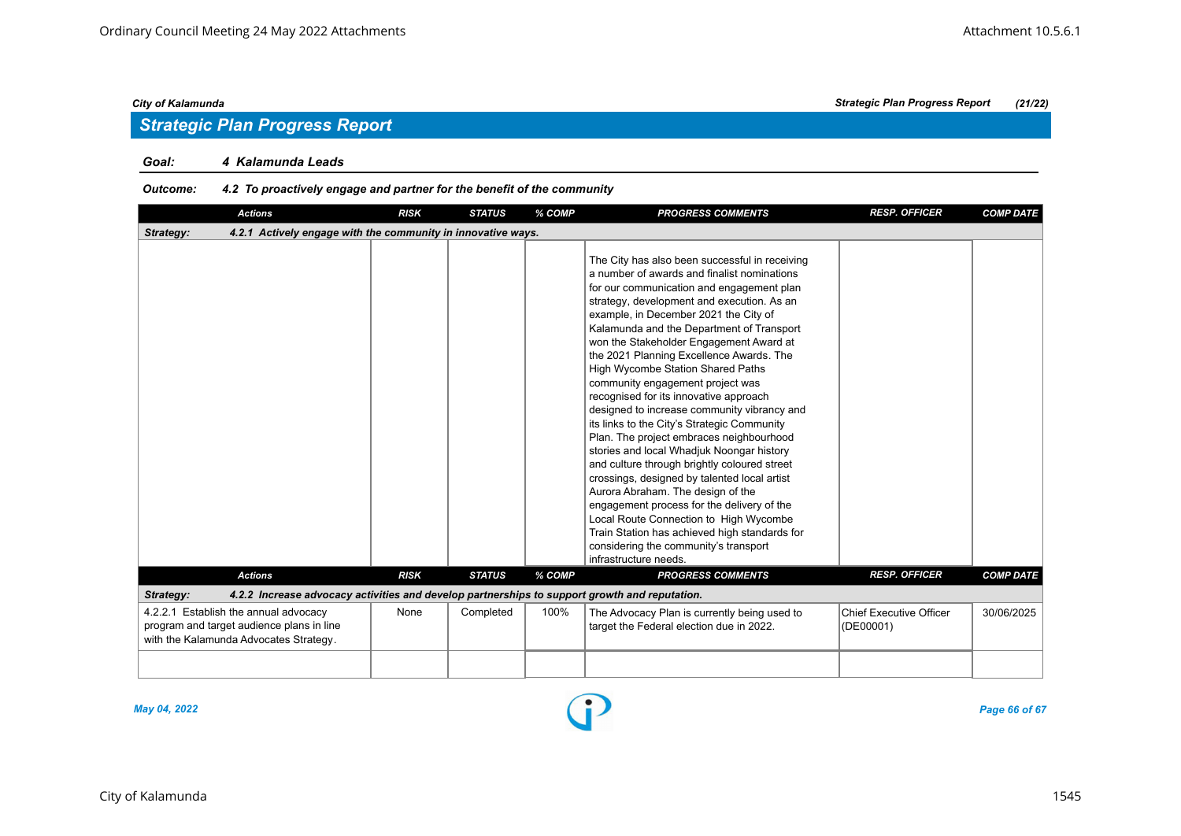## Strategic Plan Progress Report

**Goal: 4 Kalamunda Leads**

**Outcome: 4.2 To proactively engage and partner for the benefit of the community**

| Actions | RISK | STATUS | % COMP | PROGRESS COMMENTS | RESP. OFFICER | COMP DATE |
|---|---|---|---|---|---|---|
| **Strategy: 4.2.1 Actively engage with the community in innovative ways.** | | | | | | |
| | | | | The City has also been successful in receiving a number of awards and finalist nominations for our communication and engagement plan strategy, development and execution. As an example, in December 2021 the City of Kalamunda and the Department of Transport won the Stakeholder Engagement Award at the 2021 Planning Excellence Awards. The High Wycombe Station Shared Paths community engagement project was recognised for its innovative approach designed to increase community vibrancy and its links to the City's Strategic Community Plan. The project embraces neighbourhood stories and local Whadjuk Noongar history and culture through brightly coloured street crossings, designed by talented local artist Aurora Abraham. The design of the engagement process for the delivery of the Local Route Connection to High Wycombe Train Station has achieved high standards for considering the community's transport infrastructure needs. | | |
| **Strategy: 4.2.2 Increase advocacy activities and develop partnerships to support growth and reputation.** | | | | | | |
| 4.2.2.1 Establish the annual advocacy program and target audience plans in line with the Kalamunda Advocates Strategy. | None | Completed | 100% | The Advocacy Plan is currently being used to target the Federal election due in 2022. | Chief Executive Officer (DE00001) | 30/06/2025 |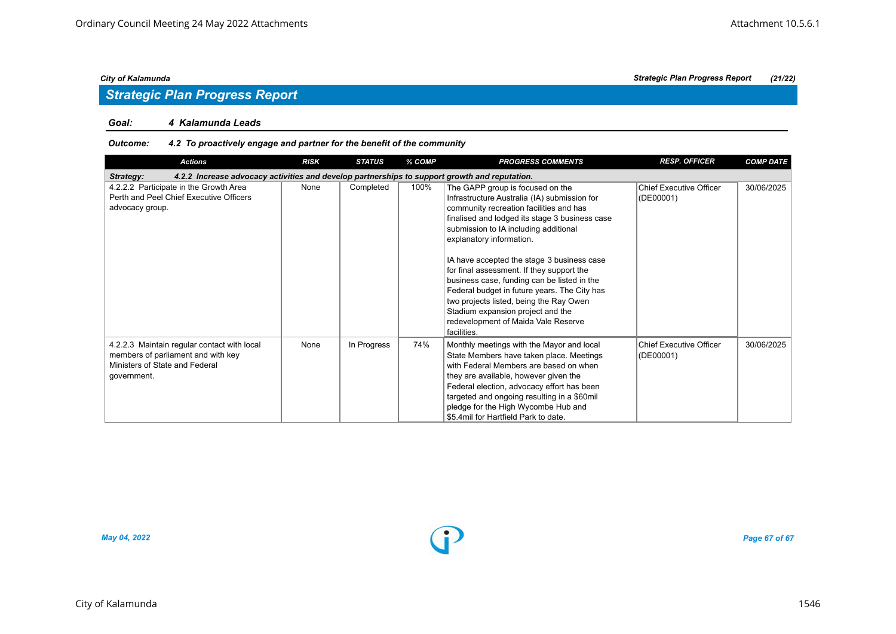## Strategic Plan Progress Report

**Goal:** ***4 Kalamunda Leads***

**Outcome:** ***4.2 To proactively engage and partner for the benefit of the community***

| Actions | RISK | STATUS | % COMP | PROGRESS COMMENTS | RESP. OFFICER | COMP DATE |
|---|---|---|---|---|---|---|
| ***Strategy: 4.2.2 Increase advocacy activities and develop partnerships to support growth and reputation.*** | | | | | | |
| 4.2.2.2 Participate in the Growth Area Perth and Peel Chief Executive Officers advocacy group. | None | Completed | 100% | The GAPP group is focused on the Infrastructure Australia (IA) submission for community recreation facilities and has finalised and lodged its stage 3 business case submission to IA including additional explanatory information.<br><br>IA have accepted the stage 3 business case for final assessment. If they support the business case, funding can be listed in the Federal budget in future years. The City has two projects listed, being the Ray Owen Stadium expansion project and the redevelopment of Maida Vale Reserve facilities. | Chief Executive Officer (DE00001) | 30/06/2025 |
| 4.2.2.3 Maintain regular contact with local members of parliament and with key Ministers of State and Federal government. | None | In Progress | 74% | Monthly meetings with the Mayor and local State Members have taken place. Meetings with Federal Members are based on when they are available, however given the Federal election, advocacy effort has been targeted and ongoing resulting in a $60mil pledge for the High Wycombe Hub and $5.4mil for Hartfield Park to date. | Chief Executive Officer (DE00001) | 30/06/2025 |